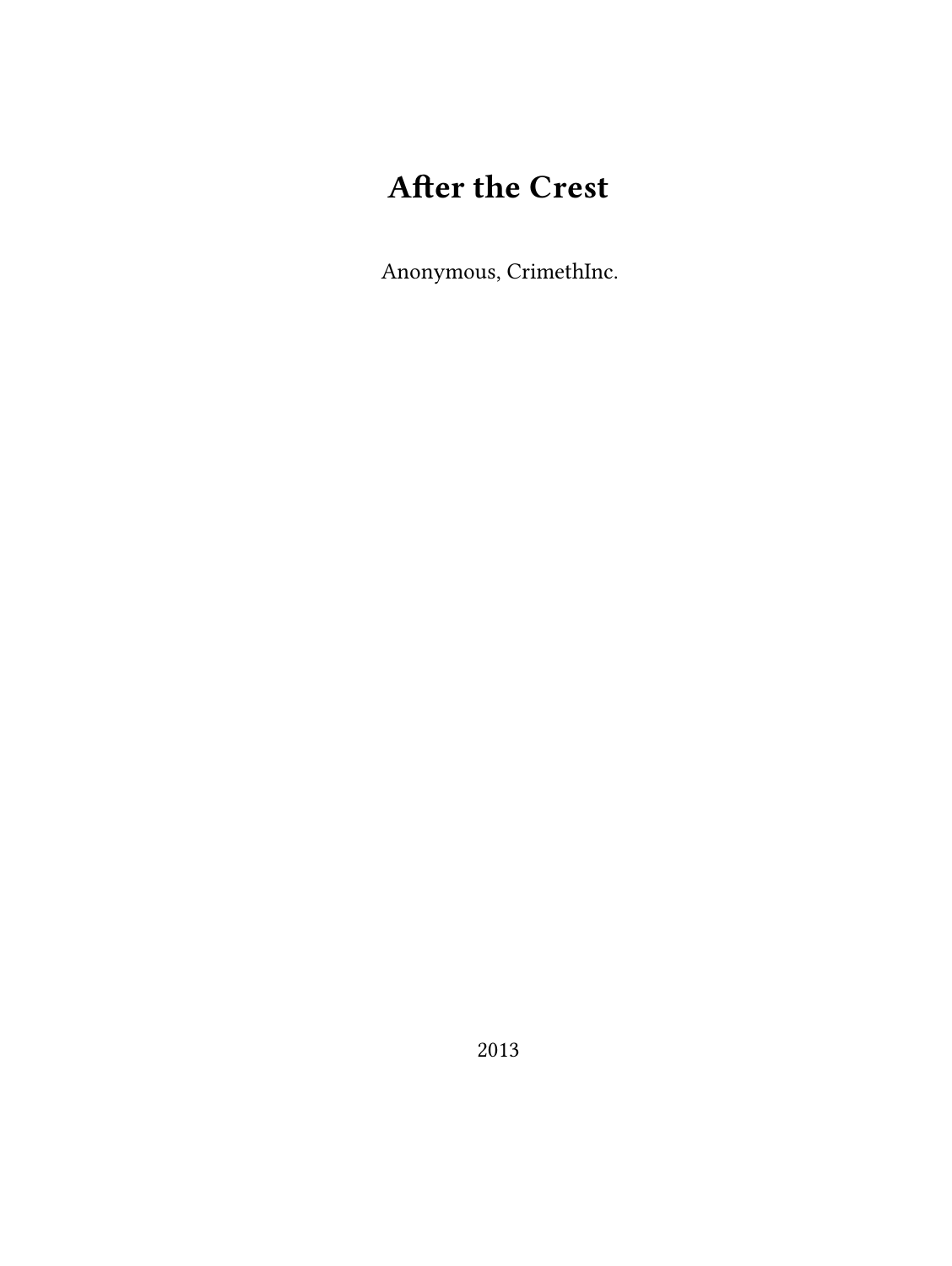# After the Crest

Anonymous, CrimethInc.

2013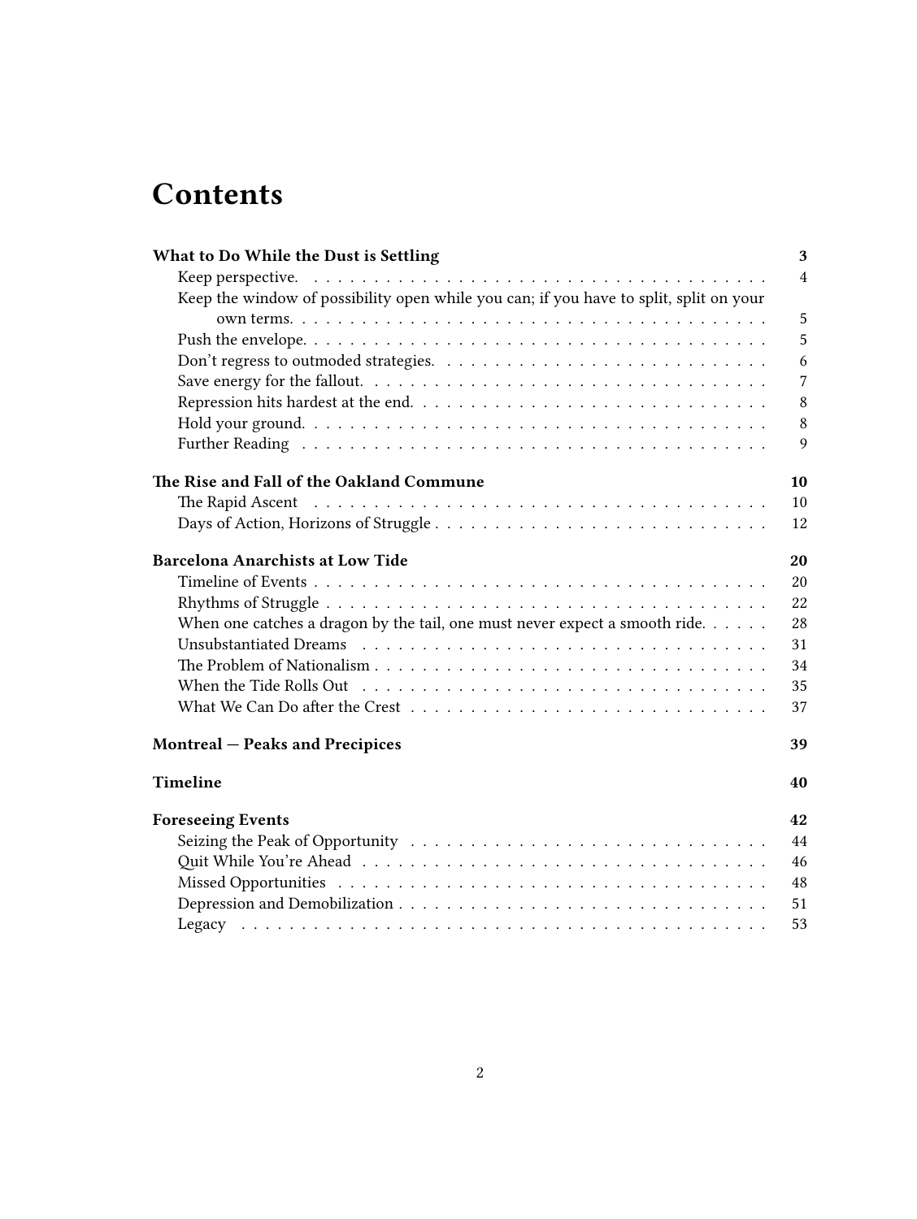# Contents

**What to Do While the Dust is Settling** — **3**

- Keep perspective. — 4
- Keep the window of possibility open while you can; if you have to split, split on your own terms. — 5
- Push the envelope. — 5
- Don't regress to outmoded strategies. — 6
- Save energy for the fallout. — 7
- Repression hits hardest at the end. — 8
- Hold your ground. — 8
- Further Reading — 9

**The Rise and Fall of the Oakland Commune** — **10**

- The Rapid Ascent — 10
- Days of Action, Horizons of Struggle — 12

**Barcelona Anarchists at Low Tide** — **20**

- Timeline of Events — 20
- Rhythms of Struggle — 22
- When one catches a dragon by the tail, one must never expect a smooth ride. — 28
- Unsubstantiated Dreams — 31
- The Problem of Nationalism — 34
- When the Tide Rolls Out — 35
- What We Can Do after the Crest — 37

**Montreal — Peaks and Precipices** — **39**

**Timeline** — **40**

**Foreseeing Events** — **42**

- Seizing the Peak of Opportunity — 44
- Quit While You're Ahead — 46
- Missed Opportunities — 48
- Depression and Demobilization — 51
- Legacy — 53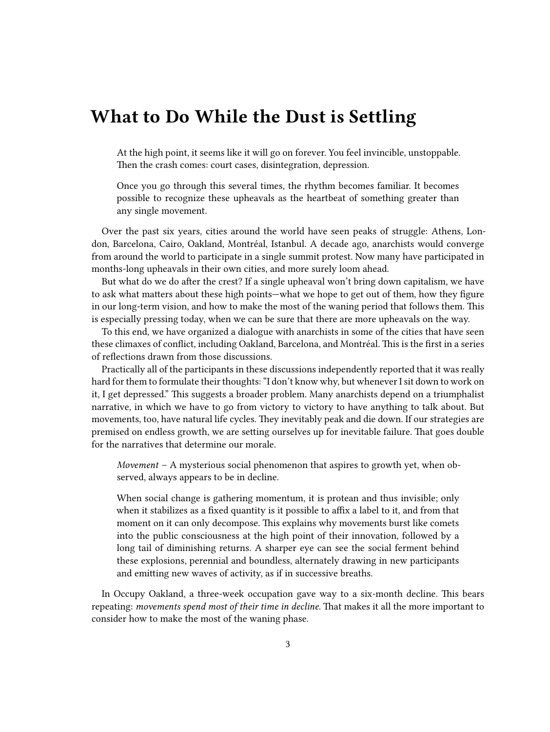# What to Do While the Dust is Settling

> At the high point, it seems like it will go on forever. You feel invincible, unstoppable. Then the crash comes: court cases, disintegration, depression.
>
> Once you go through this several times, the rhythm becomes familiar. It becomes possible to recognize these upheavals as the heartbeat of something greater than any single movement.

Over the past six years, cities around the world have seen peaks of struggle: Athens, London, Barcelona, Cairo, Oakland, Montréal, Istanbul. A decade ago, anarchists would converge from around the world to participate in a single summit protest. Now many have participated in months-long upheavals in their own cities, and more surely loom ahead.

But what do we do after the crest? If a single upheaval won't bring down capitalism, we have to ask what matters about these high points—what we hope to get out of them, how they figure in our long-term vision, and how to make the most of the waning period that follows them. This is especially pressing today, when we can be sure that there are more upheavals on the way.

To this end, we have organized a dialogue with anarchists in some of the cities that have seen these climaxes of conflict, including Oakland, Barcelona, and Montréal. This is the first in a series of reflections drawn from those discussions.

Practically all of the participants in these discussions independently reported that it was really hard for them to formulate their thoughts: "I don't know why, but whenever I sit down to work on it, I get depressed." This suggests a broader problem. Many anarchists depend on a triumphalist narrative, in which we have to go from victory to victory to have anything to talk about. But movements, too, have natural life cycles. They inevitably peak and die down. If our strategies are premised on endless growth, we are setting ourselves up for inevitable failure. That goes double for the narratives that determine our morale.

> *Movement* – A mysterious social phenomenon that aspires to growth yet, when observed, always appears to be in decline.
>
> When social change is gathering momentum, it is protean and thus invisible; only when it stabilizes as a fixed quantity is it possible to affix a label to it, and from that moment on it can only decompose. This explains why movements burst like comets into the public consciousness at the high point of their innovation, followed by a long tail of diminishing returns. A sharper eye can see the social ferment behind these explosions, perennial and boundless, alternately drawing in new participants and emitting new waves of activity, as if in successive breaths.

In Occupy Oakland, a three-week occupation gave way to a six-month decline. This bears repeating: *movements spend most of their time in decline.* That makes it all the more important to consider how to make the most of the waning phase.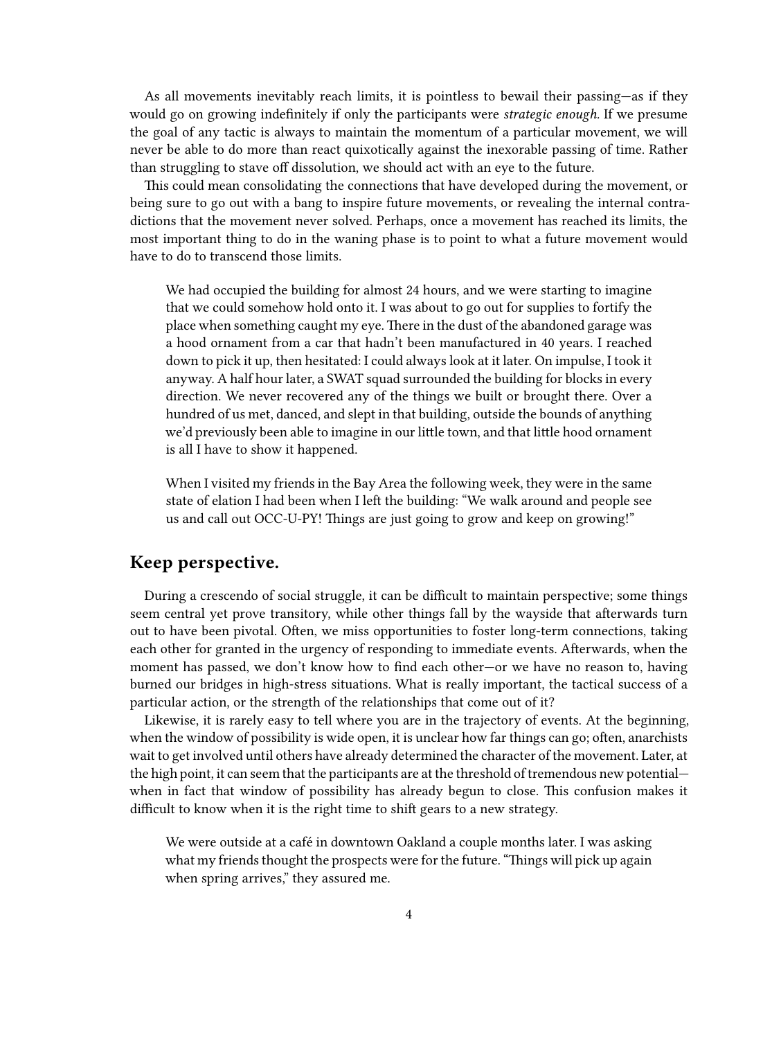As all movements inevitably reach limits, it is pointless to bewail their passing—as if they would go on growing indefinitely if only the participants were *strategic enough.* If we presume the goal of any tactic is always to maintain the momentum of a particular movement, we will never be able to do more than react quixotically against the inexorable passing of time. Rather than struggling to stave off dissolution, we should act with an eye to the future.

This could mean consolidating the connections that have developed during the movement, or being sure to go out with a bang to inspire future movements, or revealing the internal contradictions that the movement never solved. Perhaps, once a movement has reached its limits, the most important thing to do in the waning phase is to point to what a future movement would have to do to transcend those limits.

> We had occupied the building for almost 24 hours, and we were starting to imagine that we could somehow hold onto it. I was about to go out for supplies to fortify the place when something caught my eye. There in the dust of the abandoned garage was a hood ornament from a car that hadn't been manufactured in 40 years. I reached down to pick it up, then hesitated: I could always look at it later. On impulse, I took it anyway. A half hour later, a SWAT squad surrounded the building for blocks in every direction. We never recovered any of the things we built or brought there. Over a hundred of us met, danced, and slept in that building, outside the bounds of anything we'd previously been able to imagine in our little town, and that little hood ornament is all I have to show it happened.
>
> When I visited my friends in the Bay Area the following week, they were in the same state of elation I had been when I left the building: "We walk around and people see us and call out OCC-U-PY! Things are just going to grow and keep on growing!"

## Keep perspective.

During a crescendo of social struggle, it can be difficult to maintain perspective; some things seem central yet prove transitory, while other things fall by the wayside that afterwards turn out to have been pivotal. Often, we miss opportunities to foster long-term connections, taking each other for granted in the urgency of responding to immediate events. Afterwards, when the moment has passed, we don't know how to find each other—or we have no reason to, having burned our bridges in high-stress situations. What is really important, the tactical success of a particular action, or the strength of the relationships that come out of it?

Likewise, it is rarely easy to tell where you are in the trajectory of events. At the beginning, when the window of possibility is wide open, it is unclear how far things can go; often, anarchists wait to get involved until others have already determined the character of the movement. Later, at the high point, it can seem that the participants are at the threshold of tremendous new potential—when in fact that window of possibility has already begun to close. This confusion makes it difficult to know when it is the right time to shift gears to a new strategy.

> We were outside at a café in downtown Oakland a couple months later. I was asking what my friends thought the prospects were for the future. "Things will pick up again when spring arrives," they assured me.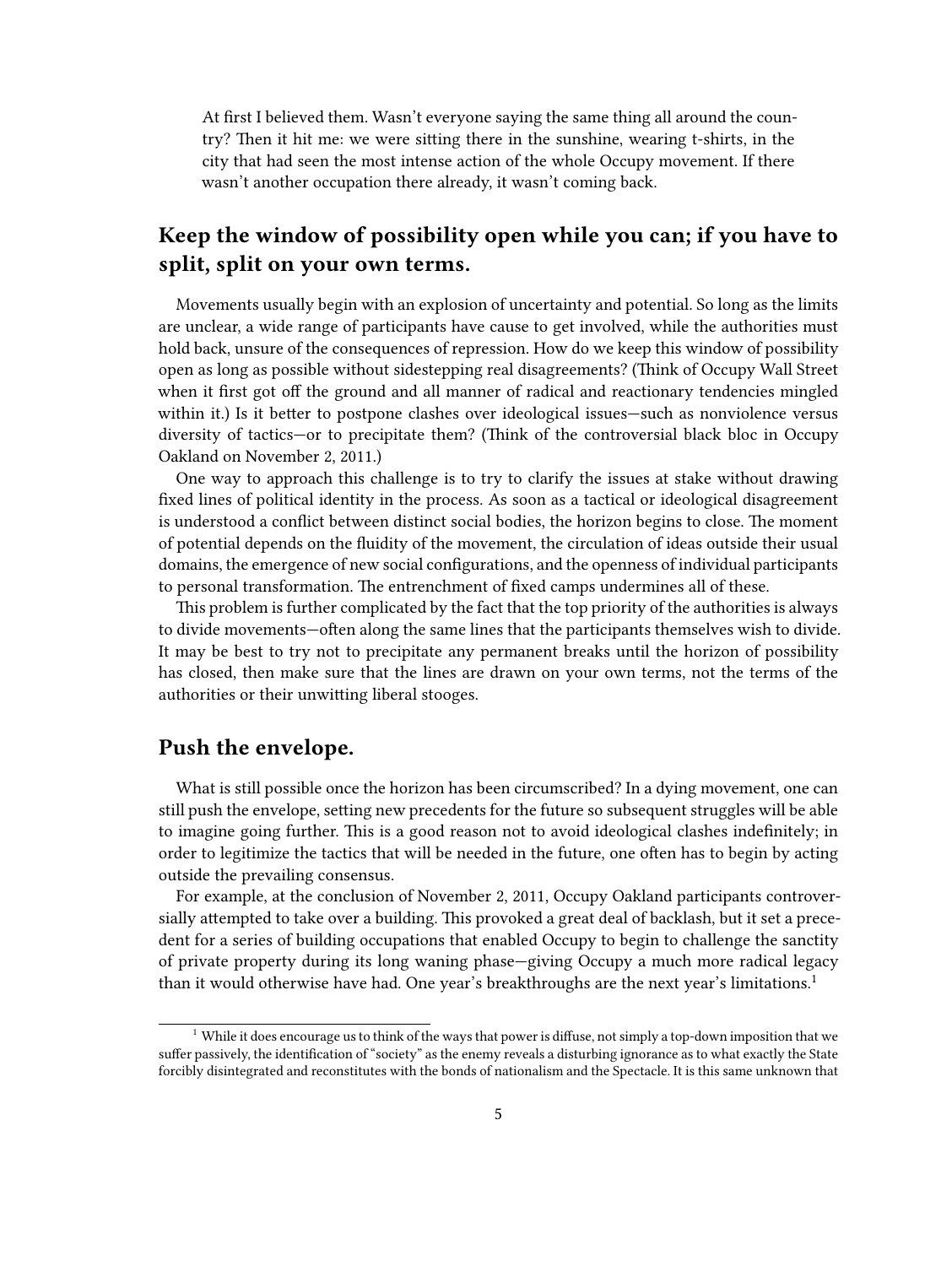> At first I believed them. Wasn't everyone saying the same thing all around the country? Then it hit me: we were sitting there in the sunshine, wearing t-shirts, in the city that had seen the most intense action of the whole Occupy movement. If there wasn't another occupation there already, it wasn't coming back.

## Keep the window of possibility open while you can; if you have to split, split on your own terms.

Movements usually begin with an explosion of uncertainty and potential. So long as the limits are unclear, a wide range of participants have cause to get involved, while the authorities must hold back, unsure of the consequences of repression. How do we keep this window of possibility open as long as possible without sidestepping real disagreements? (Think of Occupy Wall Street when it first got off the ground and all manner of radical and reactionary tendencies mingled within it.) Is it better to postpone clashes over ideological issues—such as nonviolence versus diversity of tactics—or to precipitate them? (Think of the controversial black bloc in Occupy Oakland on November 2, 2011.)

One way to approach this challenge is to try to clarify the issues at stake without drawing fixed lines of political identity in the process. As soon as a tactical or ideological disagreement is understood a conflict between distinct social bodies, the horizon begins to close. The moment of potential depends on the fluidity of the movement, the circulation of ideas outside their usual domains, the emergence of new social configurations, and the openness of individual participants to personal transformation. The entrenchment of fixed camps undermines all of these.

This problem is further complicated by the fact that the top priority of the authorities is always to divide movements—often along the same lines that the participants themselves wish to divide. It may be best to try not to precipitate any permanent breaks until the horizon of possibility has closed, then make sure that the lines are drawn on your own terms, not the terms of the authorities or their unwitting liberal stooges.

## Push the envelope.

What is still possible once the horizon has been circumscribed? In a dying movement, one can still push the envelope, setting new precedents for the future so subsequent struggles will be able to imagine going further. This is a good reason not to avoid ideological clashes indefinitely; in order to legitimize the tactics that will be needed in the future, one often has to begin by acting outside the prevailing consensus.

For example, at the conclusion of November 2, 2011, Occupy Oakland participants controversially attempted to take over a building. This provoked a great deal of backlash, but it set a precedent for a series of building occupations that enabled Occupy to begin to challenge the sanctity of private property during its long waning phase—giving Occupy a much more radical legacy than it would otherwise have had. One year's breakthroughs are the next year's limitations.[1]

[1] While it does encourage us to think of the ways that power is diffuse, not simply a top-down imposition that we suffer passively, the identification of "society" as the enemy reveals a disturbing ignorance as to what exactly the State forcibly disintegrated and reconstitutes with the bonds of nationalism and the Spectacle. It is this same unknown that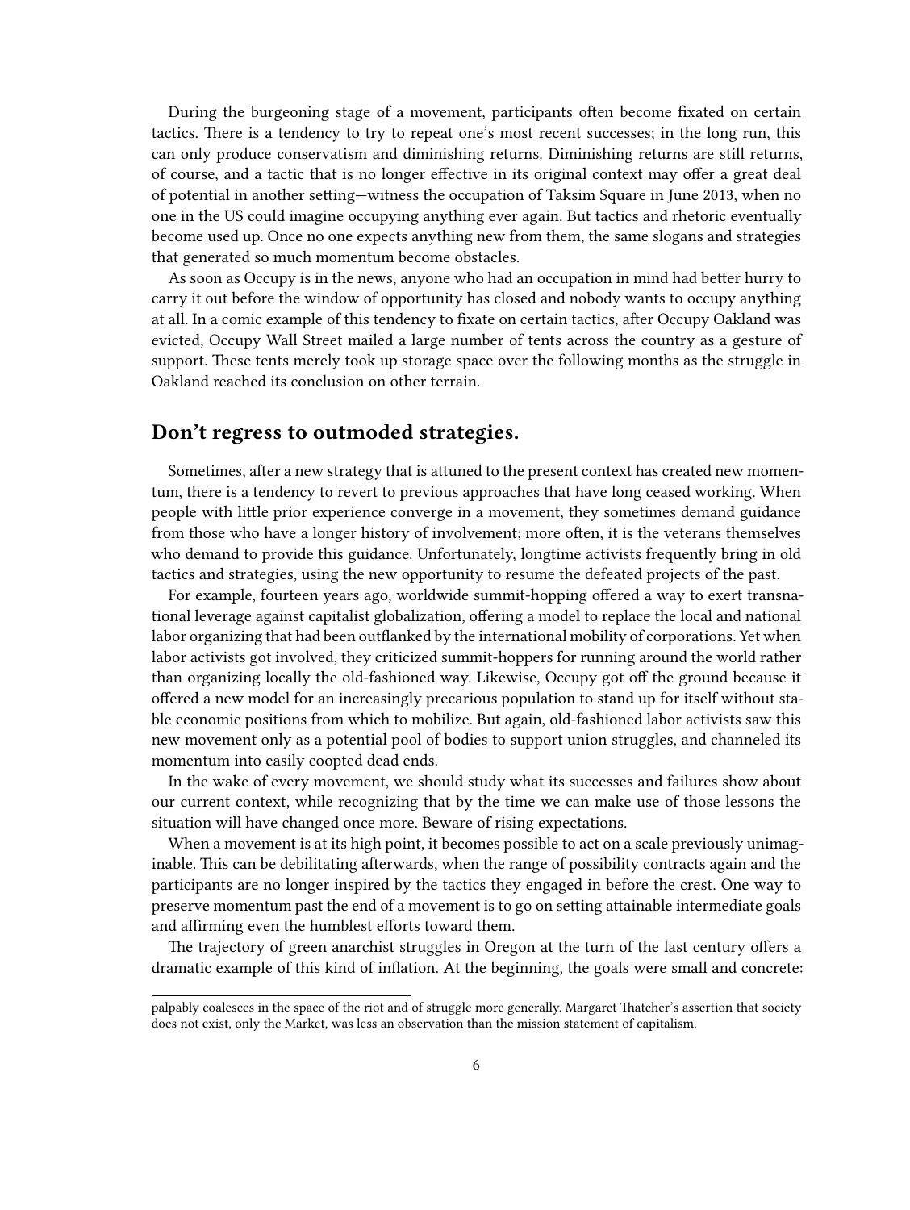During the burgeoning stage of a movement, participants often become fixated on certain tactics. There is a tendency to try to repeat one's most recent successes; in the long run, this can only produce conservatism and diminishing returns. Diminishing returns are still returns, of course, and a tactic that is no longer effective in its original context may offer a great deal of potential in another setting—witness the occupation of Taksim Square in June 2013, when no one in the US could imagine occupying anything ever again. But tactics and rhetoric eventually become used up. Once no one expects anything new from them, the same slogans and strategies that generated so much momentum become obstacles.

As soon as Occupy is in the news, anyone who had an occupation in mind had better hurry to carry it out before the window of opportunity has closed and nobody wants to occupy anything at all. In a comic example of this tendency to fixate on certain tactics, after Occupy Oakland was evicted, Occupy Wall Street mailed a large number of tents across the country as a gesture of support. These tents merely took up storage space over the following months as the struggle in Oakland reached its conclusion on other terrain.

## Don't regress to outmoded strategies.

Sometimes, after a new strategy that is attuned to the present context has created new momentum, there is a tendency to revert to previous approaches that have long ceased working. When people with little prior experience converge in a movement, they sometimes demand guidance from those who have a longer history of involvement; more often, it is the veterans themselves who demand to provide this guidance. Unfortunately, longtime activists frequently bring in old tactics and strategies, using the new opportunity to resume the defeated projects of the past.

For example, fourteen years ago, worldwide summit-hopping offered a way to exert transnational leverage against capitalist globalization, offering a model to replace the local and national labor organizing that had been outflanked by the international mobility of corporations. Yet when labor activists got involved, they criticized summit-hoppers for running around the world rather than organizing locally the old-fashioned way. Likewise, Occupy got off the ground because it offered a new model for an increasingly precarious population to stand up for itself without stable economic positions from which to mobilize. But again, old-fashioned labor activists saw this new movement only as a potential pool of bodies to support union struggles, and channeled its momentum into easily coopted dead ends.

In the wake of every movement, we should study what its successes and failures show about our current context, while recognizing that by the time we can make use of those lessons the situation will have changed once more. Beware of rising expectations.

When a movement is at its high point, it becomes possible to act on a scale previously unimaginable. This can be debilitating afterwards, when the range of possibility contracts again and the participants are no longer inspired by the tactics they engaged in before the crest. One way to preserve momentum past the end of a movement is to go on setting attainable intermediate goals and affirming even the humblest efforts toward them.

The trajectory of green anarchist struggles in Oregon at the turn of the last century offers a dramatic example of this kind of inflation. At the beginning, the goals were small and concrete:

palpably coalesces in the space of the riot and of struggle more generally. Margaret Thatcher's assertion that society does not exist, only the Market, was less an observation than the mission statement of capitalism.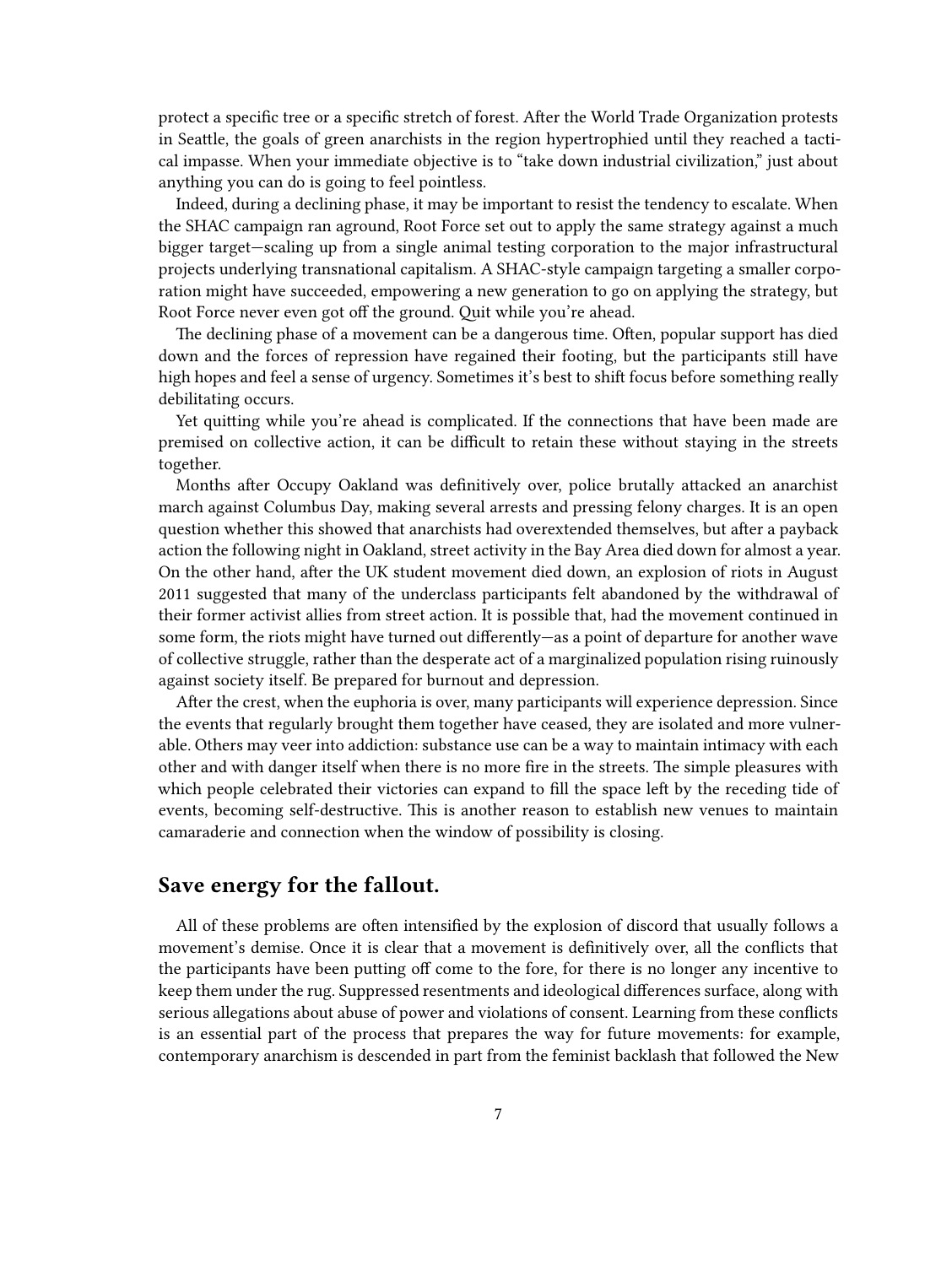protect a specific tree or a specific stretch of forest. After the World Trade Organization protests in Seattle, the goals of green anarchists in the region hypertrophied until they reached a tactical impasse. When your immediate objective is to "take down industrial civilization," just about anything you can do is going to feel pointless.

Indeed, during a declining phase, it may be important to resist the tendency to escalate. When the SHAC campaign ran aground, Root Force set out to apply the same strategy against a much bigger target—scaling up from a single animal testing corporation to the major infrastructural projects underlying transnational capitalism. A SHAC-style campaign targeting a smaller corporation might have succeeded, empowering a new generation to go on applying the strategy, but Root Force never even got off the ground. Quit while you're ahead.

The declining phase of a movement can be a dangerous time. Often, popular support has died down and the forces of repression have regained their footing, but the participants still have high hopes and feel a sense of urgency. Sometimes it's best to shift focus before something really debilitating occurs.

Yet quitting while you're ahead is complicated. If the connections that have been made are premised on collective action, it can be difficult to retain these without staying in the streets together.

Months after Occupy Oakland was definitively over, police brutally attacked an anarchist march against Columbus Day, making several arrests and pressing felony charges. It is an open question whether this showed that anarchists had overextended themselves, but after a payback action the following night in Oakland, street activity in the Bay Area died down for almost a year. On the other hand, after the UK student movement died down, an explosion of riots in August 2011 suggested that many of the underclass participants felt abandoned by the withdrawal of their former activist allies from street action. It is possible that, had the movement continued in some form, the riots might have turned out differently—as a point of departure for another wave of collective struggle, rather than the desperate act of a marginalized population rising ruinously against society itself. Be prepared for burnout and depression.

After the crest, when the euphoria is over, many participants will experience depression. Since the events that regularly brought them together have ceased, they are isolated and more vulnerable. Others may veer into addiction: substance use can be a way to maintain intimacy with each other and with danger itself when there is no more fire in the streets. The simple pleasures with which people celebrated their victories can expand to fill the space left by the receding tide of events, becoming self-destructive. This is another reason to establish new venues to maintain camaraderie and connection when the window of possibility is closing.

## Save energy for the fallout.

All of these problems are often intensified by the explosion of discord that usually follows a movement's demise. Once it is clear that a movement is definitively over, all the conflicts that the participants have been putting off come to the fore, for there is no longer any incentive to keep them under the rug. Suppressed resentments and ideological differences surface, along with serious allegations about abuse of power and violations of consent. Learning from these conflicts is an essential part of the process that prepares the way for future movements: for example, contemporary anarchism is descended in part from the feminist backlash that followed the New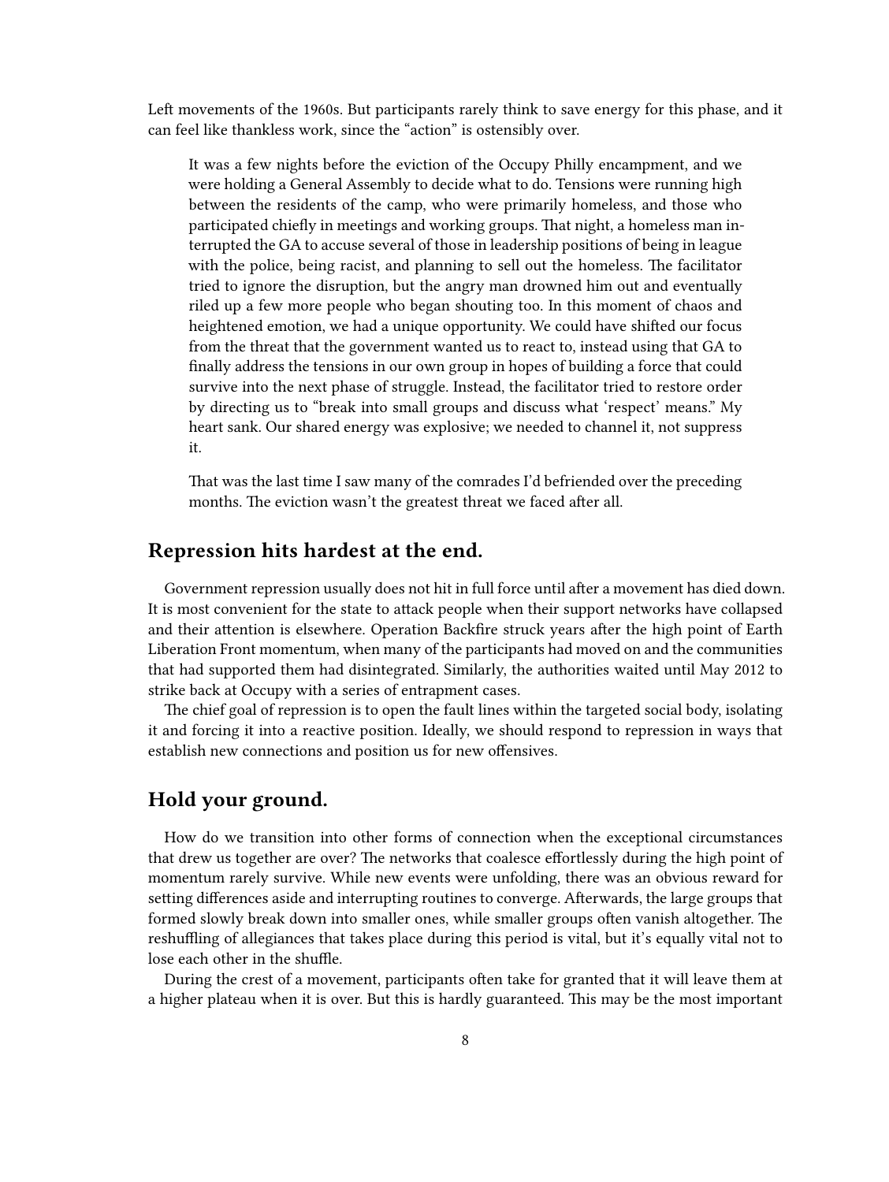Left movements of the 1960s. But participants rarely think to save energy for this phase, and it can feel like thankless work, since the "action" is ostensibly over.

> It was a few nights before the eviction of the Occupy Philly encampment, and we were holding a General Assembly to decide what to do. Tensions were running high between the residents of the camp, who were primarily homeless, and those who participated chiefly in meetings and working groups. That night, a homeless man interrupted the GA to accuse several of those in leadership positions of being in league with the police, being racist, and planning to sell out the homeless. The facilitator tried to ignore the disruption, but the angry man drowned him out and eventually riled up a few more people who began shouting too. In this moment of chaos and heightened emotion, we had a unique opportunity. We could have shifted our focus from the threat that the government wanted us to react to, instead using that GA to finally address the tensions in our own group in hopes of building a force that could survive into the next phase of struggle. Instead, the facilitator tried to restore order by directing us to "break into small groups and discuss what 'respect' means." My heart sank. Our shared energy was explosive; we needed to channel it, not suppress it.
>
> That was the last time I saw many of the comrades I'd befriended over the preceding months. The eviction wasn't the greatest threat we faced after all.

## Repression hits hardest at the end.

Government repression usually does not hit in full force until after a movement has died down. It is most convenient for the state to attack people when their support networks have collapsed and their attention is elsewhere. Operation Backfire struck years after the high point of Earth Liberation Front momentum, when many of the participants had moved on and the communities that had supported them had disintegrated. Similarly, the authorities waited until May 2012 to strike back at Occupy with a series of entrapment cases.

The chief goal of repression is to open the fault lines within the targeted social body, isolating it and forcing it into a reactive position. Ideally, we should respond to repression in ways that establish new connections and position us for new offensives.

## Hold your ground.

How do we transition into other forms of connection when the exceptional circumstances that drew us together are over? The networks that coalesce effortlessly during the high point of momentum rarely survive. While new events were unfolding, there was an obvious reward for setting differences aside and interrupting routines to converge. Afterwards, the large groups that formed slowly break down into smaller ones, while smaller groups often vanish altogether. The reshuffling of allegiances that takes place during this period is vital, but it's equally vital not to lose each other in the shuffle.

During the crest of a movement, participants often take for granted that it will leave them at a higher plateau when it is over. But this is hardly guaranteed. This may be the most important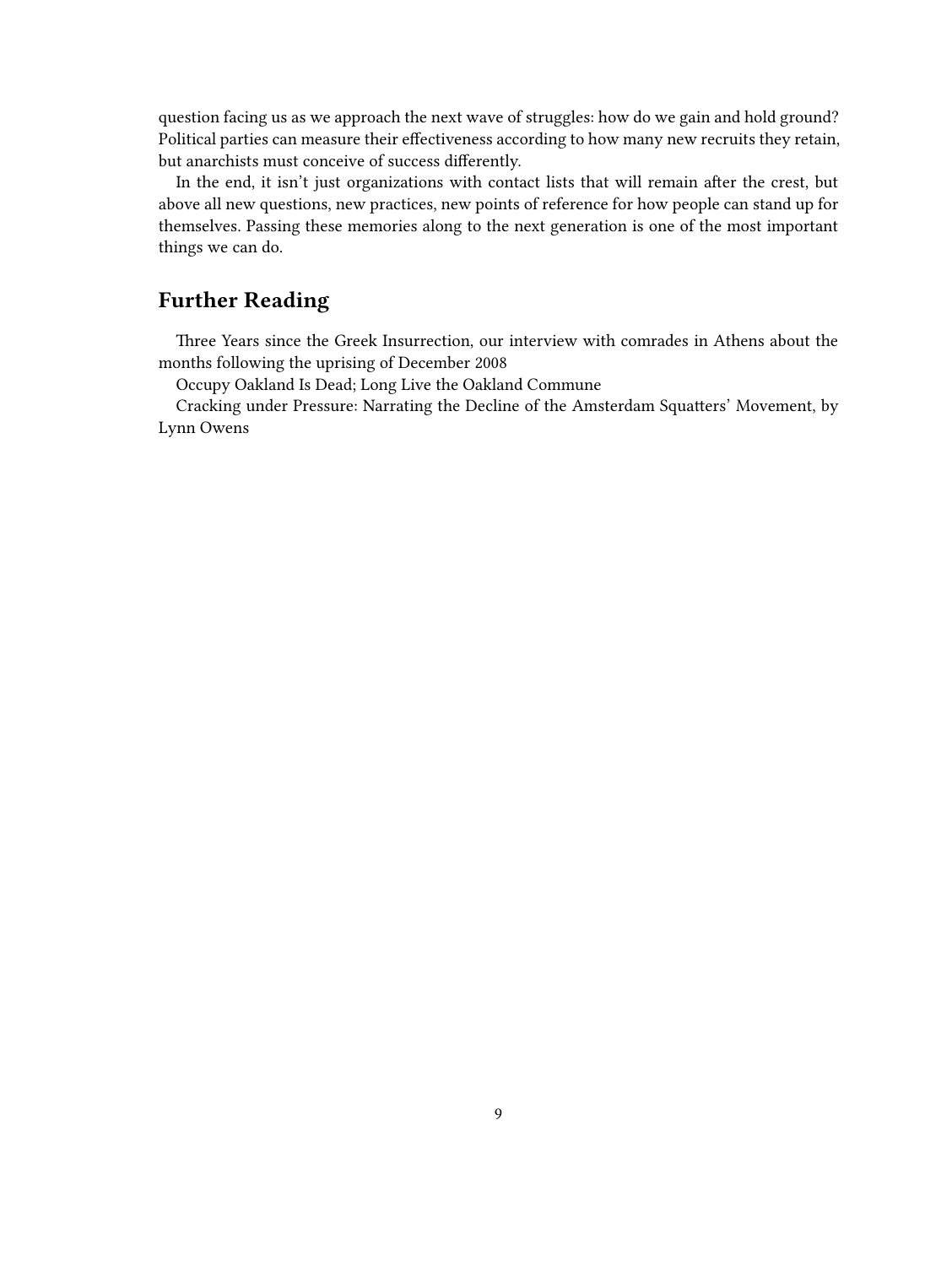question facing us as we approach the next wave of struggles: how do we gain and hold ground? Political parties can measure their effectiveness according to how many new recruits they retain, but anarchists must conceive of success differently.

In the end, it isn't just organizations with contact lists that will remain after the crest, but above all new questions, new practices, new points of reference for how people can stand up for themselves. Passing these memories along to the next generation is one of the most important things we can do.

## Further Reading

Three Years since the Greek Insurrection, our interview with comrades in Athens about the months following the uprising of December 2008

Occupy Oakland Is Dead; Long Live the Oakland Commune

Cracking under Pressure: Narrating the Decline of the Amsterdam Squatters' Movement, by Lynn Owens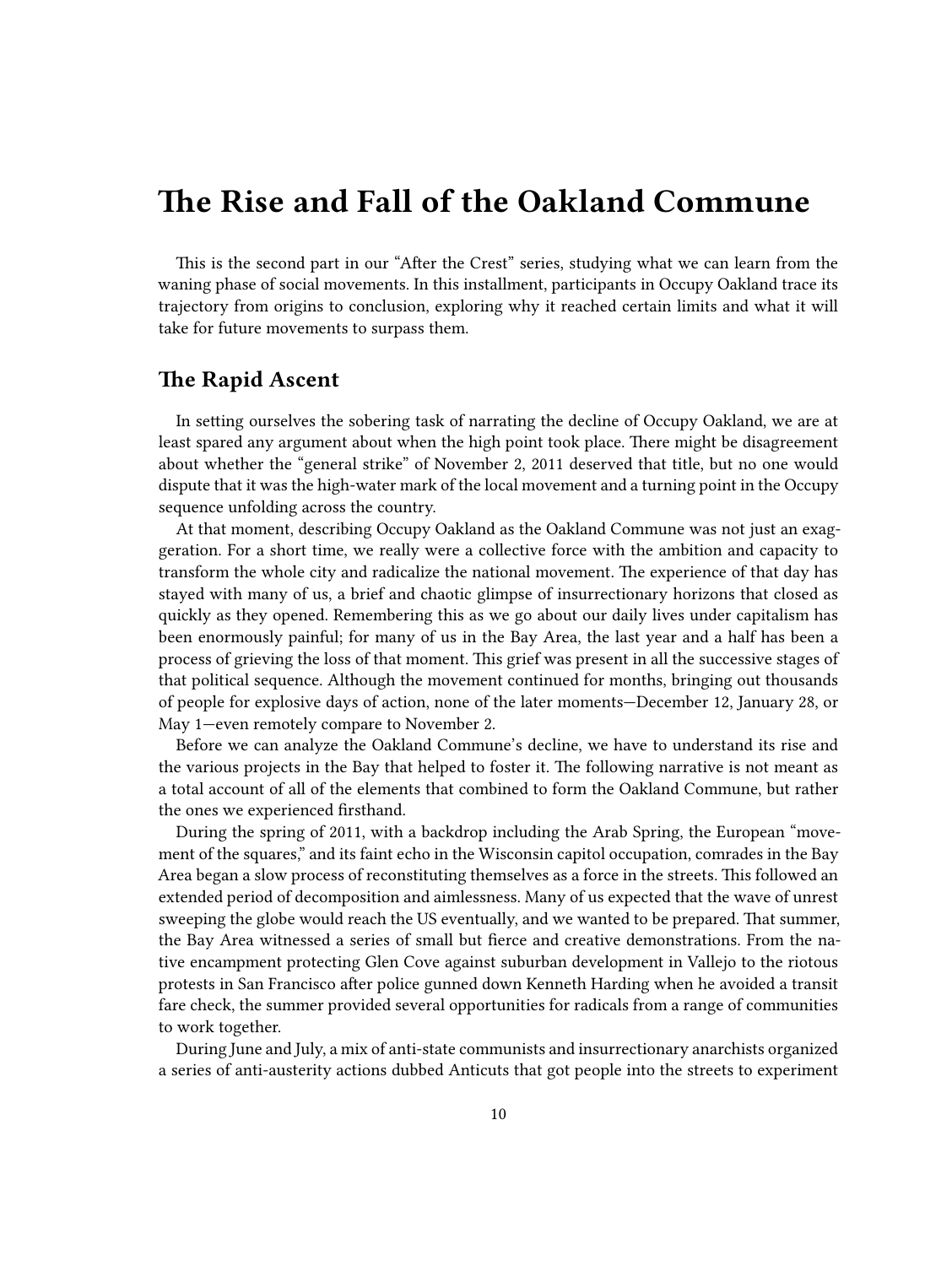# The Rise and Fall of the Oakland Commune

This is the second part in our "After the Crest" series, studying what we can learn from the waning phase of social movements. In this installment, participants in Occupy Oakland trace its trajectory from origins to conclusion, exploring why it reached certain limits and what it will take for future movements to surpass them.

## The Rapid Ascent

In setting ourselves the sobering task of narrating the decline of Occupy Oakland, we are at least spared any argument about when the high point took place. There might be disagreement about whether the "general strike" of November 2, 2011 deserved that title, but no one would dispute that it was the high-water mark of the local movement and a turning point in the Occupy sequence unfolding across the country.

At that moment, describing Occupy Oakland as the Oakland Commune was not just an exaggeration. For a short time, we really were a collective force with the ambition and capacity to transform the whole city and radicalize the national movement. The experience of that day has stayed with many of us, a brief and chaotic glimpse of insurrectionary horizons that closed as quickly as they opened. Remembering this as we go about our daily lives under capitalism has been enormously painful; for many of us in the Bay Area, the last year and a half has been a process of grieving the loss of that moment. This grief was present in all the successive stages of that political sequence. Although the movement continued for months, bringing out thousands of people for explosive days of action, none of the later moments—December 12, January 28, or May 1—even remotely compare to November 2.

Before we can analyze the Oakland Commune's decline, we have to understand its rise and the various projects in the Bay that helped to foster it. The following narrative is not meant as a total account of all of the elements that combined to form the Oakland Commune, but rather the ones we experienced firsthand.

During the spring of 2011, with a backdrop including the Arab Spring, the European "movement of the squares," and its faint echo in the Wisconsin capitol occupation, comrades in the Bay Area began a slow process of reconstituting themselves as a force in the streets. This followed an extended period of decomposition and aimlessness. Many of us expected that the wave of unrest sweeping the globe would reach the US eventually, and we wanted to be prepared. That summer, the Bay Area witnessed a series of small but fierce and creative demonstrations. From the native encampment protecting Glen Cove against suburban development in Vallejo to the riotous protests in San Francisco after police gunned down Kenneth Harding when he avoided a transit fare check, the summer provided several opportunities for radicals from a range of communities to work together.

During June and July, a mix of anti-state communists and insurrectionary anarchists organized a series of anti-austerity actions dubbed Anticuts that got people into the streets to experiment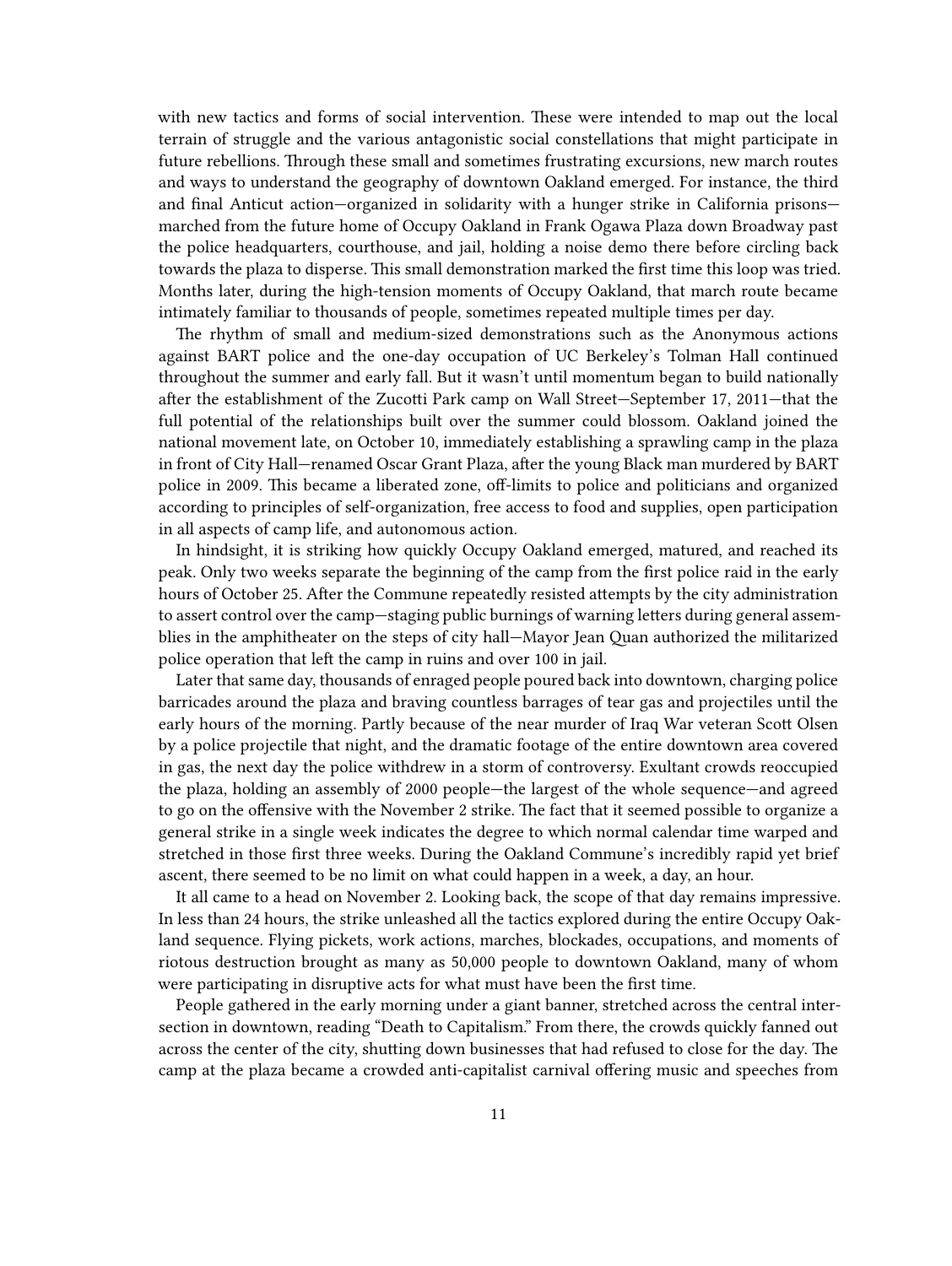with new tactics and forms of social intervention. These were intended to map out the local terrain of struggle and the various antagonistic social constellations that might participate in future rebellions. Through these small and sometimes frustrating excursions, new march routes and ways to understand the geography of downtown Oakland emerged. For instance, the third and final Anticut action—organized in solidarity with a hunger strike in California prisons—marched from the future home of Occupy Oakland in Frank Ogawa Plaza down Broadway past the police headquarters, courthouse, and jail, holding a noise demo there before circling back towards the plaza to disperse. This small demonstration marked the first time this loop was tried. Months later, during the high-tension moments of Occupy Oakland, that march route became intimately familiar to thousands of people, sometimes repeated multiple times per day.

The rhythm of small and medium-sized demonstrations such as the Anonymous actions against BART police and the one-day occupation of UC Berkeley's Tolman Hall continued throughout the summer and early fall. But it wasn't until momentum began to build nationally after the establishment of the Zucotti Park camp on Wall Street—September 17, 2011—that the full potential of the relationships built over the summer could blossom. Oakland joined the national movement late, on October 10, immediately establishing a sprawling camp in the plaza in front of City Hall—renamed Oscar Grant Plaza, after the young Black man murdered by BART police in 2009. This became a liberated zone, off-limits to police and politicians and organized according to principles of self-organization, free access to food and supplies, open participation in all aspects of camp life, and autonomous action.

In hindsight, it is striking how quickly Occupy Oakland emerged, matured, and reached its peak. Only two weeks separate the beginning of the camp from the first police raid in the early hours of October 25. After the Commune repeatedly resisted attempts by the city administration to assert control over the camp—staging public burnings of warning letters during general assemblies in the amphitheater on the steps of city hall—Mayor Jean Quan authorized the militarized police operation that left the camp in ruins and over 100 in jail.

Later that same day, thousands of enraged people poured back into downtown, charging police barricades around the plaza and braving countless barrages of tear gas and projectiles until the early hours of the morning. Partly because of the near murder of Iraq War veteran Scott Olsen by a police projectile that night, and the dramatic footage of the entire downtown area covered in gas, the next day the police withdrew in a storm of controversy. Exultant crowds reoccupied the plaza, holding an assembly of 2000 people—the largest of the whole sequence—and agreed to go on the offensive with the November 2 strike. The fact that it seemed possible to organize a general strike in a single week indicates the degree to which normal calendar time warped and stretched in those first three weeks. During the Oakland Commune's incredibly rapid yet brief ascent, there seemed to be no limit on what could happen in a week, a day, an hour.

It all came to a head on November 2. Looking back, the scope of that day remains impressive. In less than 24 hours, the strike unleashed all the tactics explored during the entire Occupy Oakland sequence. Flying pickets, work actions, marches, blockades, occupations, and moments of riotous destruction brought as many as 50,000 people to downtown Oakland, many of whom were participating in disruptive acts for what must have been the first time.

People gathered in the early morning under a giant banner, stretched across the central intersection in downtown, reading "Death to Capitalism." From there, the crowds quickly fanned out across the center of the city, shutting down businesses that had refused to close for the day. The camp at the plaza became a crowded anti-capitalist carnival offering music and speeches from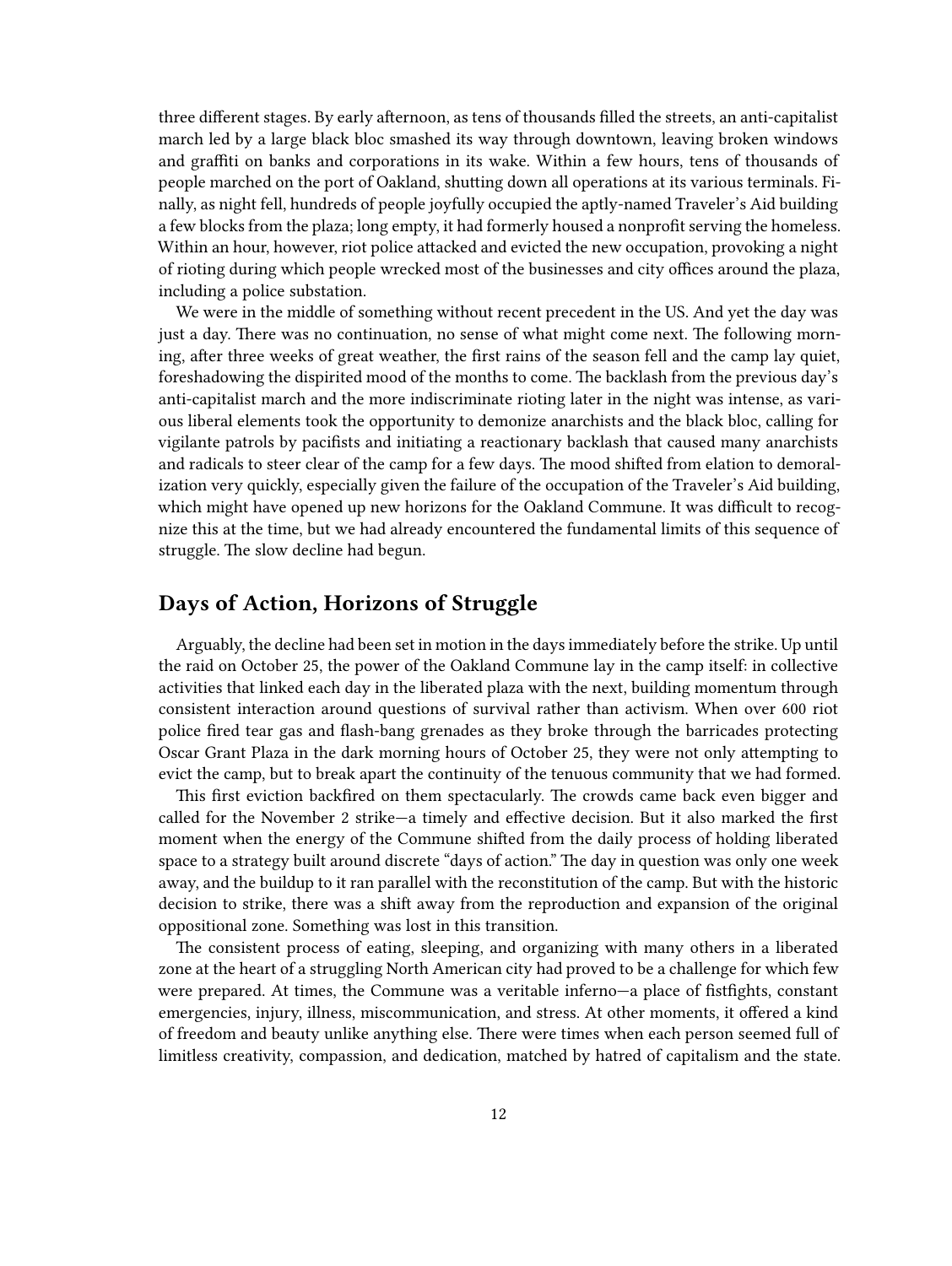three different stages. By early afternoon, as tens of thousands filled the streets, an anti-capitalist march led by a large black bloc smashed its way through downtown, leaving broken windows and graffiti on banks and corporations in its wake. Within a few hours, tens of thousands of people marched on the port of Oakland, shutting down all operations at its various terminals. Finally, as night fell, hundreds of people joyfully occupied the aptly-named Traveler's Aid building a few blocks from the plaza; long empty, it had formerly housed a nonprofit serving the homeless. Within an hour, however, riot police attacked and evicted the new occupation, provoking a night of rioting during which people wrecked most of the businesses and city offices around the plaza, including a police substation.

We were in the middle of something without recent precedent in the US. And yet the day was just a day. There was no continuation, no sense of what might come next. The following morning, after three weeks of great weather, the first rains of the season fell and the camp lay quiet, foreshadowing the dispirited mood of the months to come. The backlash from the previous day's anti-capitalist march and the more indiscriminate rioting later in the night was intense, as various liberal elements took the opportunity to demonize anarchists and the black bloc, calling for vigilante patrols by pacifists and initiating a reactionary backlash that caused many anarchists and radicals to steer clear of the camp for a few days. The mood shifted from elation to demoralization very quickly, especially given the failure of the occupation of the Traveler's Aid building, which might have opened up new horizons for the Oakland Commune. It was difficult to recognize this at the time, but we had already encountered the fundamental limits of this sequence of struggle. The slow decline had begun.

## Days of Action, Horizons of Struggle

Arguably, the decline had been set in motion in the days immediately before the strike. Up until the raid on October 25, the power of the Oakland Commune lay in the camp itself: in collective activities that linked each day in the liberated plaza with the next, building momentum through consistent interaction around questions of survival rather than activism. When over 600 riot police fired tear gas and flash-bang grenades as they broke through the barricades protecting Oscar Grant Plaza in the dark morning hours of October 25, they were not only attempting to evict the camp, but to break apart the continuity of the tenuous community that we had formed.

This first eviction backfired on them spectacularly. The crowds came back even bigger and called for the November 2 strike—a timely and effective decision. But it also marked the first moment when the energy of the Commune shifted from the daily process of holding liberated space to a strategy built around discrete "days of action." The day in question was only one week away, and the buildup to it ran parallel with the reconstitution of the camp. But with the historic decision to strike, there was a shift away from the reproduction and expansion of the original oppositional zone. Something was lost in this transition.

The consistent process of eating, sleeping, and organizing with many others in a liberated zone at the heart of a struggling North American city had proved to be a challenge for which few were prepared. At times, the Commune was a veritable inferno—a place of fistfights, constant emergencies, injury, illness, miscommunication, and stress. At other moments, it offered a kind of freedom and beauty unlike anything else. There were times when each person seemed full of limitless creativity, compassion, and dedication, matched by hatred of capitalism and the state.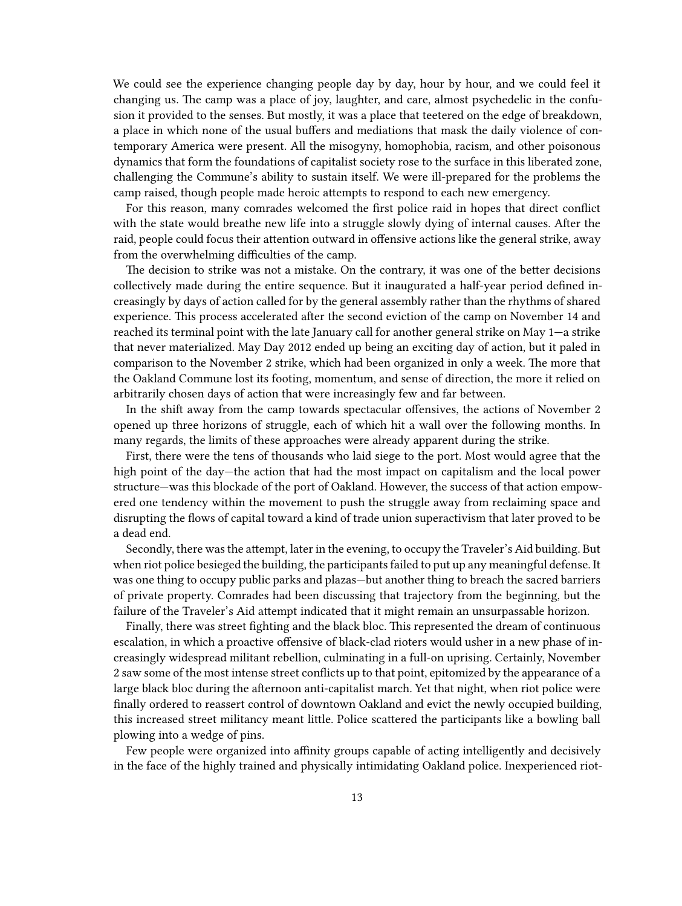We could see the experience changing people day by day, hour by hour, and we could feel it changing us. The camp was a place of joy, laughter, and care, almost psychedelic in the confusion it provided to the senses. But mostly, it was a place that teetered on the edge of breakdown, a place in which none of the usual buffers and mediations that mask the daily violence of contemporary America were present. All the misogyny, homophobia, racism, and other poisonous dynamics that form the foundations of capitalist society rose to the surface in this liberated zone, challenging the Commune's ability to sustain itself. We were ill-prepared for the problems the camp raised, though people made heroic attempts to respond to each new emergency.

For this reason, many comrades welcomed the first police raid in hopes that direct conflict with the state would breathe new life into a struggle slowly dying of internal causes. After the raid, people could focus their attention outward in offensive actions like the general strike, away from the overwhelming difficulties of the camp.

The decision to strike was not a mistake. On the contrary, it was one of the better decisions collectively made during the entire sequence. But it inaugurated a half-year period defined increasingly by days of action called for by the general assembly rather than the rhythms of shared experience. This process accelerated after the second eviction of the camp on November 14 and reached its terminal point with the late January call for another general strike on May 1—a strike that never materialized. May Day 2012 ended up being an exciting day of action, but it paled in comparison to the November 2 strike, which had been organized in only a week. The more that the Oakland Commune lost its footing, momentum, and sense of direction, the more it relied on arbitrarily chosen days of action that were increasingly few and far between.

In the shift away from the camp towards spectacular offensives, the actions of November 2 opened up three horizons of struggle, each of which hit a wall over the following months. In many regards, the limits of these approaches were already apparent during the strike.

First, there were the tens of thousands who laid siege to the port. Most would agree that the high point of the day—the action that had the most impact on capitalism and the local power structure—was this blockade of the port of Oakland. However, the success of that action empowered one tendency within the movement to push the struggle away from reclaiming space and disrupting the flows of capital toward a kind of trade union superactivism that later proved to be a dead end.

Secondly, there was the attempt, later in the evening, to occupy the Traveler's Aid building. But when riot police besieged the building, the participants failed to put up any meaningful defense. It was one thing to occupy public parks and plazas—but another thing to breach the sacred barriers of private property. Comrades had been discussing that trajectory from the beginning, but the failure of the Traveler's Aid attempt indicated that it might remain an unsurpassable horizon.

Finally, there was street fighting and the black bloc. This represented the dream of continuous escalation, in which a proactive offensive of black-clad rioters would usher in a new phase of increasingly widespread militant rebellion, culminating in a full-on uprising. Certainly, November 2 saw some of the most intense street conflicts up to that point, epitomized by the appearance of a large black bloc during the afternoon anti-capitalist march. Yet that night, when riot police were finally ordered to reassert control of downtown Oakland and evict the newly occupied building, this increased street militancy meant little. Police scattered the participants like a bowling ball plowing into a wedge of pins.

Few people were organized into affinity groups capable of acting intelligently and decisively in the face of the highly trained and physically intimidating Oakland police. Inexperienced riot-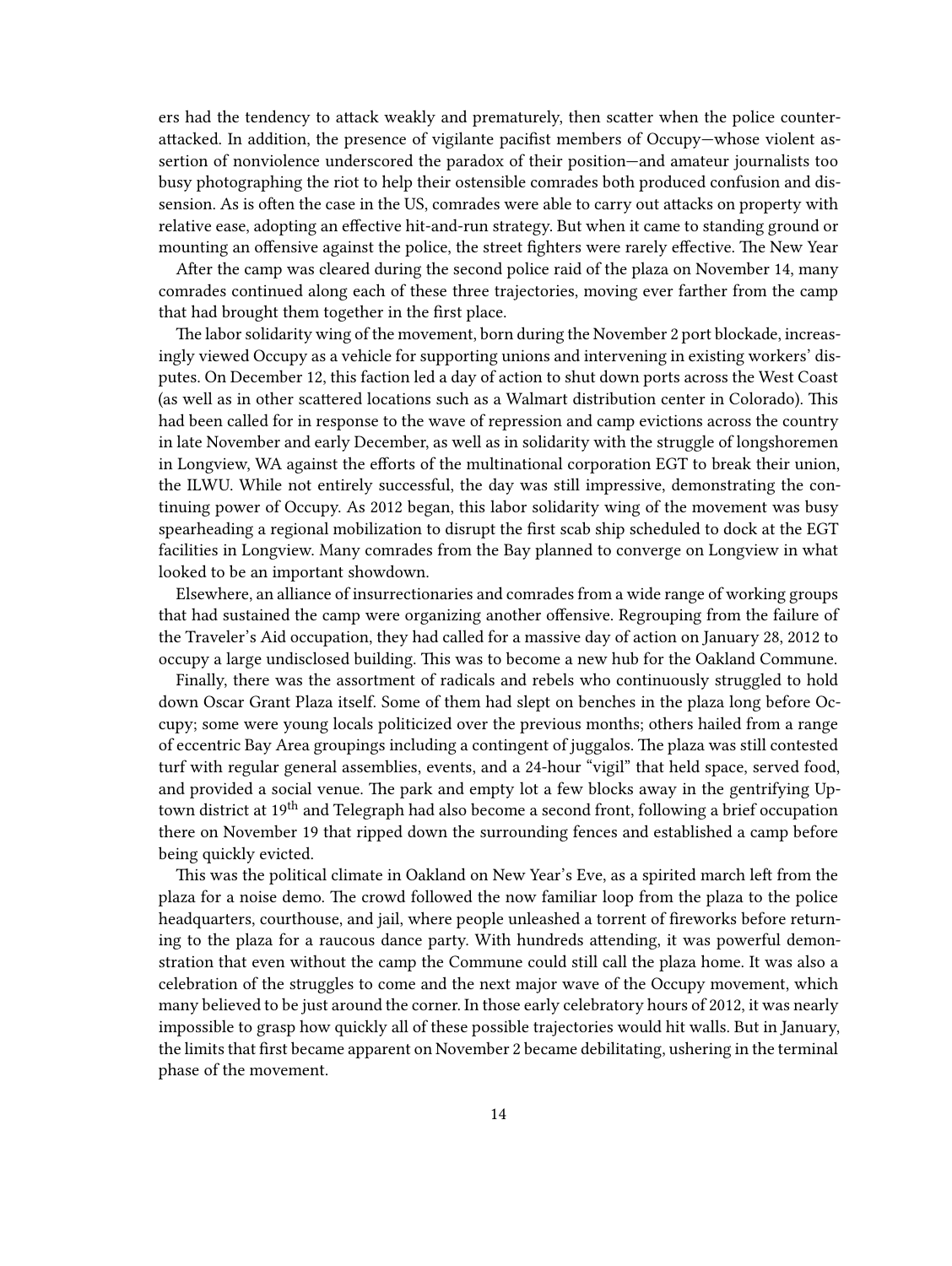ers had the tendency to attack weakly and prematurely, then scatter when the police counter-attacked. In addition, the presence of vigilante pacifist members of Occupy—whose violent assertion of nonviolence underscored the paradox of their position—and amateur journalists too busy photographing the riot to help their ostensible comrades both produced confusion and dissension. As is often the case in the US, comrades were able to carry out attacks on property with relative ease, adopting an effective hit-and-run strategy. But when it came to standing ground or mounting an offensive against the police, the street fighters were rarely effective. The New Year

After the camp was cleared during the second police raid of the plaza on November 14, many comrades continued along each of these three trajectories, moving ever farther from the camp that had brought them together in the first place.

The labor solidarity wing of the movement, born during the November 2 port blockade, increasingly viewed Occupy as a vehicle for supporting unions and intervening in existing workers' disputes. On December 12, this faction led a day of action to shut down ports across the West Coast (as well as in other scattered locations such as a Walmart distribution center in Colorado). This had been called for in response to the wave of repression and camp evictions across the country in late November and early December, as well as in solidarity with the struggle of longshoremen in Longview, WA against the efforts of the multinational corporation EGT to break their union, the ILWU. While not entirely successful, the day was still impressive, demonstrating the continuing power of Occupy. As 2012 began, this labor solidarity wing of the movement was busy spearheading a regional mobilization to disrupt the first scab ship scheduled to dock at the EGT facilities in Longview. Many comrades from the Bay planned to converge on Longview in what looked to be an important showdown.

Elsewhere, an alliance of insurrectionaries and comrades from a wide range of working groups that had sustained the camp were organizing another offensive. Regrouping from the failure of the Traveler's Aid occupation, they had called for a massive day of action on January 28, 2012 to occupy a large undisclosed building. This was to become a new hub for the Oakland Commune.

Finally, there was the assortment of radicals and rebels who continuously struggled to hold down Oscar Grant Plaza itself. Some of them had slept on benches in the plaza long before Occupy; some were young locals politicized over the previous months; others hailed from a range of eccentric Bay Area groupings including a contingent of juggalos. The plaza was still contested turf with regular general assemblies, events, and a 24-hour "vigil" that held space, served food, and provided a social venue. The park and empty lot a few blocks away in the gentrifying Uptown district at 19th and Telegraph had also become a second front, following a brief occupation there on November 19 that ripped down the surrounding fences and established a camp before being quickly evicted.

This was the political climate in Oakland on New Year's Eve, as a spirited march left from the plaza for a noise demo. The crowd followed the now familiar loop from the plaza to the police headquarters, courthouse, and jail, where people unleashed a torrent of fireworks before returning to the plaza for a raucous dance party. With hundreds attending, it was powerful demonstration that even without the camp the Commune could still call the plaza home. It was also a celebration of the struggles to come and the next major wave of the Occupy movement, which many believed to be just around the corner. In those early celebratory hours of 2012, it was nearly impossible to grasp how quickly all of these possible trajectories would hit walls. But in January, the limits that first became apparent on November 2 became debilitating, ushering in the terminal phase of the movement.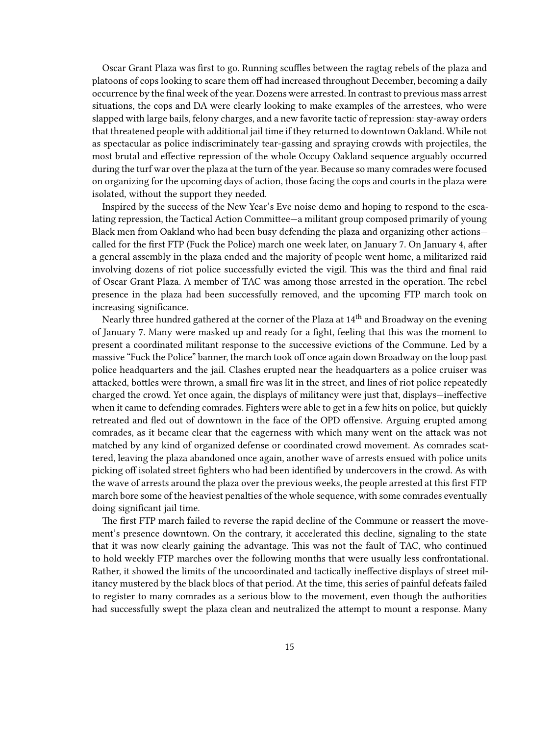Oscar Grant Plaza was first to go. Running scuffles between the ragtag rebels of the plaza and platoons of cops looking to scare them off had increased throughout December, becoming a daily occurrence by the final week of the year. Dozens were arrested. In contrast to previous mass arrest situations, the cops and DA were clearly looking to make examples of the arrestees, who were slapped with large bails, felony charges, and a new favorite tactic of repression: stay-away orders that threatened people with additional jail time if they returned to downtown Oakland. While not as spectacular as police indiscriminately tear-gassing and spraying crowds with projectiles, the most brutal and effective repression of the whole Occupy Oakland sequence arguably occurred during the turf war over the plaza at the turn of the year. Because so many comrades were focused on organizing for the upcoming days of action, those facing the cops and courts in the plaza were isolated, without the support they needed.

Inspired by the success of the New Year's Eve noise demo and hoping to respond to the escalating repression, the Tactical Action Committee—a militant group composed primarily of young Black men from Oakland who had been busy defending the plaza and organizing other actions—called for the first FTP (Fuck the Police) march one week later, on January 7. On January 4, after a general assembly in the plaza ended and the majority of people went home, a militarized raid involving dozens of riot police successfully evicted the vigil. This was the third and final raid of Oscar Grant Plaza. A member of TAC was among those arrested in the operation. The rebel presence in the plaza had been successfully removed, and the upcoming FTP march took on increasing significance.

Nearly three hundred gathered at the corner of the Plaza at 14th and Broadway on the evening of January 7. Many were masked up and ready for a fight, feeling that this was the moment to present a coordinated militant response to the successive evictions of the Commune. Led by a massive "Fuck the Police" banner, the march took off once again down Broadway on the loop past police headquarters and the jail. Clashes erupted near the headquarters as a police cruiser was attacked, bottles were thrown, a small fire was lit in the street, and lines of riot police repeatedly charged the crowd. Yet once again, the displays of militancy were just that, displays—ineffective when it came to defending comrades. Fighters were able to get in a few hits on police, but quickly retreated and fled out of downtown in the face of the OPD offensive. Arguing erupted among comrades, as it became clear that the eagerness with which many went on the attack was not matched by any kind of organized defense or coordinated crowd movement. As comrades scattered, leaving the plaza abandoned once again, another wave of arrests ensued with police units picking off isolated street fighters who had been identified by undercovers in the crowd. As with the wave of arrests around the plaza over the previous weeks, the people arrested at this first FTP march bore some of the heaviest penalties of the whole sequence, with some comrades eventually doing significant jail time.

The first FTP march failed to reverse the rapid decline of the Commune or reassert the movement's presence downtown. On the contrary, it accelerated this decline, signaling to the state that it was now clearly gaining the advantage. This was not the fault of TAC, who continued to hold weekly FTP marches over the following months that were usually less confrontational. Rather, it showed the limits of the uncoordinated and tactically ineffective displays of street militancy mustered by the black blocs of that period. At the time, this series of painful defeats failed to register to many comrades as a serious blow to the movement, even though the authorities had successfully swept the plaza clean and neutralized the attempt to mount a response. Many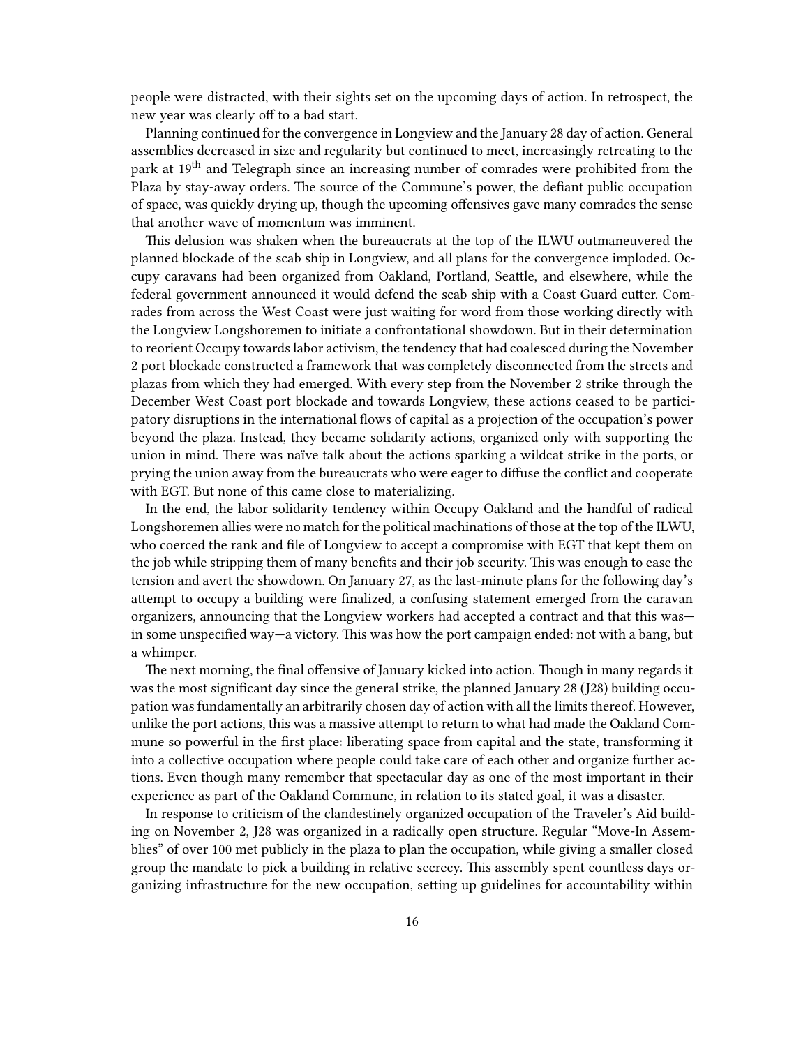people were distracted, with their sights set on the upcoming days of action. In retrospect, the new year was clearly off to a bad start.

Planning continued for the convergence in Longview and the January 28 day of action. General assemblies decreased in size and regularity but continued to meet, increasingly retreating to the park at 19th and Telegraph since an increasing number of comrades were prohibited from the Plaza by stay-away orders. The source of the Commune's power, the defiant public occupation of space, was quickly drying up, though the upcoming offensives gave many comrades the sense that another wave of momentum was imminent.

This delusion was shaken when the bureaucrats at the top of the ILWU outmaneuvered the planned blockade of the scab ship in Longview, and all plans for the convergence imploded. Occupy caravans had been organized from Oakland, Portland, Seattle, and elsewhere, while the federal government announced it would defend the scab ship with a Coast Guard cutter. Comrades from across the West Coast were just waiting for word from those working directly with the Longview Longshoremen to initiate a confrontational showdown. But in their determination to reorient Occupy towards labor activism, the tendency that had coalesced during the November 2 port blockade constructed a framework that was completely disconnected from the streets and plazas from which they had emerged. With every step from the November 2 strike through the December West Coast port blockade and towards Longview, these actions ceased to be participatory disruptions in the international flows of capital as a projection of the occupation's power beyond the plaza. Instead, they became solidarity actions, organized only with supporting the union in mind. There was naïve talk about the actions sparking a wildcat strike in the ports, or prying the union away from the bureaucrats who were eager to diffuse the conflict and cooperate with EGT. But none of this came close to materializing.

In the end, the labor solidarity tendency within Occupy Oakland and the handful of radical Longshoremen allies were no match for the political machinations of those at the top of the ILWU, who coerced the rank and file of Longview to accept a compromise with EGT that kept them on the job while stripping them of many benefits and their job security. This was enough to ease the tension and avert the showdown. On January 27, as the last-minute plans for the following day's attempt to occupy a building were finalized, a confusing statement emerged from the caravan organizers, announcing that the Longview workers had accepted a contract and that this was—in some unspecified way—a victory. This was how the port campaign ended: not with a bang, but a whimper.

The next morning, the final offensive of January kicked into action. Though in many regards it was the most significant day since the general strike, the planned January 28 (J28) building occupation was fundamentally an arbitrarily chosen day of action with all the limits thereof. However, unlike the port actions, this was a massive attempt to return to what had made the Oakland Commune so powerful in the first place: liberating space from capital and the state, transforming it into a collective occupation where people could take care of each other and organize further actions. Even though many remember that spectacular day as one of the most important in their experience as part of the Oakland Commune, in relation to its stated goal, it was a disaster.

In response to criticism of the clandestinely organized occupation of the Traveler's Aid building on November 2, J28 was organized in a radically open structure. Regular "Move-In Assemblies" of over 100 met publicly in the plaza to plan the occupation, while giving a smaller closed group the mandate to pick a building in relative secrecy. This assembly spent countless days organizing infrastructure for the new occupation, setting up guidelines for accountability within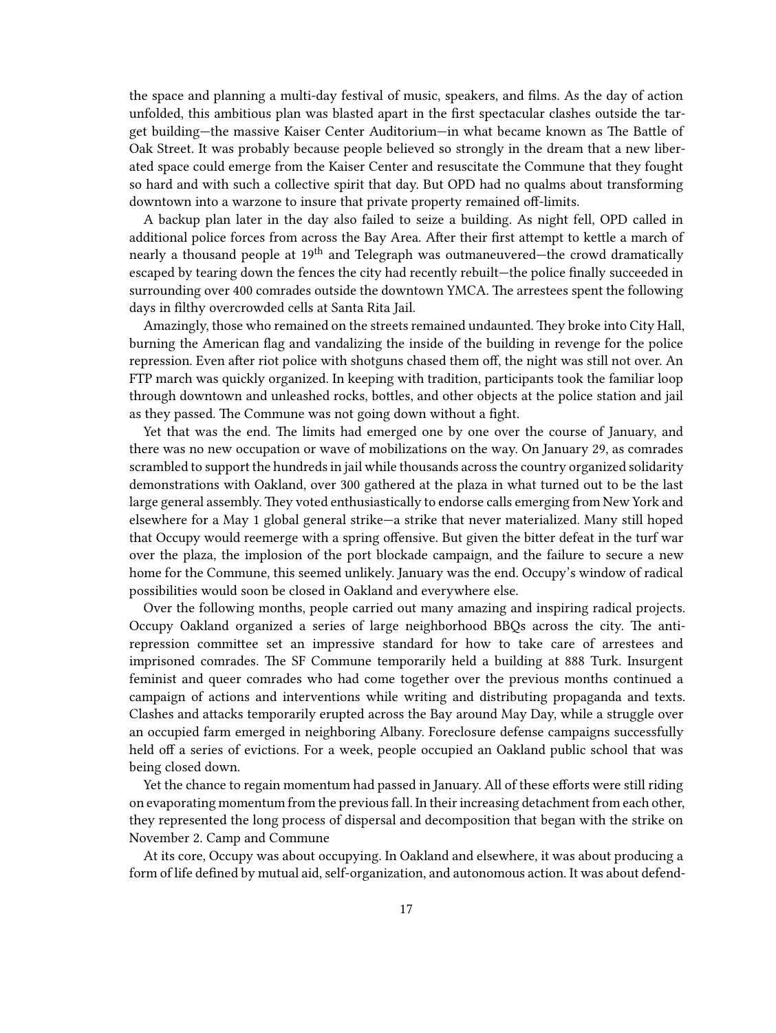the space and planning a multi-day festival of music, speakers, and films. As the day of action unfolded, this ambitious plan was blasted apart in the first spectacular clashes outside the target building—the massive Kaiser Center Auditorium—in what became known as The Battle of Oak Street. It was probably because people believed so strongly in the dream that a new liberated space could emerge from the Kaiser Center and resuscitate the Commune that they fought so hard and with such a collective spirit that day. But OPD had no qualms about transforming downtown into a warzone to insure that private property remained off-limits.

A backup plan later in the day also failed to seize a building. As night fell, OPD called in additional police forces from across the Bay Area. After their first attempt to kettle a march of nearly a thousand people at 19th and Telegraph was outmaneuvered—the crowd dramatically escaped by tearing down the fences the city had recently rebuilt—the police finally succeeded in surrounding over 400 comrades outside the downtown YMCA. The arrestees spent the following days in filthy overcrowded cells at Santa Rita Jail.

Amazingly, those who remained on the streets remained undaunted. They broke into City Hall, burning the American flag and vandalizing the inside of the building in revenge for the police repression. Even after riot police with shotguns chased them off, the night was still not over. An FTP march was quickly organized. In keeping with tradition, participants took the familiar loop through downtown and unleashed rocks, bottles, and other objects at the police station and jail as they passed. The Commune was not going down without a fight.

Yet that was the end. The limits had emerged one by one over the course of January, and there was no new occupation or wave of mobilizations on the way. On January 29, as comrades scrambled to support the hundreds in jail while thousands across the country organized solidarity demonstrations with Oakland, over 300 gathered at the plaza in what turned out to be the last large general assembly. They voted enthusiastically to endorse calls emerging from New York and elsewhere for a May 1 global general strike—a strike that never materialized. Many still hoped that Occupy would reemerge with a spring offensive. But given the bitter defeat in the turf war over the plaza, the implosion of the port blockade campaign, and the failure to secure a new home for the Commune, this seemed unlikely. January was the end. Occupy's window of radical possibilities would soon be closed in Oakland and everywhere else.

Over the following months, people carried out many amazing and inspiring radical projects. Occupy Oakland organized a series of large neighborhood BBQs across the city. The anti-repression committee set an impressive standard for how to take care of arrestees and imprisoned comrades. The SF Commune temporarily held a building at 888 Turk. Insurgent feminist and queer comrades who had come together over the previous months continued a campaign of actions and interventions while writing and distributing propaganda and texts. Clashes and attacks temporarily erupted across the Bay around May Day, while a struggle over an occupied farm emerged in neighboring Albany. Foreclosure defense campaigns successfully held off a series of evictions. For a week, people occupied an Oakland public school that was being closed down.

Yet the chance to regain momentum had passed in January. All of these efforts were still riding on evaporating momentum from the previous fall. In their increasing detachment from each other, they represented the long process of dispersal and decomposition that began with the strike on November 2.

## Camp and Commune

At its core, Occupy was about occupying. In Oakland and elsewhere, it was about producing a form of life defined by mutual aid, self-organization, and autonomous action. It was about defend-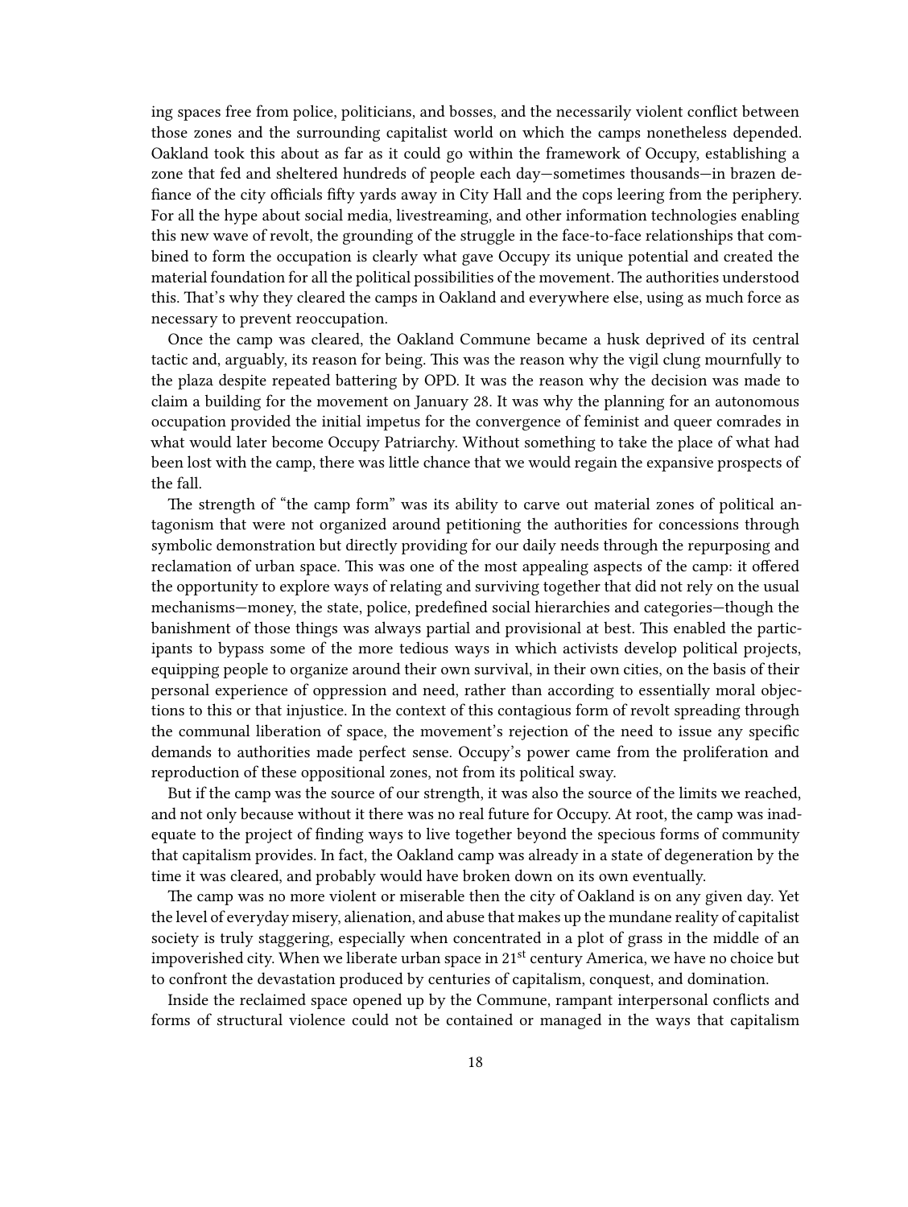ing spaces free from police, politicians, and bosses, and the necessarily violent conflict between those zones and the surrounding capitalist world on which the camps nonetheless depended. Oakland took this about as far as it could go within the framework of Occupy, establishing a zone that fed and sheltered hundreds of people each day—sometimes thousands—in brazen defiance of the city officials fifty yards away in City Hall and the cops leering from the periphery. For all the hype about social media, livestreaming, and other information technologies enabling this new wave of revolt, the grounding of the struggle in the face-to-face relationships that combined to form the occupation is clearly what gave Occupy its unique potential and created the material foundation for all the political possibilities of the movement. The authorities understood this. That's why they cleared the camps in Oakland and everywhere else, using as much force as necessary to prevent reoccupation.

Once the camp was cleared, the Oakland Commune became a husk deprived of its central tactic and, arguably, its reason for being. This was the reason why the vigil clung mournfully to the plaza despite repeated battering by OPD. It was the reason why the decision was made to claim a building for the movement on January 28. It was why the planning for an autonomous occupation provided the initial impetus for the convergence of feminist and queer comrades in what would later become Occupy Patriarchy. Without something to take the place of what had been lost with the camp, there was little chance that we would regain the expansive prospects of the fall.

The strength of "the camp form" was its ability to carve out material zones of political antagonism that were not organized around petitioning the authorities for concessions through symbolic demonstration but directly providing for our daily needs through the repurposing and reclamation of urban space. This was one of the most appealing aspects of the camp: it offered the opportunity to explore ways of relating and surviving together that did not rely on the usual mechanisms—money, the state, police, predefined social hierarchies and categories—though the banishment of those things was always partial and provisional at best. This enabled the participants to bypass some of the more tedious ways in which activists develop political projects, equipping people to organize around their own survival, in their own cities, on the basis of their personal experience of oppression and need, rather than according to essentially moral objections to this or that injustice. In the context of this contagious form of revolt spreading through the communal liberation of space, the movement's rejection of the need to issue any specific demands to authorities made perfect sense. Occupy's power came from the proliferation and reproduction of these oppositional zones, not from its political sway.

But if the camp was the source of our strength, it was also the source of the limits we reached, and not only because without it there was no real future for Occupy. At root, the camp was inadequate to the project of finding ways to live together beyond the specious forms of community that capitalism provides. In fact, the Oakland camp was already in a state of degeneration by the time it was cleared, and probably would have broken down on its own eventually.

The camp was no more violent or miserable then the city of Oakland is on any given day. Yet the level of everyday misery, alienation, and abuse that makes up the mundane reality of capitalist society is truly staggering, especially when concentrated in a plot of grass in the middle of an impoverished city. When we liberate urban space in 21st century America, we have no choice but to confront the devastation produced by centuries of capitalism, conquest, and domination.

Inside the reclaimed space opened up by the Commune, rampant interpersonal conflicts and forms of structural violence could not be contained or managed in the ways that capitalism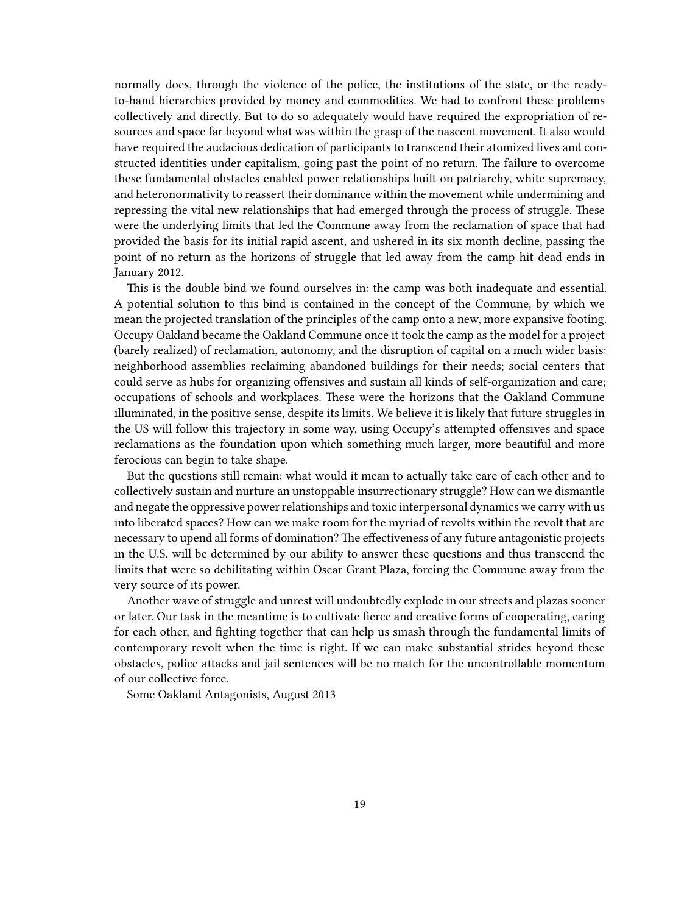normally does, through the violence of the police, the institutions of the state, or the ready-to-hand hierarchies provided by money and commodities. We had to confront these problems collectively and directly. But to do so adequately would have required the expropriation of resources and space far beyond what was within the grasp of the nascent movement. It also would have required the audacious dedication of participants to transcend their atomized lives and constructed identities under capitalism, going past the point of no return. The failure to overcome these fundamental obstacles enabled power relationships built on patriarchy, white supremacy, and heteronormativity to reassert their dominance within the movement while undermining and repressing the vital new relationships that had emerged through the process of struggle. These were the underlying limits that led the Commune away from the reclamation of space that had provided the basis for its initial rapid ascent, and ushered in its six month decline, passing the point of no return as the horizons of struggle that led away from the camp hit dead ends in January 2012.

This is the double bind we found ourselves in: the camp was both inadequate and essential. A potential solution to this bind is contained in the concept of the Commune, by which we mean the projected translation of the principles of the camp onto a new, more expansive footing. Occupy Oakland became the Oakland Commune once it took the camp as the model for a project (barely realized) of reclamation, autonomy, and the disruption of capital on a much wider basis: neighborhood assemblies reclaiming abandoned buildings for their needs; social centers that could serve as hubs for organizing offensives and sustain all kinds of self-organization and care; occupations of schools and workplaces. These were the horizons that the Oakland Commune illuminated, in the positive sense, despite its limits. We believe it is likely that future struggles in the US will follow this trajectory in some way, using Occupy's attempted offensives and space reclamations as the foundation upon which something much larger, more beautiful and more ferocious can begin to take shape.

But the questions still remain: what would it mean to actually take care of each other and to collectively sustain and nurture an unstoppable insurrectionary struggle? How can we dismantle and negate the oppressive power relationships and toxic interpersonal dynamics we carry with us into liberated spaces? How can we make room for the myriad of revolts within the revolt that are necessary to upend all forms of domination? The effectiveness of any future antagonistic projects in the U.S. will be determined by our ability to answer these questions and thus transcend the limits that were so debilitating within Oscar Grant Plaza, forcing the Commune away from the very source of its power.

Another wave of struggle and unrest will undoubtedly explode in our streets and plazas sooner or later. Our task in the meantime is to cultivate fierce and creative forms of cooperating, caring for each other, and fighting together that can help us smash through the fundamental limits of contemporary revolt when the time is right. If we can make substantial strides beyond these obstacles, police attacks and jail sentences will be no match for the uncontrollable momentum of our collective force.

Some Oakland Antagonists, August 2013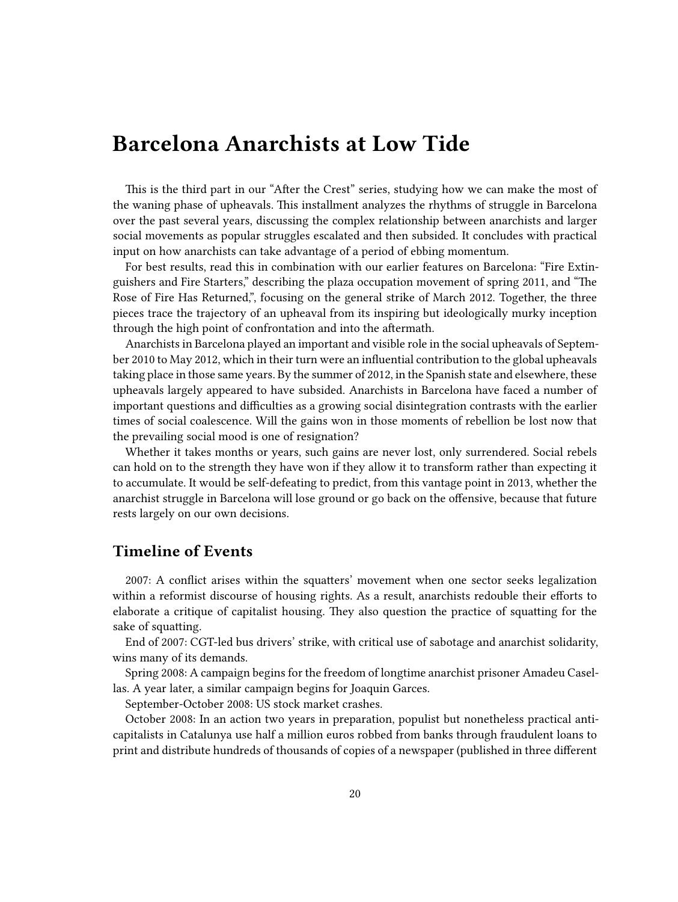# Barcelona Anarchists at Low Tide

This is the third part in our "After the Crest" series, studying how we can make the most of the waning phase of upheavals. This installment analyzes the rhythms of struggle in Barcelona over the past several years, discussing the complex relationship between anarchists and larger social movements as popular struggles escalated and then subsided. It concludes with practical input on how anarchists can take advantage of a period of ebbing momentum.

For best results, read this in combination with our earlier features on Barcelona: "Fire Extinguishers and Fire Starters," describing the plaza occupation movement of spring 2011, and "The Rose of Fire Has Returned,", focusing on the general strike of March 2012. Together, the three pieces trace the trajectory of an upheaval from its inspiring but ideologically murky inception through the high point of confrontation and into the aftermath.

Anarchists in Barcelona played an important and visible role in the social upheavals of September 2010 to May 2012, which in their turn were an influential contribution to the global upheavals taking place in those same years. By the summer of 2012, in the Spanish state and elsewhere, these upheavals largely appeared to have subsided. Anarchists in Barcelona have faced a number of important questions and difficulties as a growing social disintegration contrasts with the earlier times of social coalescence. Will the gains won in those moments of rebellion be lost now that the prevailing social mood is one of resignation?

Whether it takes months or years, such gains are never lost, only surrendered. Social rebels can hold on to the strength they have won if they allow it to transform rather than expecting it to accumulate. It would be self-defeating to predict, from this vantage point in 2013, whether the anarchist struggle in Barcelona will lose ground or go back on the offensive, because that future rests largely on our own decisions.

## Timeline of Events

2007: A conflict arises within the squatters' movement when one sector seeks legalization within a reformist discourse of housing rights. As a result, anarchists redouble their efforts to elaborate a critique of capitalist housing. They also question the practice of squatting for the sake of squatting.

End of 2007: CGT-led bus drivers' strike, with critical use of sabotage and anarchist solidarity, wins many of its demands.

Spring 2008: A campaign begins for the freedom of longtime anarchist prisoner Amadeu Casellas. A year later, a similar campaign begins for Joaquin Garces.

September-October 2008: US stock market crashes.

October 2008: In an action two years in preparation, populist but nonetheless practical anti-capitalists in Catalunya use half a million euros robbed from banks through fraudulent loans to print and distribute hundreds of thousands of copies of a newspaper (published in three different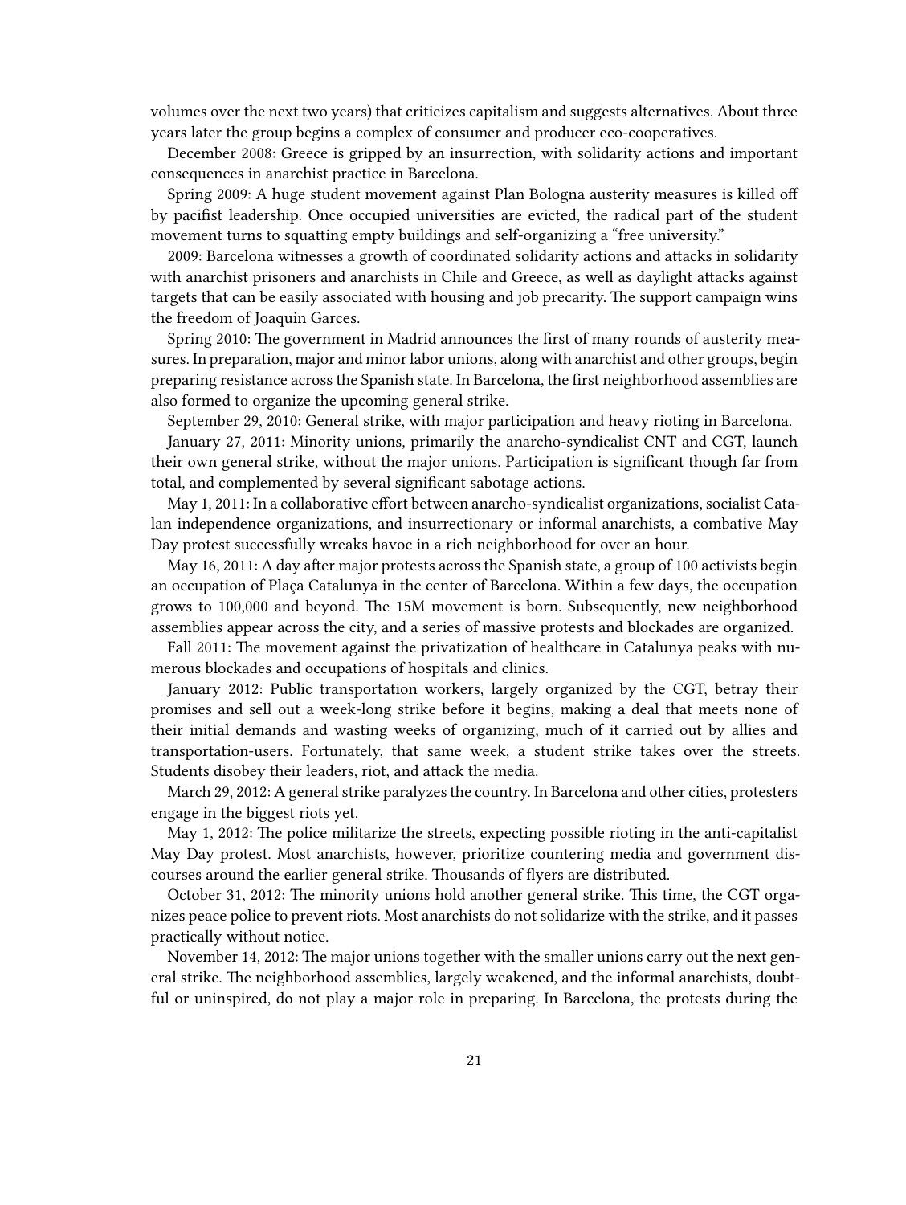volumes over the next two years) that criticizes capitalism and suggests alternatives. About three years later the group begins a complex of consumer and producer eco-cooperatives.

December 2008: Greece is gripped by an insurrection, with solidarity actions and important consequences in anarchist practice in Barcelona.

Spring 2009: A huge student movement against Plan Bologna austerity measures is killed off by pacifist leadership. Once occupied universities are evicted, the radical part of the student movement turns to squatting empty buildings and self-organizing a "free university."

2009: Barcelona witnesses a growth of coordinated solidarity actions and attacks in solidarity with anarchist prisoners and anarchists in Chile and Greece, as well as daylight attacks against targets that can be easily associated with housing and job precarity. The support campaign wins the freedom of Joaquin Garces.

Spring 2010: The government in Madrid announces the first of many rounds of austerity measures. In preparation, major and minor labor unions, along with anarchist and other groups, begin preparing resistance across the Spanish state. In Barcelona, the first neighborhood assemblies are also formed to organize the upcoming general strike.

September 29, 2010: General strike, with major participation and heavy rioting in Barcelona.

January 27, 2011: Minority unions, primarily the anarcho-syndicalist CNT and CGT, launch their own general strike, without the major unions. Participation is significant though far from total, and complemented by several significant sabotage actions.

May 1, 2011: In a collaborative effort between anarcho-syndicalist organizations, socialist Catalan independence organizations, and insurrectionary or informal anarchists, a combative May Day protest successfully wreaks havoc in a rich neighborhood for over an hour.

May 16, 2011: A day after major protests across the Spanish state, a group of 100 activists begin an occupation of Plaça Catalunya in the center of Barcelona. Within a few days, the occupation grows to 100,000 and beyond. The 15M movement is born. Subsequently, new neighborhood assemblies appear across the city, and a series of massive protests and blockades are organized.

Fall 2011: The movement against the privatization of healthcare in Catalunya peaks with numerous blockades and occupations of hospitals and clinics.

January 2012: Public transportation workers, largely organized by the CGT, betray their promises and sell out a week-long strike before it begins, making a deal that meets none of their initial demands and wasting weeks of organizing, much of it carried out by allies and transportation-users. Fortunately, that same week, a student strike takes over the streets. Students disobey their leaders, riot, and attack the media.

March 29, 2012: A general strike paralyzes the country. In Barcelona and other cities, protesters engage in the biggest riots yet.

May 1, 2012: The police militarize the streets, expecting possible rioting in the anti-capitalist May Day protest. Most anarchists, however, prioritize countering media and government discourses around the earlier general strike. Thousands of flyers are distributed.

October 31, 2012: The minority unions hold another general strike. This time, the CGT organizes peace police to prevent riots. Most anarchists do not solidarize with the strike, and it passes practically without notice.

November 14, 2012: The major unions together with the smaller unions carry out the next general strike. The neighborhood assemblies, largely weakened, and the informal anarchists, doubtful or uninspired, do not play a major role in preparing. In Barcelona, the protests during the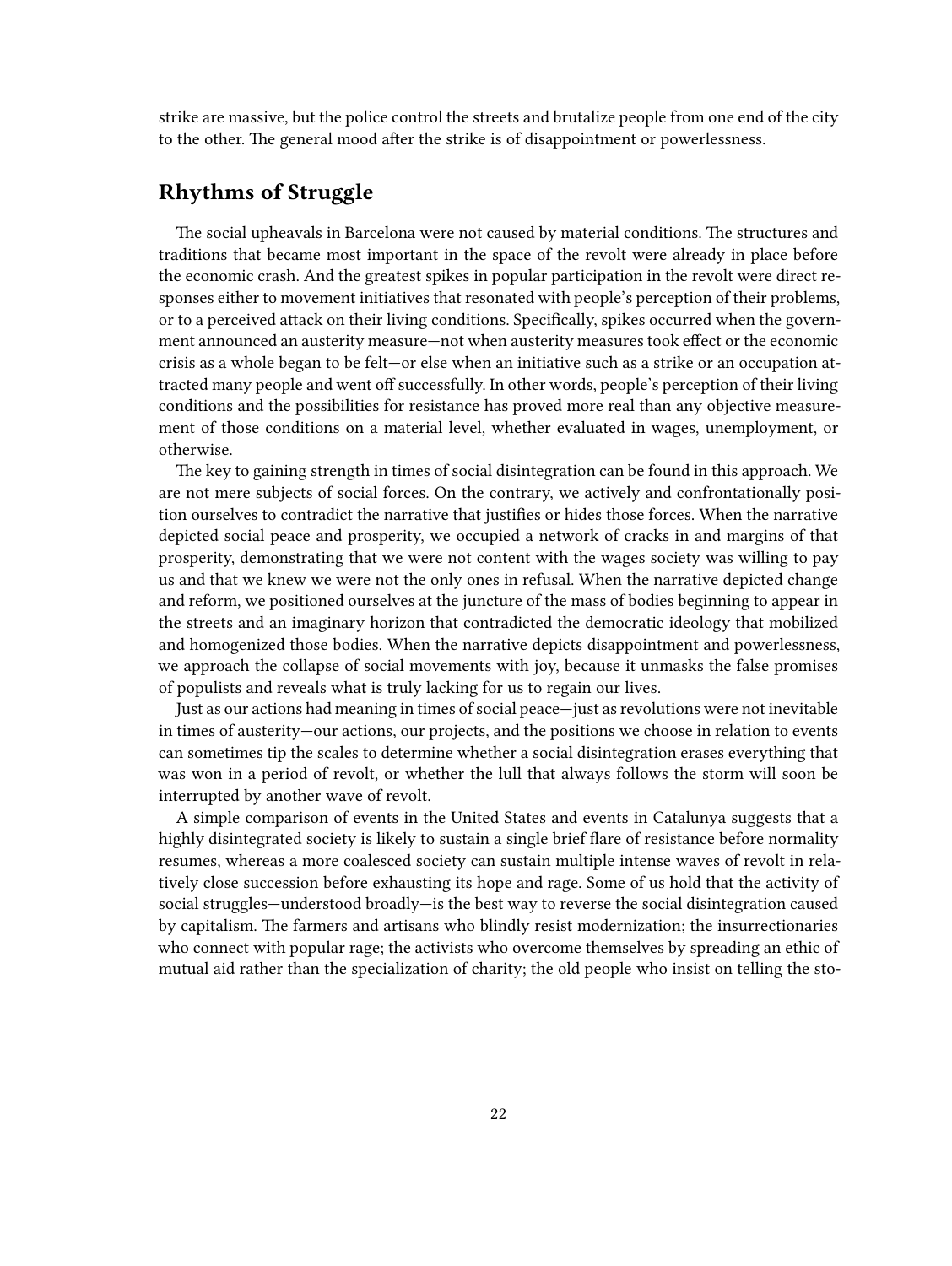strike are massive, but the police control the streets and brutalize people from one end of the city to the other. The general mood after the strike is of disappointment or powerlessness.

## Rhythms of Struggle

The social upheavals in Barcelona were not caused by material conditions. The structures and traditions that became most important in the space of the revolt were already in place before the economic crash. And the greatest spikes in popular participation in the revolt were direct responses either to movement initiatives that resonated with people's perception of their problems, or to a perceived attack on their living conditions. Specifically, spikes occurred when the government announced an austerity measure—not when austerity measures took effect or the economic crisis as a whole began to be felt—or else when an initiative such as a strike or an occupation attracted many people and went off successfully. In other words, people's perception of their living conditions and the possibilities for resistance has proved more real than any objective measurement of those conditions on a material level, whether evaluated in wages, unemployment, or otherwise.

The key to gaining strength in times of social disintegration can be found in this approach. We are not mere subjects of social forces. On the contrary, we actively and confrontationally position ourselves to contradict the narrative that justifies or hides those forces. When the narrative depicted social peace and prosperity, we occupied a network of cracks in and margins of that prosperity, demonstrating that we were not content with the wages society was willing to pay us and that we knew we were not the only ones in refusal. When the narrative depicted change and reform, we positioned ourselves at the juncture of the mass of bodies beginning to appear in the streets and an imaginary horizon that contradicted the democratic ideology that mobilized and homogenized those bodies. When the narrative depicts disappointment and powerlessness, we approach the collapse of social movements with joy, because it unmasks the false promises of populists and reveals what is truly lacking for us to regain our lives.

Just as our actions had meaning in times of social peace—just as revolutions were not inevitable in times of austerity—our actions, our projects, and the positions we choose in relation to events can sometimes tip the scales to determine whether a social disintegration erases everything that was won in a period of revolt, or whether the lull that always follows the storm will soon be interrupted by another wave of revolt.

A simple comparison of events in the United States and events in Catalunya suggests that a highly disintegrated society is likely to sustain a single brief flare of resistance before normality resumes, whereas a more coalesced society can sustain multiple intense waves of revolt in relatively close succession before exhausting its hope and rage. Some of us hold that the activity of social struggles—understood broadly—is the best way to reverse the social disintegration caused by capitalism. The farmers and artisans who blindly resist modernization; the insurrectionaries who connect with popular rage; the activists who overcome themselves by spreading an ethic of mutual aid rather than the specialization of charity; the old people who insist on telling the sto-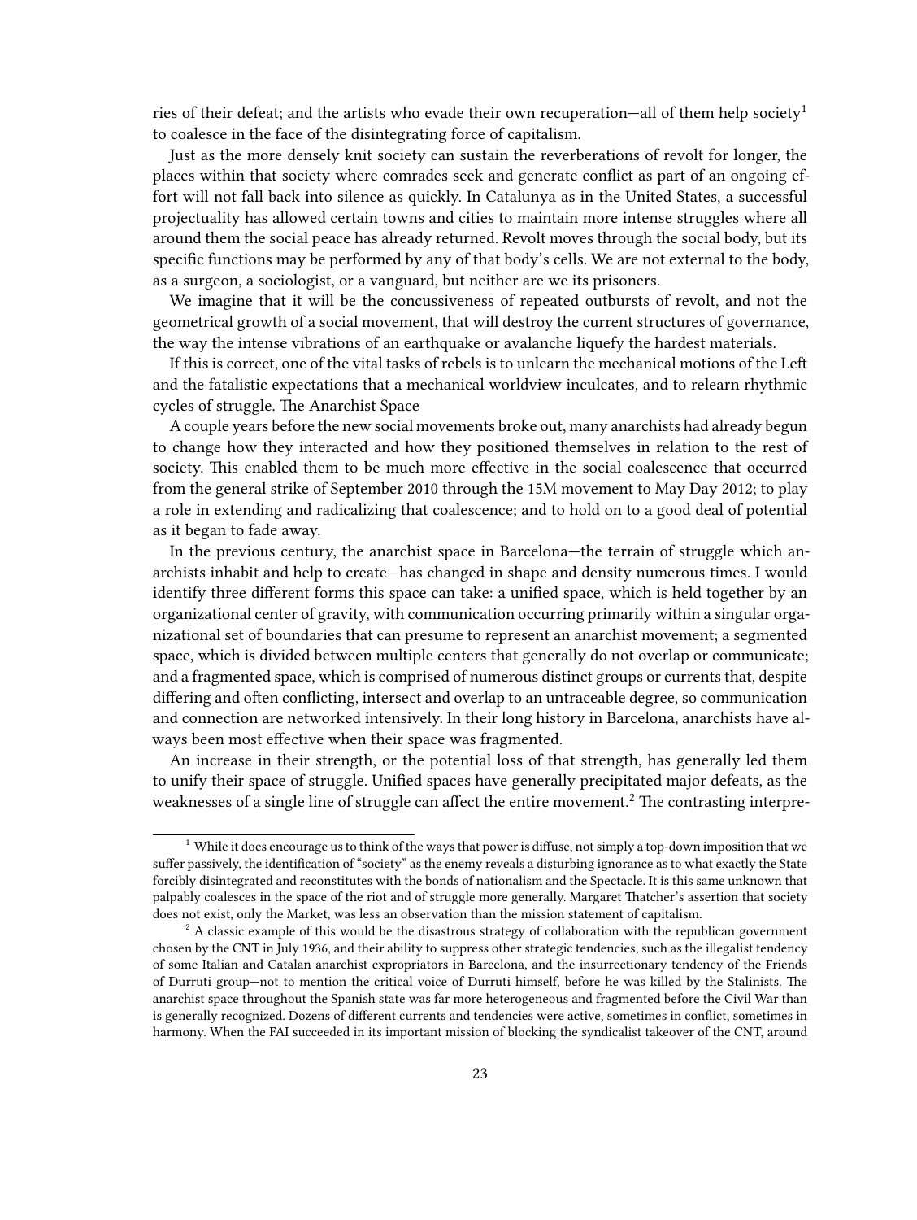ries of their defeat; and the artists who evade their own recuperation—all of them help society[1] to coalesce in the face of the disintegrating force of capitalism.

Just as the more densely knit society can sustain the reverberations of revolt for longer, the places within that society where comrades seek and generate conflict as part of an ongoing effort will not fall back into silence as quickly. In Catalunya as in the United States, a successful projectuality has allowed certain towns and cities to maintain more intense struggles where all around them the social peace has already returned. Revolt moves through the social body, but its specific functions may be performed by any of that body's cells. We are not external to the body, as a surgeon, a sociologist, or a vanguard, but neither are we its prisoners.

We imagine that it will be the concussiveness of repeated outbursts of revolt, and not the geometrical growth of a social movement, that will destroy the current structures of governance, the way the intense vibrations of an earthquake or avalanche liquefy the hardest materials.

If this is correct, one of the vital tasks of rebels is to unlearn the mechanical motions of the Left and the fatalistic expectations that a mechanical worldview inculcates, and to relearn rhythmic cycles of struggle.

## The Anarchist Space

A couple years before the new social movements broke out, many anarchists had already begun to change how they interacted and how they positioned themselves in relation to the rest of society. This enabled them to be much more effective in the social coalescence that occurred from the general strike of September 2010 through the 15M movement to May Day 2012; to play a role in extending and radicalizing that coalescence; and to hold on to a good deal of potential as it began to fade away.

In the previous century, the anarchist space in Barcelona—the terrain of struggle which anarchists inhabit and help to create—has changed in shape and density numerous times. I would identify three different forms this space can take: a unified space, which is held together by an organizational center of gravity, with communication occurring primarily within a singular organizational set of boundaries that can presume to represent an anarchist movement; a segmented space, which is divided between multiple centers that generally do not overlap or communicate; and a fragmented space, which is comprised of numerous distinct groups or currents that, despite differing and often conflicting, intersect and overlap to an untraceable degree, so communication and connection are networked intensively. In their long history in Barcelona, anarchists have always been most effective when their space was fragmented.

An increase in their strength, or the potential loss of that strength, has generally led them to unify their space of struggle. Unified spaces have generally precipitated major defeats, as the weaknesses of a single line of struggle can affect the entire movement.[2] The contrasting interpre-

[1] While it does encourage us to think of the ways that power is diffuse, not simply a top-down imposition that we suffer passively, the identification of "society" as the enemy reveals a disturbing ignorance as to what exactly the State forcibly disintegrated and reconstitutes with the bonds of nationalism and the Spectacle. It is this same unknown that palpably coalesces in the space of the riot and of struggle more generally. Margaret Thatcher's assertion that society does not exist, only the Market, was less an observation than the mission statement of capitalism.

[2] A classic example of this would be the disastrous strategy of collaboration with the republican government chosen by the CNT in July 1936, and their ability to suppress other strategic tendencies, such as the illegalist tendency of some Italian and Catalan anarchist expropriators in Barcelona, and the insurrectionary tendency of the Friends of Durruti group—not to mention the critical voice of Durruti himself, before he was killed by the Stalinists. The anarchist space throughout the Spanish state was far more heterogeneous and fragmented before the Civil War than is generally recognized. Dozens of different currents and tendencies were active, sometimes in conflict, sometimes in harmony. When the FAI succeeded in its important mission of blocking the syndicalist takeover of the CNT, around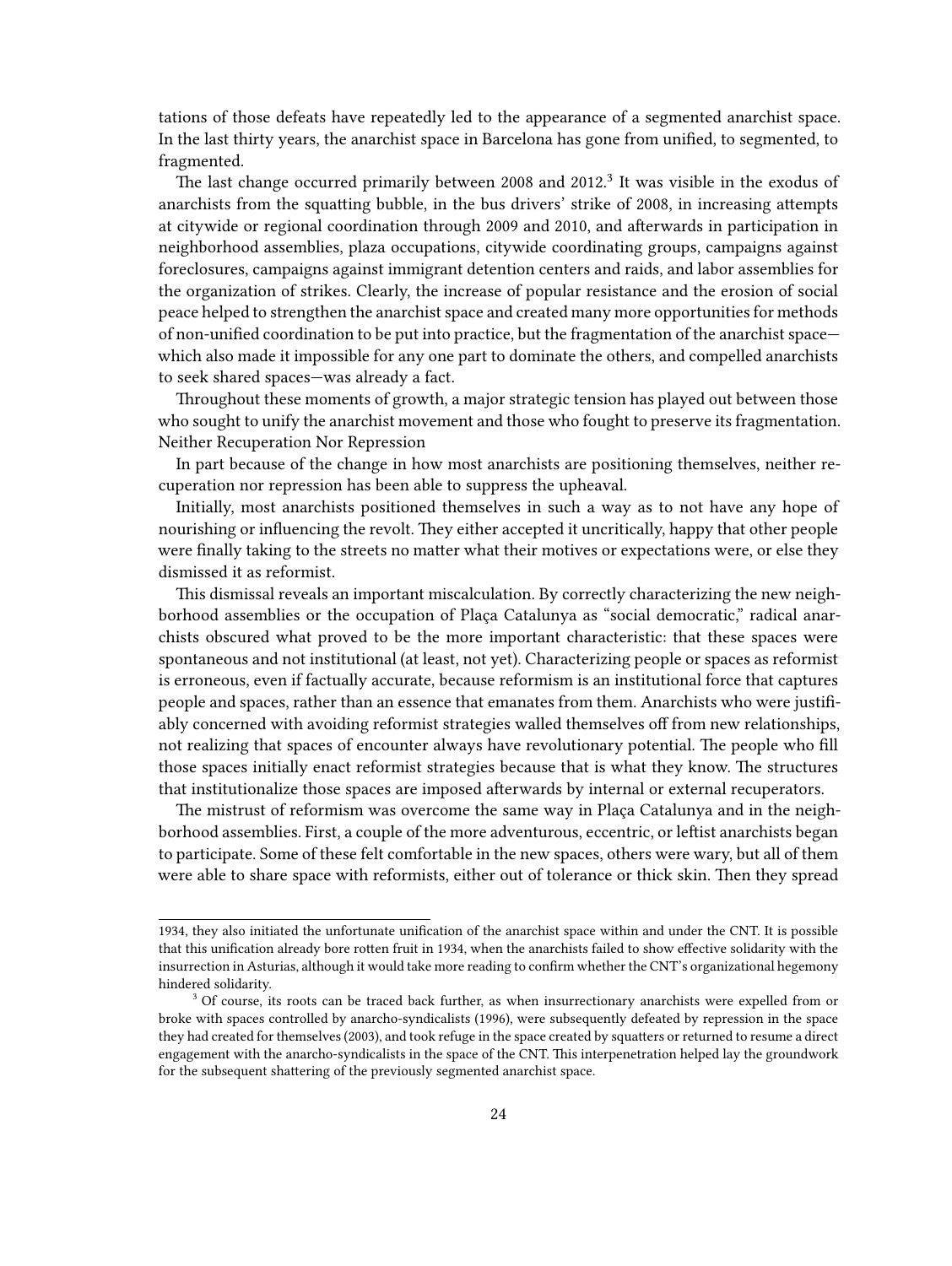tations of those defeats have repeatedly led to the appearance of a segmented anarchist space. In the last thirty years, the anarchist space in Barcelona has gone from unified, to segmented, to fragmented.

The last change occurred primarily between 2008 and 2012.[3] It was visible in the exodus of anarchists from the squatting bubble, in the bus drivers' strike of 2008, in increasing attempts at citywide or regional coordination through 2009 and 2010, and afterwards in participation in neighborhood assemblies, plaza occupations, citywide coordinating groups, campaigns against foreclosures, campaigns against immigrant detention centers and raids, and labor assemblies for the organization of strikes. Clearly, the increase of popular resistance and the erosion of social peace helped to strengthen the anarchist space and created many more opportunities for methods of non-unified coordination to be put into practice, but the fragmentation of the anarchist space—which also made it impossible for any one part to dominate the others, and compelled anarchists to seek shared spaces—was already a fact.

Throughout these moments of growth, a major strategic tension has played out between those who sought to unify the anarchist movement and those who fought to preserve its fragmentation.

## Neither Recuperation Nor Repression

In part because of the change in how most anarchists are positioning themselves, neither recuperation nor repression has been able to suppress the upheaval.

Initially, most anarchists positioned themselves in such a way as to not have any hope of nourishing or influencing the revolt. They either accepted it uncritically, happy that other people were finally taking to the streets no matter what their motives or expectations were, or else they dismissed it as reformist.

This dismissal reveals an important miscalculation. By correctly characterizing the new neighborhood assemblies or the occupation of Plaça Catalunya as "social democratic," radical anarchists obscured what proved to be the more important characteristic: that these spaces were spontaneous and not institutional (at least, not yet). Characterizing people or spaces as reformist is erroneous, even if factually accurate, because reformism is an institutional force that captures people and spaces, rather than an essence that emanates from them. Anarchists who were justifiably concerned with avoiding reformist strategies walled themselves off from new relationships, not realizing that spaces of encounter always have revolutionary potential. The people who fill those spaces initially enact reformist strategies because that is what they know. The structures that institutionalize those spaces are imposed afterwards by internal or external recuperators.

The mistrust of reformism was overcome the same way in Plaça Catalunya and in the neighborhood assemblies. First, a couple of the more adventurous, eccentric, or leftist anarchists began to participate. Some of these felt comfortable in the new spaces, others were wary, but all of them were able to share space with reformists, either out of tolerance or thick skin. Then they spread

---

1934, they also initiated the unfortunate unification of the anarchist space within and under the CNT. It is possible that this unification already bore rotten fruit in 1934, when the anarchists failed to show effective solidarity with the insurrection in Asturias, although it would take more reading to confirm whether the CNT's organizational hegemony hindered solidarity.

[3] Of course, its roots can be traced back further, as when insurrectionary anarchists were expelled from or broke with spaces controlled by anarcho-syndicalists (1996), were subsequently defeated by repression in the space they had created for themselves (2003), and took refuge in the space created by squatters or returned to resume a direct engagement with the anarcho-syndicalists in the space of the CNT. This interpenetration helped lay the groundwork for the subsequent shattering of the previously segmented anarchist space.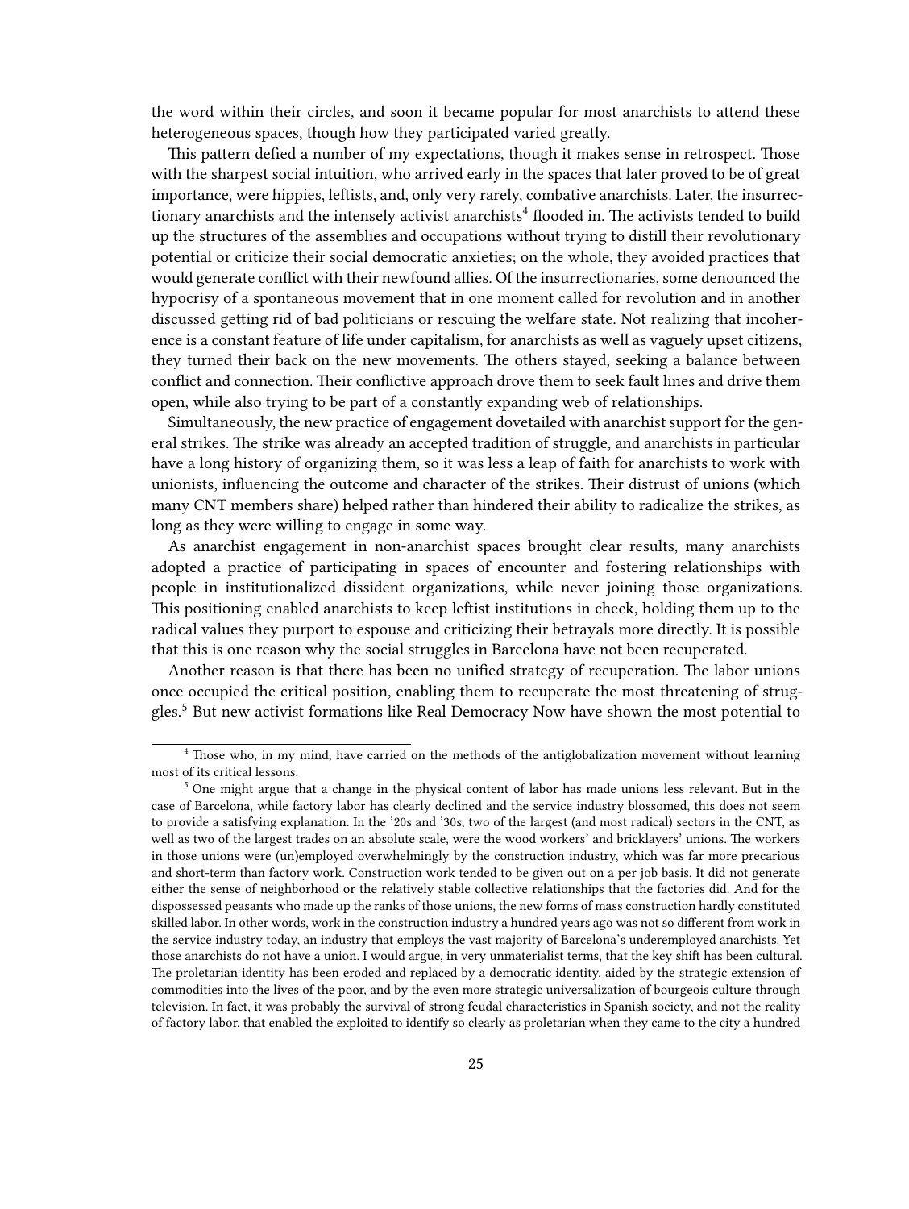the word within their circles, and soon it became popular for most anarchists to attend these heterogeneous spaces, though how they participated varied greatly.

This pattern defied a number of my expectations, though it makes sense in retrospect. Those with the sharpest social intuition, who arrived early in the spaces that later proved to be of great importance, were hippies, leftists, and, only very rarely, combative anarchists. Later, the insurrectionary anarchists and the intensely activist anarchists[4] flooded in. The activists tended to build up the structures of the assemblies and occupations without trying to distill their revolutionary potential or criticize their social democratic anxieties; on the whole, they avoided practices that would generate conflict with their newfound allies. Of the insurrectionaries, some denounced the hypocrisy of a spontaneous movement that in one moment called for revolution and in another discussed getting rid of bad politicians or rescuing the welfare state. Not realizing that incoherence is a constant feature of life under capitalism, for anarchists as well as vaguely upset citizens, they turned their back on the new movements. The others stayed, seeking a balance between conflict and connection. Their conflictive approach drove them to seek fault lines and drive them open, while also trying to be part of a constantly expanding web of relationships.

Simultaneously, the new practice of engagement dovetailed with anarchist support for the general strikes. The strike was already an accepted tradition of struggle, and anarchists in particular have a long history of organizing them, so it was less a leap of faith for anarchists to work with unionists, influencing the outcome and character of the strikes. Their distrust of unions (which many CNT members share) helped rather than hindered their ability to radicalize the strikes, as long as they were willing to engage in some way.

As anarchist engagement in non-anarchist spaces brought clear results, many anarchists adopted a practice of participating in spaces of encounter and fostering relationships with people in institutionalized dissident organizations, while never joining those organizations. This positioning enabled anarchists to keep leftist institutions in check, holding them up to the radical values they purport to espouse and criticizing their betrayals more directly. It is possible that this is one reason why the social struggles in Barcelona have not been recuperated.

Another reason is that there has been no unified strategy of recuperation. The labor unions once occupied the critical position, enabling them to recuperate the most threatening of struggles.[5] But new activist formations like Real Democracy Now have shown the most potential to

---

[4] Those who, in my mind, have carried on the methods of the antiglobalization movement without learning most of its critical lessons.

[5] One might argue that a change in the physical content of labor has made unions less relevant. But in the case of Barcelona, while factory labor has clearly declined and the service industry blossomed, this does not seem to provide a satisfying explanation. In the '20s and '30s, two of the largest (and most radical) sectors in the CNT, as well as two of the largest trades on an absolute scale, were the wood workers' and bricklayers' unions. The workers in those unions were (un)employed overwhelmingly by the construction industry, which was far more precarious and short-term than factory work. Construction work tended to be given out on a per job basis. It did not generate either the sense of neighborhood or the relatively stable collective relationships that the factories did. And for the dispossessed peasants who made up the ranks of those unions, the new forms of mass construction hardly constituted skilled labor. In other words, work in the construction industry a hundred years ago was not so different from work in the service industry today, an industry that employs the vast majority of Barcelona's underemployed anarchists. Yet those anarchists do not have a union. I would argue, in very unmaterialist terms, that the key shift has been cultural. The proletarian identity has been eroded and replaced by a democratic identity, aided by the strategic extension of commodities into the lives of the poor, and by the even more strategic universalization of bourgeois culture through television. In fact, it was probably the survival of strong feudal characteristics in Spanish society, and not the reality of factory labor, that enabled the exploited to identify so clearly as proletarian when they came to the city a hundred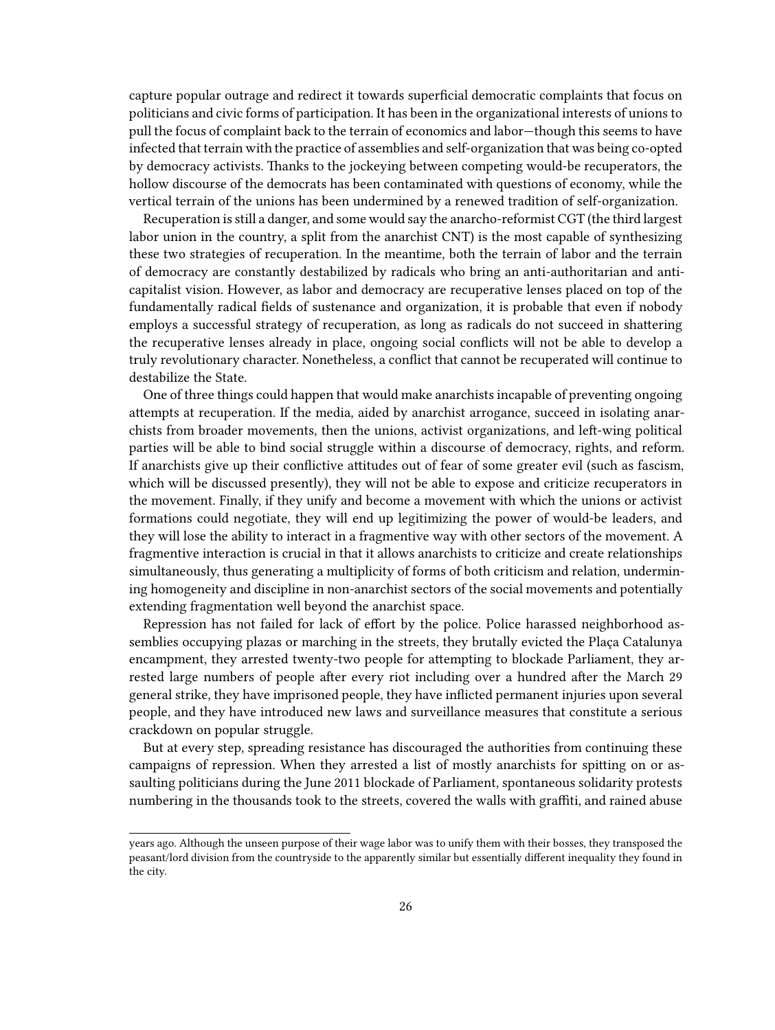capture popular outrage and redirect it towards superficial democratic complaints that focus on politicians and civic forms of participation. It has been in the organizational interests of unions to pull the focus of complaint back to the terrain of economics and labor—though this seems to have infected that terrain with the practice of assemblies and self-organization that was being co-opted by democracy activists. Thanks to the jockeying between competing would-be recuperators, the hollow discourse of the democrats has been contaminated with questions of economy, while the vertical terrain of the unions has been undermined by a renewed tradition of self-organization.

Recuperation is still a danger, and some would say the anarcho-reformist CGT (the third largest labor union in the country, a split from the anarchist CNT) is the most capable of synthesizing these two strategies of recuperation. In the meantime, both the terrain of labor and the terrain of democracy are constantly destabilized by radicals who bring an anti-authoritarian and anti-capitalist vision. However, as labor and democracy are recuperative lenses placed on top of the fundamentally radical fields of sustenance and organization, it is probable that even if nobody employs a successful strategy of recuperation, as long as radicals do not succeed in shattering the recuperative lenses already in place, ongoing social conflicts will not be able to develop a truly revolutionary character. Nonetheless, a conflict that cannot be recuperated will continue to destabilize the State.

One of three things could happen that would make anarchists incapable of preventing ongoing attempts at recuperation. If the media, aided by anarchist arrogance, succeed in isolating anarchists from broader movements, then the unions, activist organizations, and left-wing political parties will be able to bind social struggle within a discourse of democracy, rights, and reform. If anarchists give up their conflictive attitudes out of fear of some greater evil (such as fascism, which will be discussed presently), they will not be able to expose and criticize recuperators in the movement. Finally, if they unify and become a movement with which the unions or activist formations could negotiate, they will end up legitimizing the power of would-be leaders, and they will lose the ability to interact in a fragmentive way with other sectors of the movement. A fragmentive interaction is crucial in that it allows anarchists to criticize and create relationships simultaneously, thus generating a multiplicity of forms of both criticism and relation, undermining homogeneity and discipline in non-anarchist sectors of the social movements and potentially extending fragmentation well beyond the anarchist space.

Repression has not failed for lack of effort by the police. Police harassed neighborhood assemblies occupying plazas or marching in the streets, they brutally evicted the Plaça Catalunya encampment, they arrested twenty-two people for attempting to blockade Parliament, they arrested large numbers of people after every riot including over a hundred after the March 29 general strike, they have imprisoned people, they have inflicted permanent injuries upon several people, and they have introduced new laws and surveillance measures that constitute a serious crackdown on popular struggle.

But at every step, spreading resistance has discouraged the authorities from continuing these campaigns of repression. When they arrested a list of mostly anarchists for spitting on or assaulting politicians during the June 2011 blockade of Parliament, spontaneous solidarity protests numbering in the thousands took to the streets, covered the walls with graffiti, and rained abuse

---

years ago. Although the unseen purpose of their wage labor was to unify them with their bosses, they transposed the peasant/lord division from the countryside to the apparently similar but essentially different inequality they found in the city.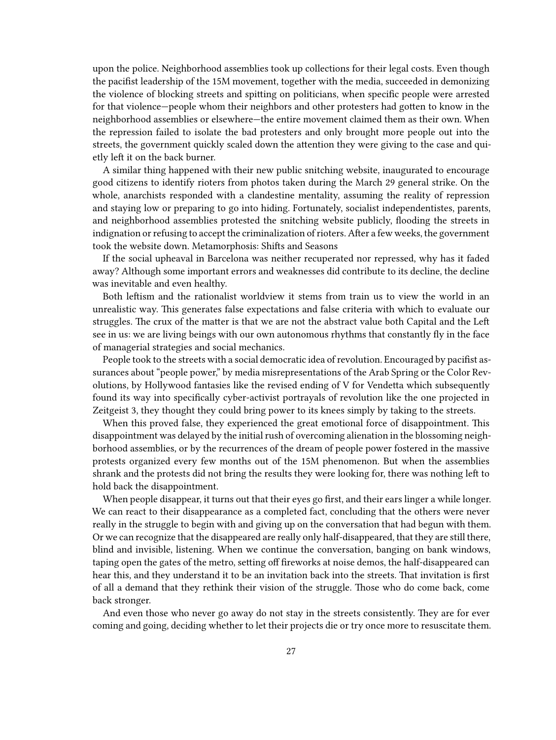upon the police. Neighborhood assemblies took up collections for their legal costs. Even though the pacifist leadership of the 15M movement, together with the media, succeeded in demonizing the violence of blocking streets and spitting on politicians, when specific people were arrested for that violence—people whom their neighbors and other protesters had gotten to know in the neighborhood assemblies or elsewhere—the entire movement claimed them as their own. When the repression failed to isolate the bad protesters and only brought more people out into the streets, the government quickly scaled down the attention they were giving to the case and quietly left it on the back burner.

A similar thing happened with their new public snitching website, inaugurated to encourage good citizens to identify rioters from photos taken during the March 29 general strike. On the whole, anarchists responded with a clandestine mentality, assuming the reality of repression and staying low or preparing to go into hiding. Fortunately, socialist independentistes, parents, and neighborhood assemblies protested the snitching website publicly, flooding the streets in indignation or refusing to accept the criminalization of rioters. After a few weeks, the government took the website down. Metamorphosis: Shifts and Seasons

If the social upheaval in Barcelona was neither recuperated nor repressed, why has it faded away? Although some important errors and weaknesses did contribute to its decline, the decline was inevitable and even healthy.

Both leftism and the rationalist worldview it stems from train us to view the world in an unrealistic way. This generates false expectations and false criteria with which to evaluate our struggles. The crux of the matter is that we are not the abstract value both Capital and the Left see in us: we are living beings with our own autonomous rhythms that constantly fly in the face of managerial strategies and social mechanics.

People took to the streets with a social democratic idea of revolution. Encouraged by pacifist assurances about "people power," by media misrepresentations of the Arab Spring or the Color Revolutions, by Hollywood fantasies like the revised ending of V for Vendetta which subsequently found its way into specifically cyber-activist portrayals of revolution like the one projected in Zeitgeist 3, they thought they could bring power to its knees simply by taking to the streets.

When this proved false, they experienced the great emotional force of disappointment. This disappointment was delayed by the initial rush of overcoming alienation in the blossoming neighborhood assemblies, or by the recurrences of the dream of people power fostered in the massive protests organized every few months out of the 15M phenomenon. But when the assemblies shrank and the protests did not bring the results they were looking for, there was nothing left to hold back the disappointment.

When people disappear, it turns out that their eyes go first, and their ears linger a while longer. We can react to their disappearance as a completed fact, concluding that the others were never really in the struggle to begin with and giving up on the conversation that had begun with them. Or we can recognize that the disappeared are really only half-disappeared, that they are still there, blind and invisible, listening. When we continue the conversation, banging on bank windows, taping open the gates of the metro, setting off fireworks at noise demos, the half-disappeared can hear this, and they understand it to be an invitation back into the streets. That invitation is first of all a demand that they rethink their vision of the struggle. Those who do come back, come back stronger.

And even those who never go away do not stay in the streets consistently. They are for ever coming and going, deciding whether to let their projects die or try once more to resuscitate them.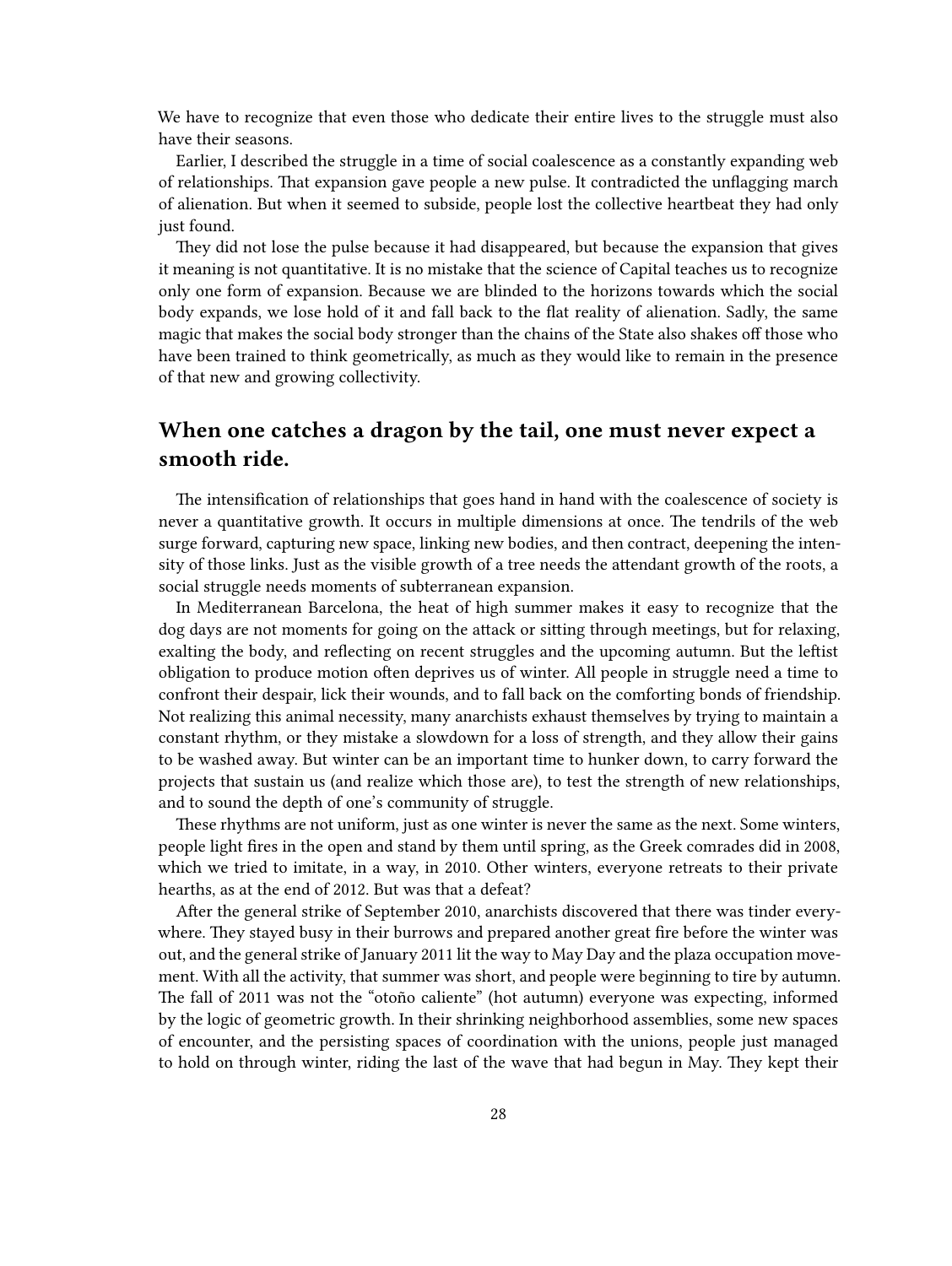We have to recognize that even those who dedicate their entire lives to the struggle must also have their seasons.

Earlier, I described the struggle in a time of social coalescence as a constantly expanding web of relationships. That expansion gave people a new pulse. It contradicted the unflagging march of alienation. But when it seemed to subside, people lost the collective heartbeat they had only just found.

They did not lose the pulse because it had disappeared, but because the expansion that gives it meaning is not quantitative. It is no mistake that the science of Capital teaches us to recognize only one form of expansion. Because we are blinded to the horizons towards which the social body expands, we lose hold of it and fall back to the flat reality of alienation. Sadly, the same magic that makes the social body stronger than the chains of the State also shakes off those who have been trained to think geometrically, as much as they would like to remain in the presence of that new and growing collectivity.

## When one catches a dragon by the tail, one must never expect a smooth ride.

The intensification of relationships that goes hand in hand with the coalescence of society is never a quantitative growth. It occurs in multiple dimensions at once. The tendrils of the web surge forward, capturing new space, linking new bodies, and then contract, deepening the intensity of those links. Just as the visible growth of a tree needs the attendant growth of the roots, a social struggle needs moments of subterranean expansion.

In Mediterranean Barcelona, the heat of high summer makes it easy to recognize that the dog days are not moments for going on the attack or sitting through meetings, but for relaxing, exalting the body, and reflecting on recent struggles and the upcoming autumn. But the leftist obligation to produce motion often deprives us of winter. All people in struggle need a time to confront their despair, lick their wounds, and to fall back on the comforting bonds of friendship. Not realizing this animal necessity, many anarchists exhaust themselves by trying to maintain a constant rhythm, or they mistake a slowdown for a loss of strength, and they allow their gains to be washed away. But winter can be an important time to hunker down, to carry forward the projects that sustain us (and realize which those are), to test the strength of new relationships, and to sound the depth of one's community of struggle.

These rhythms are not uniform, just as one winter is never the same as the next. Some winters, people light fires in the open and stand by them until spring, as the Greek comrades did in 2008, which we tried to imitate, in a way, in 2010. Other winters, everyone retreats to their private hearths, as at the end of 2012. But was that a defeat?

After the general strike of September 2010, anarchists discovered that there was tinder everywhere. They stayed busy in their burrows and prepared another great fire before the winter was out, and the general strike of January 2011 lit the way to May Day and the plaza occupation movement. With all the activity, that summer was short, and people were beginning to tire by autumn. The fall of 2011 was not the "otoño caliente" (hot autumn) everyone was expecting, informed by the logic of geometric growth. In their shrinking neighborhood assemblies, some new spaces of encounter, and the persisting spaces of coordination with the unions, people just managed to hold on through winter, riding the last of the wave that had begun in May. They kept their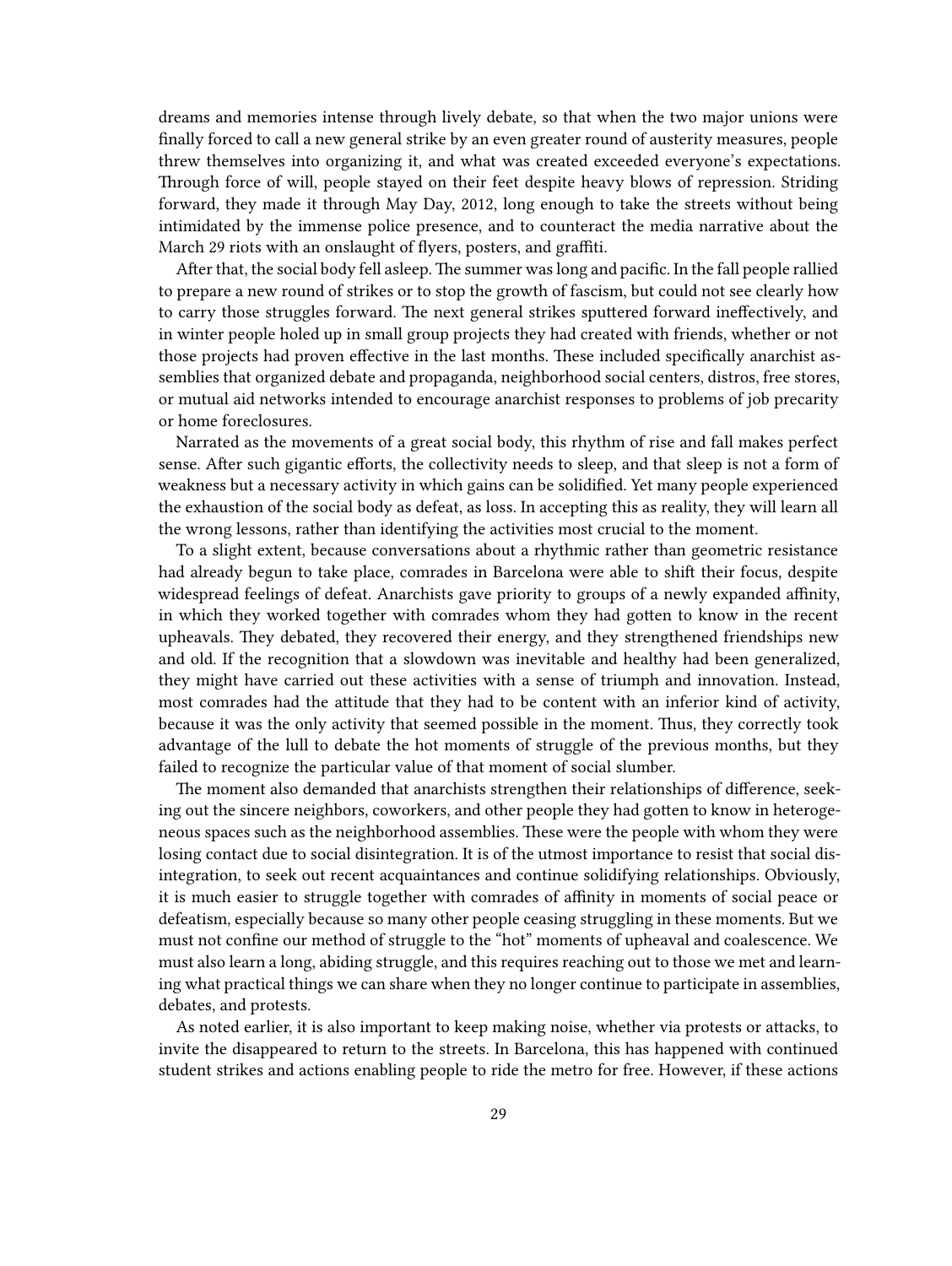dreams and memories intense through lively debate, so that when the two major unions were finally forced to call a new general strike by an even greater round of austerity measures, people threw themselves into organizing it, and what was created exceeded everyone's expectations. Through force of will, people stayed on their feet despite heavy blows of repression. Striding forward, they made it through May Day, 2012, long enough to take the streets without being intimidated by the immense police presence, and to counteract the media narrative about the March 29 riots with an onslaught of flyers, posters, and graffiti.

After that, the social body fell asleep. The summer was long and pacific. In the fall people rallied to prepare a new round of strikes or to stop the growth of fascism, but could not see clearly how to carry those struggles forward. The next general strikes sputtered forward ineffectively, and in winter people holed up in small group projects they had created with friends, whether or not those projects had proven effective in the last months. These included specifically anarchist assemblies that organized debate and propaganda, neighborhood social centers, distros, free stores, or mutual aid networks intended to encourage anarchist responses to problems of job precarity or home foreclosures.

Narrated as the movements of a great social body, this rhythm of rise and fall makes perfect sense. After such gigantic efforts, the collectivity needs to sleep, and that sleep is not a form of weakness but a necessary activity in which gains can be solidified. Yet many people experienced the exhaustion of the social body as defeat, as loss. In accepting this as reality, they will learn all the wrong lessons, rather than identifying the activities most crucial to the moment.

To a slight extent, because conversations about a rhythmic rather than geometric resistance had already begun to take place, comrades in Barcelona were able to shift their focus, despite widespread feelings of defeat. Anarchists gave priority to groups of a newly expanded affinity, in which they worked together with comrades whom they had gotten to know in the recent upheavals. They debated, they recovered their energy, and they strengthened friendships new and old. If the recognition that a slowdown was inevitable and healthy had been generalized, they might have carried out these activities with a sense of triumph and innovation. Instead, most comrades had the attitude that they had to be content with an inferior kind of activity, because it was the only activity that seemed possible in the moment. Thus, they correctly took advantage of the lull to debate the hot moments of struggle of the previous months, but they failed to recognize the particular value of that moment of social slumber.

The moment also demanded that anarchists strengthen their relationships of difference, seeking out the sincere neighbors, coworkers, and other people they had gotten to know in heterogeneous spaces such as the neighborhood assemblies. These were the people with whom they were losing contact due to social disintegration. It is of the utmost importance to resist that social disintegration, to seek out recent acquaintances and continue solidifying relationships. Obviously, it is much easier to struggle together with comrades of affinity in moments of social peace or defeatism, especially because so many other people ceasing struggling in these moments. But we must not confine our method of struggle to the "hot" moments of upheaval and coalescence. We must also learn a long, abiding struggle, and this requires reaching out to those we met and learning what practical things we can share when they no longer continue to participate in assemblies, debates, and protests.

As noted earlier, it is also important to keep making noise, whether via protests or attacks, to invite the disappeared to return to the streets. In Barcelona, this has happened with continued student strikes and actions enabling people to ride the metro for free. However, if these actions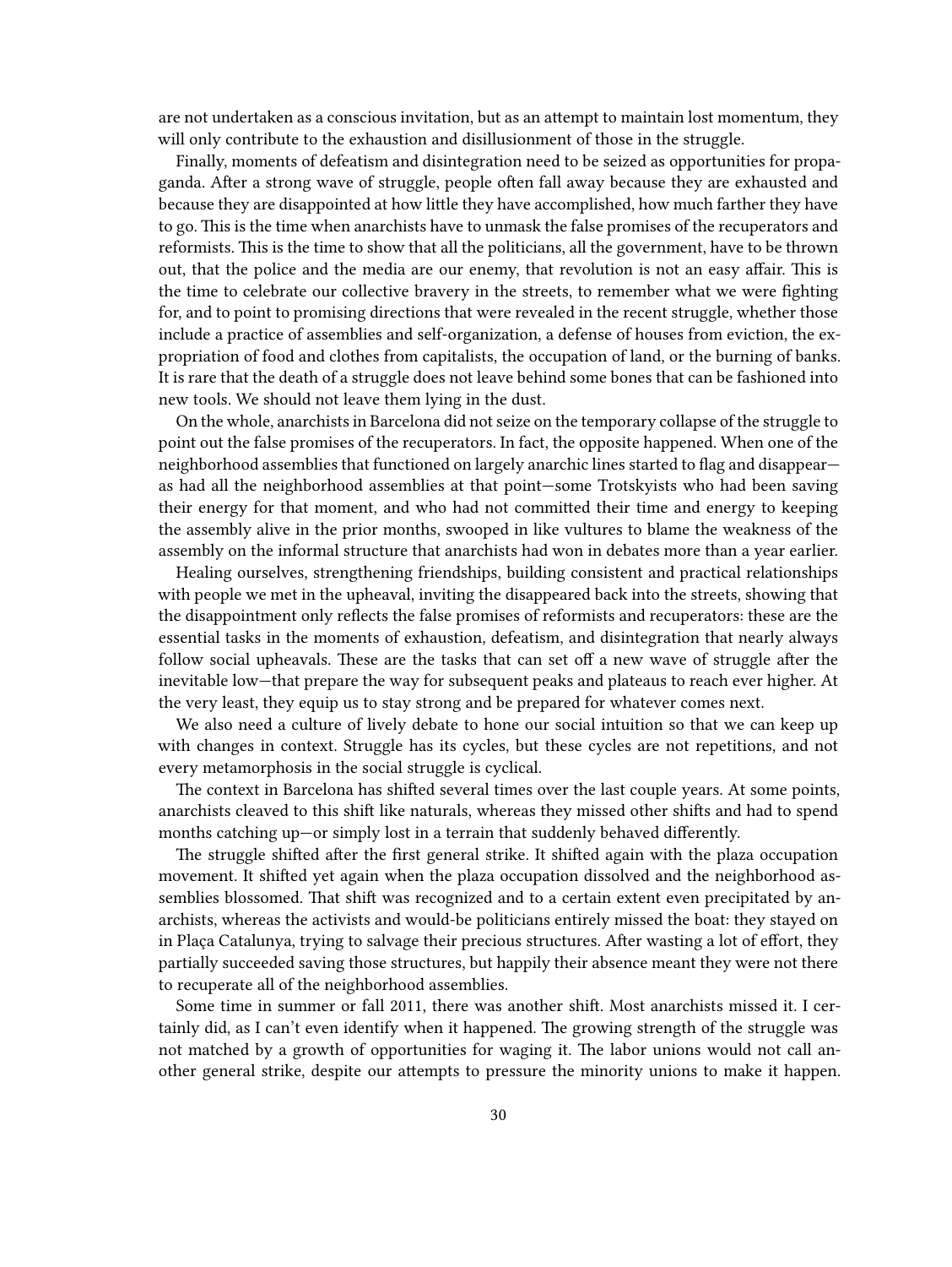are not undertaken as a conscious invitation, but as an attempt to maintain lost momentum, they will only contribute to the exhaustion and disillusionment of those in the struggle.

Finally, moments of defeatism and disintegration need to be seized as opportunities for propaganda. After a strong wave of struggle, people often fall away because they are exhausted and because they are disappointed at how little they have accomplished, how much farther they have to go. This is the time when anarchists have to unmask the false promises of the recuperators and reformists. This is the time to show that all the politicians, all the government, have to be thrown out, that the police and the media are our enemy, that revolution is not an easy affair. This is the time to celebrate our collective bravery in the streets, to remember what we were fighting for, and to point to promising directions that were revealed in the recent struggle, whether those include a practice of assemblies and self-organization, a defense of houses from eviction, the expropriation of food and clothes from capitalists, the occupation of land, or the burning of banks. It is rare that the death of a struggle does not leave behind some bones that can be fashioned into new tools. We should not leave them lying in the dust.

On the whole, anarchists in Barcelona did not seize on the temporary collapse of the struggle to point out the false promises of the recuperators. In fact, the opposite happened. When one of the neighborhood assemblies that functioned on largely anarchic lines started to flag and disappear—as had all the neighborhood assemblies at that point—some Trotskyists who had been saving their energy for that moment, and who had not committed their time and energy to keeping the assembly alive in the prior months, swooped in like vultures to blame the weakness of the assembly on the informal structure that anarchists had won in debates more than a year earlier.

Healing ourselves, strengthening friendships, building consistent and practical relationships with people we met in the upheaval, inviting the disappeared back into the streets, showing that the disappointment only reflects the false promises of reformists and recuperators: these are the essential tasks in the moments of exhaustion, defeatism, and disintegration that nearly always follow social upheavals. These are the tasks that can set off a new wave of struggle after the inevitable low—that prepare the way for subsequent peaks and plateaus to reach ever higher. At the very least, they equip us to stay strong and be prepared for whatever comes next.

We also need a culture of lively debate to hone our social intuition so that we can keep up with changes in context. Struggle has its cycles, but these cycles are not repetitions, and not every metamorphosis in the social struggle is cyclical.

The context in Barcelona has shifted several times over the last couple years. At some points, anarchists cleaved to this shift like naturals, whereas they missed other shifts and had to spend months catching up—or simply lost in a terrain that suddenly behaved differently.

The struggle shifted after the first general strike. It shifted again with the plaza occupation movement. It shifted yet again when the plaza occupation dissolved and the neighborhood assemblies blossomed. That shift was recognized and to a certain extent even precipitated by anarchists, whereas the activists and would-be politicians entirely missed the boat: they stayed on in Plaça Catalunya, trying to salvage their precious structures. After wasting a lot of effort, they partially succeeded saving those structures, but happily their absence meant they were not there to recuperate all of the neighborhood assemblies.

Some time in summer or fall 2011, there was another shift. Most anarchists missed it. I certainly did, as I can't even identify when it happened. The growing strength of the struggle was not matched by a growth of opportunities for waging it. The labor unions would not call another general strike, despite our attempts to pressure the minority unions to make it happen.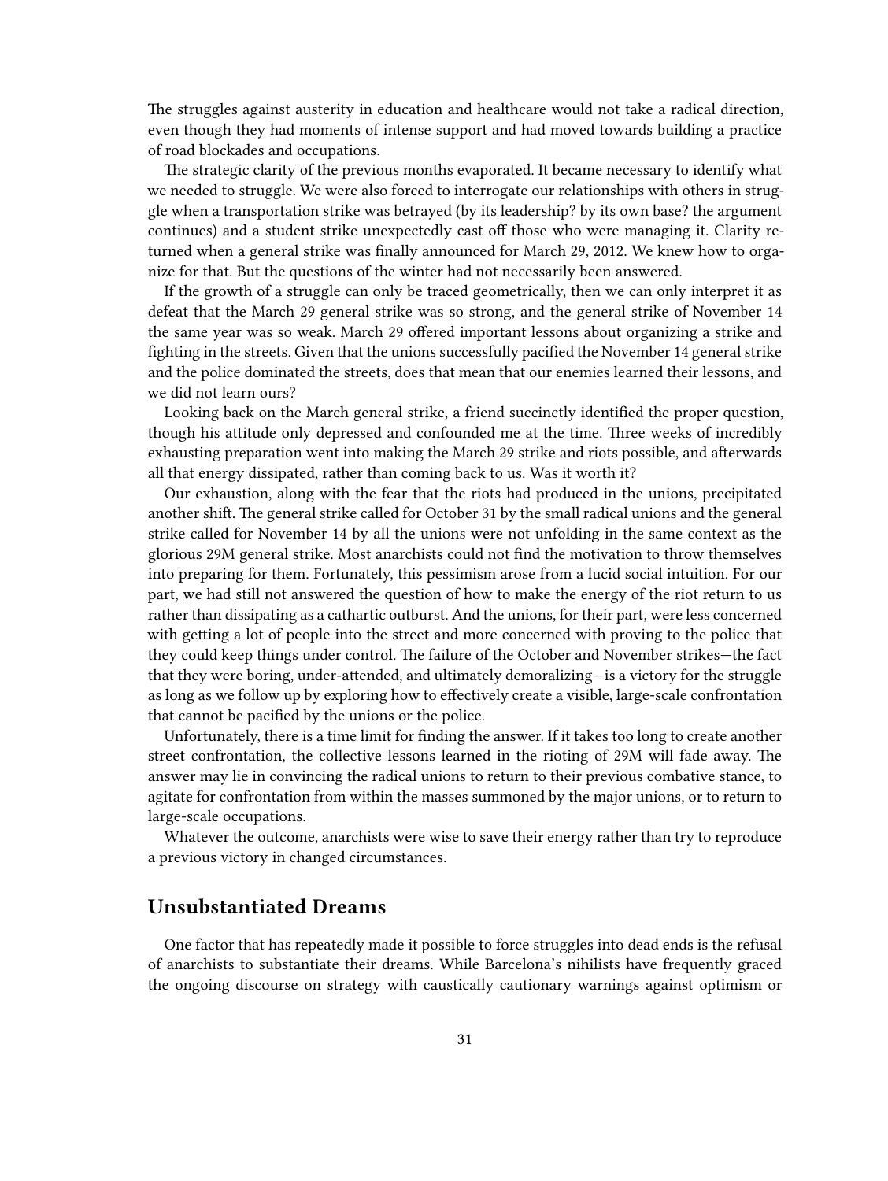The struggles against austerity in education and healthcare would not take a radical direction, even though they had moments of intense support and had moved towards building a practice of road blockades and occupations.

The strategic clarity of the previous months evaporated. It became necessary to identify what we needed to struggle. We were also forced to interrogate our relationships with others in struggle when a transportation strike was betrayed (by its leadership? by its own base? the argument continues) and a student strike unexpectedly cast off those who were managing it. Clarity returned when a general strike was finally announced for March 29, 2012. We knew how to organize for that. But the questions of the winter had not necessarily been answered.

If the growth of a struggle can only be traced geometrically, then we can only interpret it as defeat that the March 29 general strike was so strong, and the general strike of November 14 the same year was so weak. March 29 offered important lessons about organizing a strike and fighting in the streets. Given that the unions successfully pacified the November 14 general strike and the police dominated the streets, does that mean that our enemies learned their lessons, and we did not learn ours?

Looking back on the March general strike, a friend succinctly identified the proper question, though his attitude only depressed and confounded me at the time. Three weeks of incredibly exhausting preparation went into making the March 29 strike and riots possible, and afterwards all that energy dissipated, rather than coming back to us. Was it worth it?

Our exhaustion, along with the fear that the riots had produced in the unions, precipitated another shift. The general strike called for October 31 by the small radical unions and the general strike called for November 14 by all the unions were not unfolding in the same context as the glorious 29M general strike. Most anarchists could not find the motivation to throw themselves into preparing for them. Fortunately, this pessimism arose from a lucid social intuition. For our part, we had still not answered the question of how to make the energy of the riot return to us rather than dissipating as a cathartic outburst. And the unions, for their part, were less concerned with getting a lot of people into the street and more concerned with proving to the police that they could keep things under control. The failure of the October and November strikes—the fact that they were boring, under-attended, and ultimately demoralizing—is a victory for the struggle as long as we follow up by exploring how to effectively create a visible, large-scale confrontation that cannot be pacified by the unions or the police.

Unfortunately, there is a time limit for finding the answer. If it takes too long to create another street confrontation, the collective lessons learned in the rioting of 29M will fade away. The answer may lie in convincing the radical unions to return to their previous combative stance, to agitate for confrontation from within the masses summoned by the major unions, or to return to large-scale occupations.

Whatever the outcome, anarchists were wise to save their energy rather than try to reproduce a previous victory in changed circumstances.

## Unsubstantiated Dreams

One factor that has repeatedly made it possible to force struggles into dead ends is the refusal of anarchists to substantiate their dreams. While Barcelona's nihilists have frequently graced the ongoing discourse on strategy with caustically cautionary warnings against optimism or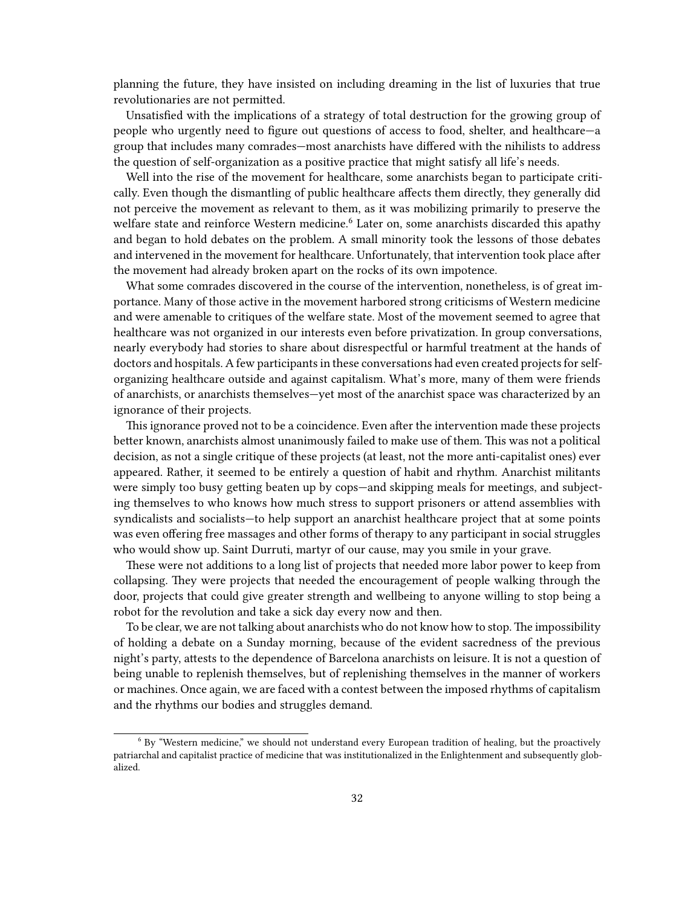planning the future, they have insisted on including dreaming in the list of luxuries that true revolutionaries are not permitted.

Unsatisfied with the implications of a strategy of total destruction for the growing group of people who urgently need to figure out questions of access to food, shelter, and healthcare—a group that includes many comrades—most anarchists have differed with the nihilists to address the question of self-organization as a positive practice that might satisfy all life's needs.

Well into the rise of the movement for healthcare, some anarchists began to participate critically. Even though the dismantling of public healthcare affects them directly, they generally did not perceive the movement as relevant to them, as it was mobilizing primarily to preserve the welfare state and reinforce Western medicine.[6] Later on, some anarchists discarded this apathy and began to hold debates on the problem. A small minority took the lessons of those debates and intervened in the movement for healthcare. Unfortunately, that intervention took place after the movement had already broken apart on the rocks of its own impotence.

What some comrades discovered in the course of the intervention, nonetheless, is of great importance. Many of those active in the movement harbored strong criticisms of Western medicine and were amenable to critiques of the welfare state. Most of the movement seemed to agree that healthcare was not organized in our interests even before privatization. In group conversations, nearly everybody had stories to share about disrespectful or harmful treatment at the hands of doctors and hospitals. A few participants in these conversations had even created projects for self-organizing healthcare outside and against capitalism. What's more, many of them were friends of anarchists, or anarchists themselves—yet most of the anarchist space was characterized by an ignorance of their projects.

This ignorance proved not to be a coincidence. Even after the intervention made these projects better known, anarchists almost unanimously failed to make use of them. This was not a political decision, as not a single critique of these projects (at least, not the more anti-capitalist ones) ever appeared. Rather, it seemed to be entirely a question of habit and rhythm. Anarchist militants were simply too busy getting beaten up by cops—and skipping meals for meetings, and subjecting themselves to who knows how much stress to support prisoners or attend assemblies with syndicalists and socialists—to help support an anarchist healthcare project that at some points was even offering free massages and other forms of therapy to any participant in social struggles who would show up. Saint Durruti, martyr of our cause, may you smile in your grave.

These were not additions to a long list of projects that needed more labor power to keep from collapsing. They were projects that needed the encouragement of people walking through the door, projects that could give greater strength and wellbeing to anyone willing to stop being a robot for the revolution and take a sick day every now and then.

To be clear, we are not talking about anarchists who do not know how to stop. The impossibility of holding a debate on a Sunday morning, because of the evident sacredness of the previous night's party, attests to the dependence of Barcelona anarchists on leisure. It is not a question of being unable to replenish themselves, but of replenishing themselves in the manner of workers or machines. Once again, we are faced with a contest between the imposed rhythms of capitalism and the rhythms our bodies and struggles demand.

[6] By "Western medicine," we should not understand every European tradition of healing, but the proactively patriarchal and capitalist practice of medicine that was institutionalized in the Enlightenment and subsequently globalized.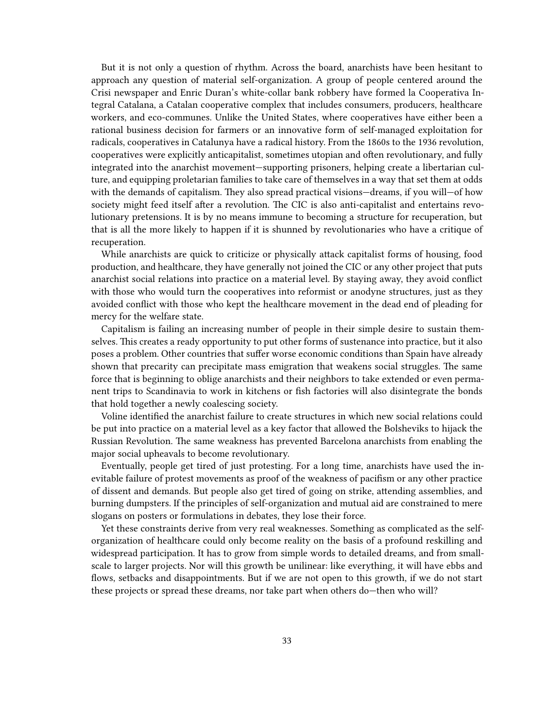But it is not only a question of rhythm. Across the board, anarchists have been hesitant to approach any question of material self-organization. A group of people centered around the Crisi newspaper and Enric Duran's white-collar bank robbery have formed la Cooperativa Integral Catalana, a Catalan cooperative complex that includes consumers, producers, healthcare workers, and eco-communes. Unlike the United States, where cooperatives have either been a rational business decision for farmers or an innovative form of self-managed exploitation for radicals, cooperatives in Catalunya have a radical history. From the 1860s to the 1936 revolution, cooperatives were explicitly anticapitalist, sometimes utopian and often revolutionary, and fully integrated into the anarchist movement—supporting prisoners, helping create a libertarian culture, and equipping proletarian families to take care of themselves in a way that set them at odds with the demands of capitalism. They also spread practical visions—dreams, if you will—of how society might feed itself after a revolution. The CIC is also anti-capitalist and entertains revolutionary pretensions. It is by no means immune to becoming a structure for recuperation, but that is all the more likely to happen if it is shunned by revolutionaries who have a critique of recuperation.

While anarchists are quick to criticize or physically attack capitalist forms of housing, food production, and healthcare, they have generally not joined the CIC or any other project that puts anarchist social relations into practice on a material level. By staying away, they avoid conflict with those who would turn the cooperatives into reformist or anodyne structures, just as they avoided conflict with those who kept the healthcare movement in the dead end of pleading for mercy for the welfare state.

Capitalism is failing an increasing number of people in their simple desire to sustain themselves. This creates a ready opportunity to put other forms of sustenance into practice, but it also poses a problem. Other countries that suffer worse economic conditions than Spain have already shown that precarity can precipitate mass emigration that weakens social struggles. The same force that is beginning to oblige anarchists and their neighbors to take extended or even permanent trips to Scandinavia to work in kitchens or fish factories will also disintegrate the bonds that hold together a newly coalescing society.

Voline identified the anarchist failure to create structures in which new social relations could be put into practice on a material level as a key factor that allowed the Bolsheviks to hijack the Russian Revolution. The same weakness has prevented Barcelona anarchists from enabling the major social upheavals to become revolutionary.

Eventually, people get tired of just protesting. For a long time, anarchists have used the inevitable failure of protest movements as proof of the weakness of pacifism or any other practice of dissent and demands. But people also get tired of going on strike, attending assemblies, and burning dumpsters. If the principles of self-organization and mutual aid are constrained to mere slogans on posters or formulations in debates, they lose their force.

Yet these constraints derive from very real weaknesses. Something as complicated as the self-organization of healthcare could only become reality on the basis of a profound reskilling and widespread participation. It has to grow from simple words to detailed dreams, and from small-scale to larger projects. Nor will this growth be unilinear: like everything, it will have ebbs and flows, setbacks and disappointments. But if we are not open to this growth, if we do not start these projects or spread these dreams, nor take part when others do—then who will?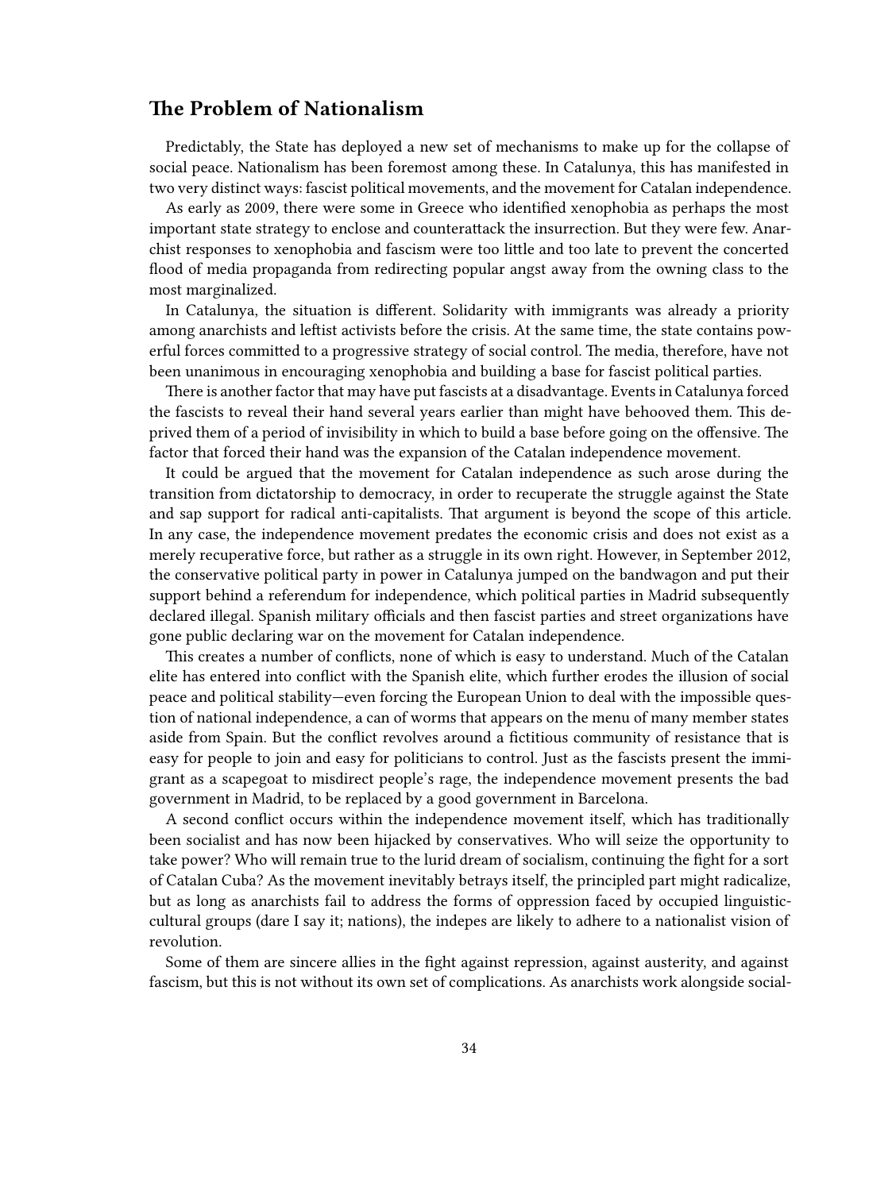## The Problem of Nationalism

Predictably, the State has deployed a new set of mechanisms to make up for the collapse of social peace. Nationalism has been foremost among these. In Catalunya, this has manifested in two very distinct ways: fascist political movements, and the movement for Catalan independence.

As early as 2009, there were some in Greece who identified xenophobia as perhaps the most important state strategy to enclose and counterattack the insurrection. But they were few. Anarchist responses to xenophobia and fascism were too little and too late to prevent the concerted flood of media propaganda from redirecting popular angst away from the owning class to the most marginalized.

In Catalunya, the situation is different. Solidarity with immigrants was already a priority among anarchists and leftist activists before the crisis. At the same time, the state contains powerful forces committed to a progressive strategy of social control. The media, therefore, have not been unanimous in encouraging xenophobia and building a base for fascist political parties.

There is another factor that may have put fascists at a disadvantage. Events in Catalunya forced the fascists to reveal their hand several years earlier than might have behooved them. This deprived them of a period of invisibility in which to build a base before going on the offensive. The factor that forced their hand was the expansion of the Catalan independence movement.

It could be argued that the movement for Catalan independence as such arose during the transition from dictatorship to democracy, in order to recuperate the struggle against the State and sap support for radical anti-capitalists. That argument is beyond the scope of this article. In any case, the independence movement predates the economic crisis and does not exist as a merely recuperative force, but rather as a struggle in its own right. However, in September 2012, the conservative political party in power in Catalunya jumped on the bandwagon and put their support behind a referendum for independence, which political parties in Madrid subsequently declared illegal. Spanish military officials and then fascist parties and street organizations have gone public declaring war on the movement for Catalan independence.

This creates a number of conflicts, none of which is easy to understand. Much of the Catalan elite has entered into conflict with the Spanish elite, which further erodes the illusion of social peace and political stability—even forcing the European Union to deal with the impossible question of national independence, a can of worms that appears on the menu of many member states aside from Spain. But the conflict revolves around a fictitious community of resistance that is easy for people to join and easy for politicians to control. Just as the fascists present the immigrant as a scapegoat to misdirect people's rage, the independence movement presents the bad government in Madrid, to be replaced by a good government in Barcelona.

A second conflict occurs within the independence movement itself, which has traditionally been socialist and has now been hijacked by conservatives. Who will seize the opportunity to take power? Who will remain true to the lurid dream of socialism, continuing the fight for a sort of Catalan Cuba? As the movement inevitably betrays itself, the principled part might radicalize, but as long as anarchists fail to address the forms of oppression faced by occupied linguistic-cultural groups (dare I say it; nations), the indepes are likely to adhere to a nationalist vision of revolution.

Some of them are sincere allies in the fight against repression, against austerity, and against fascism, but this is not without its own set of complications. As anarchists work alongside social-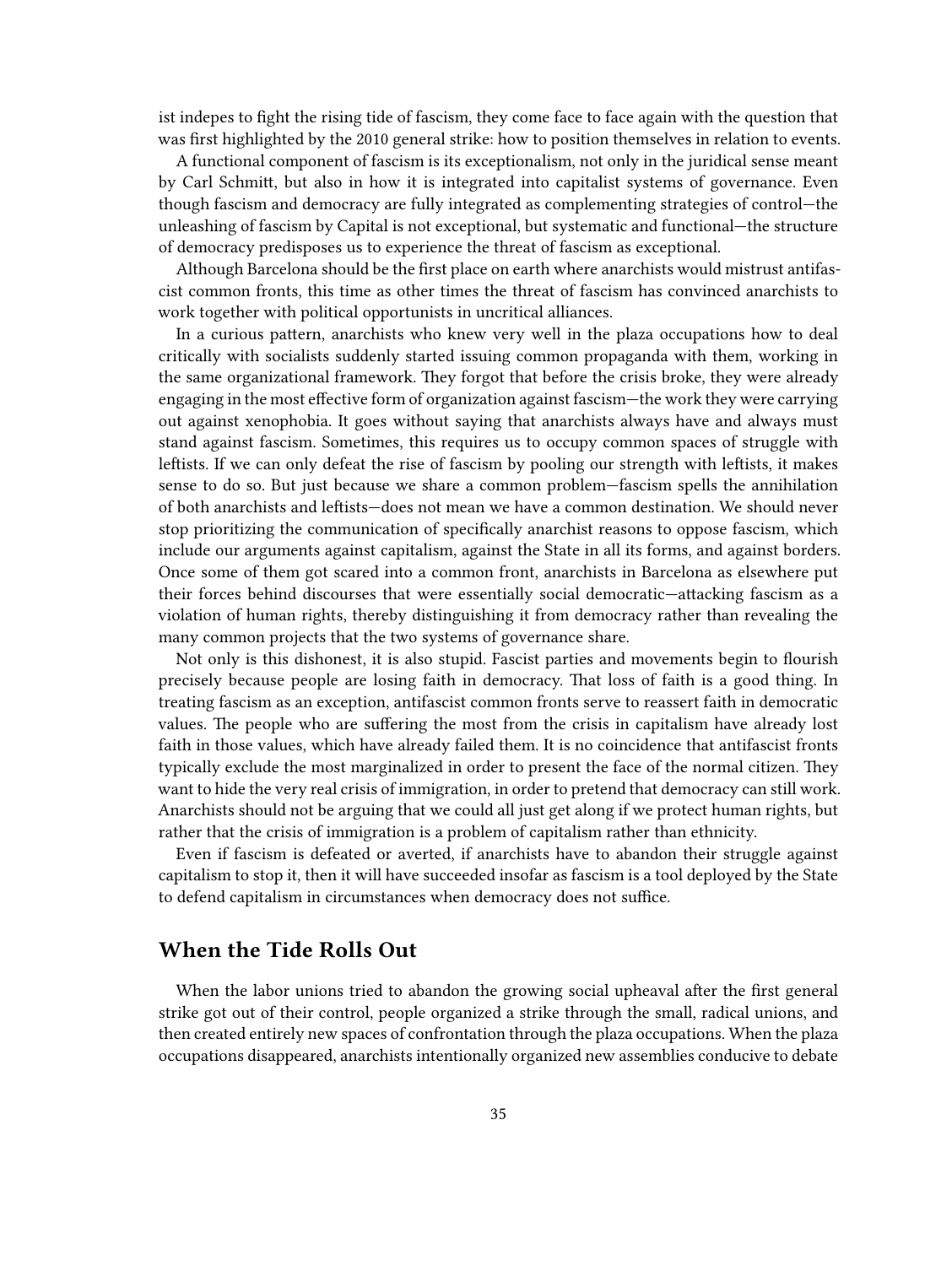ist indepes to fight the rising tide of fascism, they come face to face again with the question that was first highlighted by the 2010 general strike: how to position themselves in relation to events.

A functional component of fascism is its exceptionalism, not only in the juridical sense meant by Carl Schmitt, but also in how it is integrated into capitalist systems of governance. Even though fascism and democracy are fully integrated as complementing strategies of control—the unleashing of fascism by Capital is not exceptional, but systematic and functional—the structure of democracy predisposes us to experience the threat of fascism as exceptional.

Although Barcelona should be the first place on earth where anarchists would mistrust antifascist common fronts, this time as other times the threat of fascism has convinced anarchists to work together with political opportunists in uncritical alliances.

In a curious pattern, anarchists who knew very well in the plaza occupations how to deal critically with socialists suddenly started issuing common propaganda with them, working in the same organizational framework. They forgot that before the crisis broke, they were already engaging in the most effective form of organization against fascism—the work they were carrying out against xenophobia. It goes without saying that anarchists always have and always must stand against fascism. Sometimes, this requires us to occupy common spaces of struggle with leftists. If we can only defeat the rise of fascism by pooling our strength with leftists, it makes sense to do so. But just because we share a common problem—fascism spells the annihilation of both anarchists and leftists—does not mean we have a common destination. We should never stop prioritizing the communication of specifically anarchist reasons to oppose fascism, which include our arguments against capitalism, against the State in all its forms, and against borders. Once some of them got scared into a common front, anarchists in Barcelona as elsewhere put their forces behind discourses that were essentially social democratic—attacking fascism as a violation of human rights, thereby distinguishing it from democracy rather than revealing the many common projects that the two systems of governance share.

Not only is this dishonest, it is also stupid. Fascist parties and movements begin to flourish precisely because people are losing faith in democracy. That loss of faith is a good thing. In treating fascism as an exception, antifascist common fronts serve to reassert faith in democratic values. The people who are suffering the most from the crisis in capitalism have already lost faith in those values, which have already failed them. It is no coincidence that antifascist fronts typically exclude the most marginalized in order to present the face of the normal citizen. They want to hide the very real crisis of immigration, in order to pretend that democracy can still work. Anarchists should not be arguing that we could all just get along if we protect human rights, but rather that the crisis of immigration is a problem of capitalism rather than ethnicity.

Even if fascism is defeated or averted, if anarchists have to abandon their struggle against capitalism to stop it, then it will have succeeded insofar as fascism is a tool deployed by the State to defend capitalism in circumstances when democracy does not suffice.

## When the Tide Rolls Out

When the labor unions tried to abandon the growing social upheaval after the first general strike got out of their control, people organized a strike through the small, radical unions, and then created entirely new spaces of confrontation through the plaza occupations. When the plaza occupations disappeared, anarchists intentionally organized new assemblies conducive to debate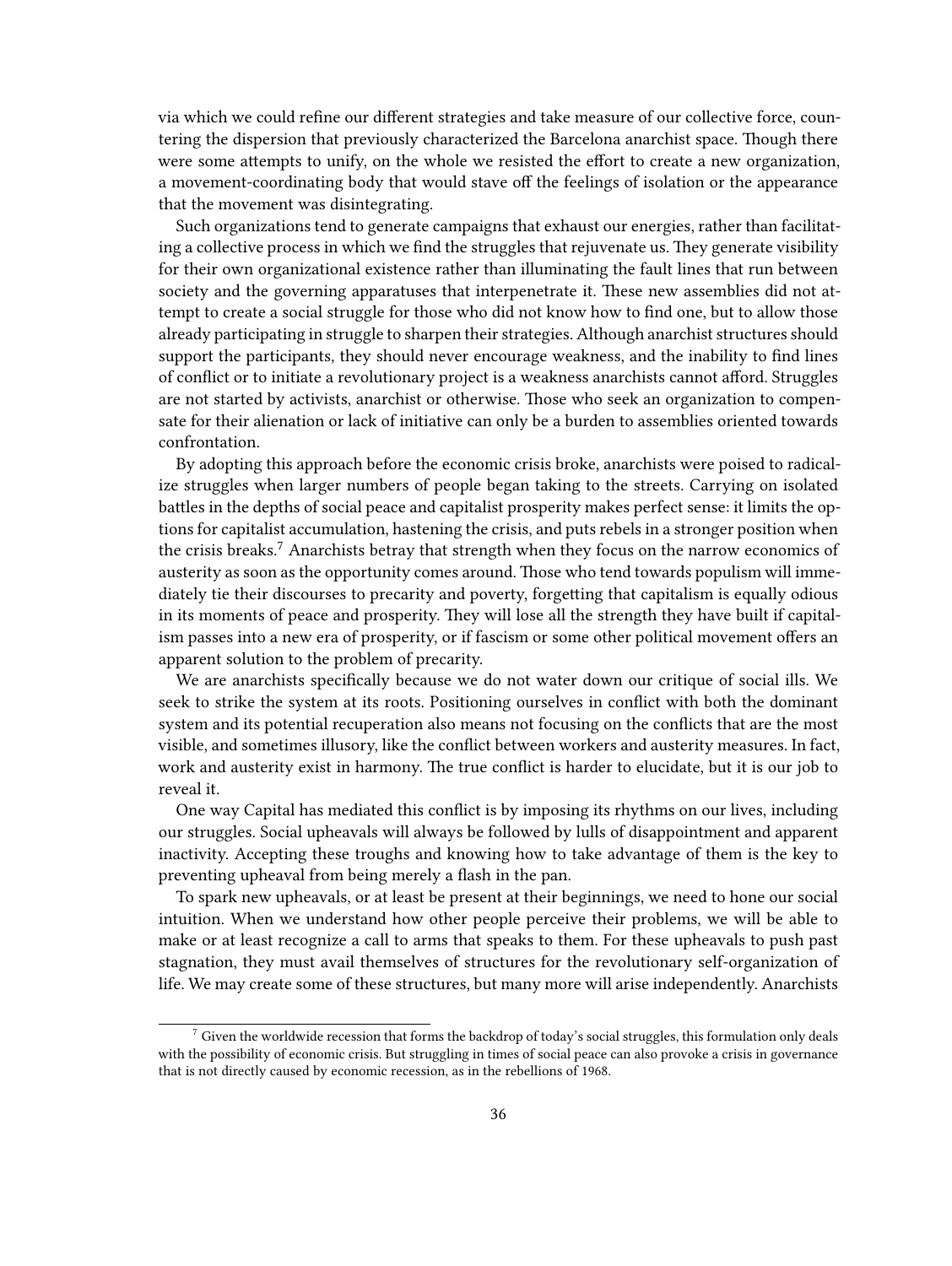via which we could refine our different strategies and take measure of our collective force, countering the dispersion that previously characterized the Barcelona anarchist space. Though there were some attempts to unify, on the whole we resisted the effort to create a new organization, a movement-coordinating body that would stave off the feelings of isolation or the appearance that the movement was disintegrating.

Such organizations tend to generate campaigns that exhaust our energies, rather than facilitating a collective process in which we find the struggles that rejuvenate us. They generate visibility for their own organizational existence rather than illuminating the fault lines that run between society and the governing apparatuses that interpenetrate it. These new assemblies did not attempt to create a social struggle for those who did not know how to find one, but to allow those already participating in struggle to sharpen their strategies. Although anarchist structures should support the participants, they should never encourage weakness, and the inability to find lines of conflict or to initiate a revolutionary project is a weakness anarchists cannot afford. Struggles are not started by activists, anarchist or otherwise. Those who seek an organization to compensate for their alienation or lack of initiative can only be a burden to assemblies oriented towards confrontation.

By adopting this approach before the economic crisis broke, anarchists were poised to radicalize struggles when larger numbers of people began taking to the streets. Carrying on isolated battles in the depths of social peace and capitalist prosperity makes perfect sense: it limits the options for capitalist accumulation, hastening the crisis, and puts rebels in a stronger position when the crisis breaks.[7] Anarchists betray that strength when they focus on the narrow economics of austerity as soon as the opportunity comes around. Those who tend towards populism will immediately tie their discourses to precarity and poverty, forgetting that capitalism is equally odious in its moments of peace and prosperity. They will lose all the strength they have built if capitalism passes into a new era of prosperity, or if fascism or some other political movement offers an apparent solution to the problem of precarity.

We are anarchists specifically because we do not water down our critique of social ills. We seek to strike the system at its roots. Positioning ourselves in conflict with both the dominant system and its potential recuperation also means not focusing on the conflicts that are the most visible, and sometimes illusory, like the conflict between workers and austerity measures. In fact, work and austerity exist in harmony. The true conflict is harder to elucidate, but it is our job to reveal it.

One way Capital has mediated this conflict is by imposing its rhythms on our lives, including our struggles. Social upheavals will always be followed by lulls of disappointment and apparent inactivity. Accepting these troughs and knowing how to take advantage of them is the key to preventing upheaval from being merely a flash in the pan.

To spark new upheavals, or at least be present at their beginnings, we need to hone our social intuition. When we understand how other people perceive their problems, we will be able to make or at least recognize a call to arms that speaks to them. For these upheavals to push past stagnation, they must avail themselves of structures for the revolutionary self-organization of life. We may create some of these structures, but many more will arise independently. Anarchists

[7] Given the worldwide recession that forms the backdrop of today's social struggles, this formulation only deals with the possibility of economic crisis. But struggling in times of social peace can also provoke a crisis in governance that is not directly caused by economic recession, as in the rebellions of 1968.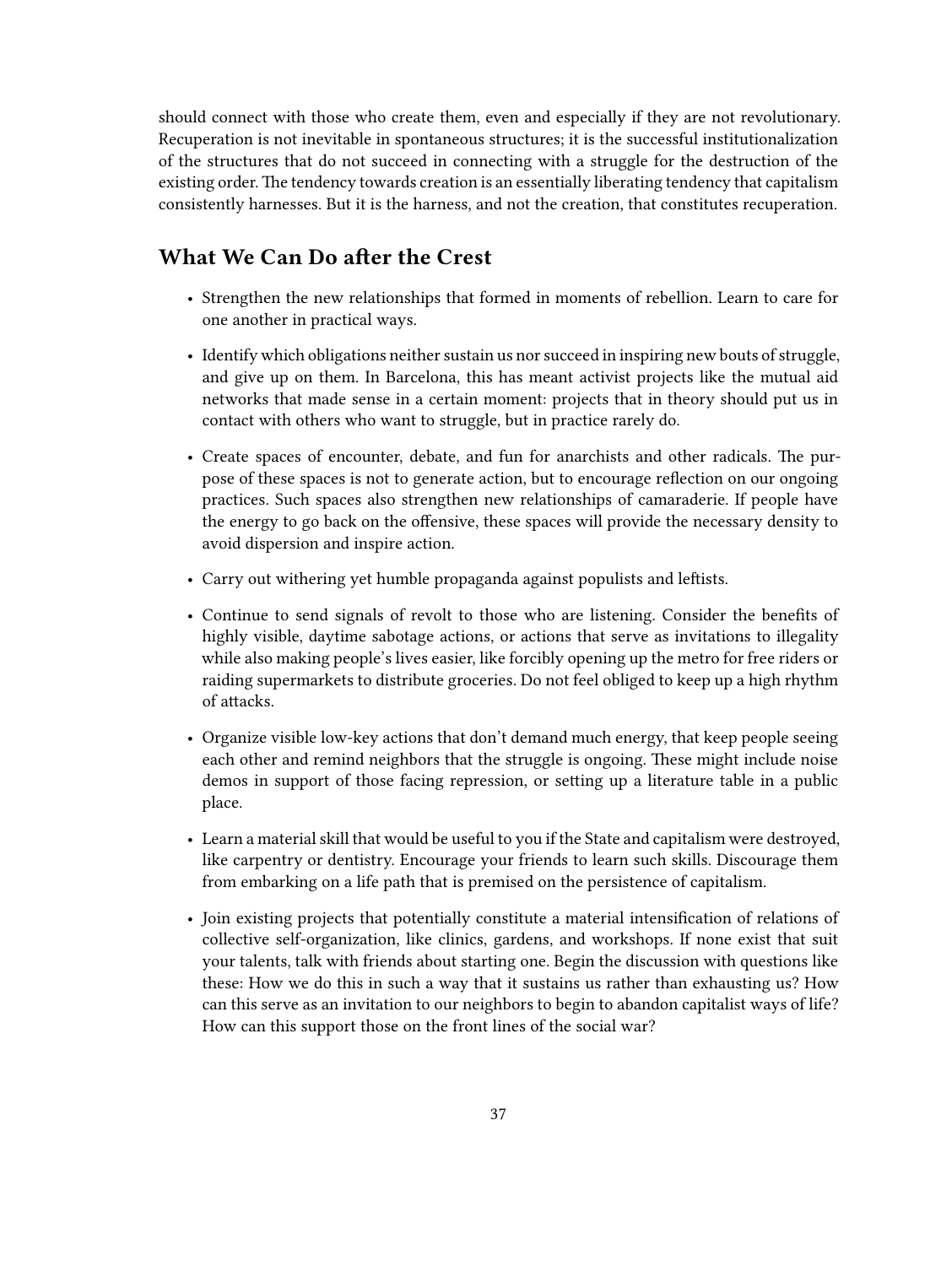should connect with those who create them, even and especially if they are not revolutionary. Recuperation is not inevitable in spontaneous structures; it is the successful institutionalization of the structures that do not succeed in connecting with a struggle for the destruction of the existing order. The tendency towards creation is an essentially liberating tendency that capitalism consistently harnesses. But it is the harness, and not the creation, that constitutes recuperation.

## What We Can Do after the Crest

- Strengthen the new relationships that formed in moments of rebellion. Learn to care for one another in practical ways.
- Identify which obligations neither sustain us nor succeed in inspiring new bouts of struggle, and give up on them. In Barcelona, this has meant activist projects like the mutual aid networks that made sense in a certain moment: projects that in theory should put us in contact with others who want to struggle, but in practice rarely do.
- Create spaces of encounter, debate, and fun for anarchists and other radicals. The purpose of these spaces is not to generate action, but to encourage reflection on our ongoing practices. Such spaces also strengthen new relationships of camaraderie. If people have the energy to go back on the offensive, these spaces will provide the necessary density to avoid dispersion and inspire action.
- Carry out withering yet humble propaganda against populists and leftists.
- Continue to send signals of revolt to those who are listening. Consider the benefits of highly visible, daytime sabotage actions, or actions that serve as invitations to illegality while also making people's lives easier, like forcibly opening up the metro for free riders or raiding supermarkets to distribute groceries. Do not feel obliged to keep up a high rhythm of attacks.
- Organize visible low-key actions that don't demand much energy, that keep people seeing each other and remind neighbors that the struggle is ongoing. These might include noise demos in support of those facing repression, or setting up a literature table in a public place.
- Learn a material skill that would be useful to you if the State and capitalism were destroyed, like carpentry or dentistry. Encourage your friends to learn such skills. Discourage them from embarking on a life path that is premised on the persistence of capitalism.
- Join existing projects that potentially constitute a material intensification of relations of collective self-organization, like clinics, gardens, and workshops. If none exist that suit your talents, talk with friends about starting one. Begin the discussion with questions like these: How we do this in such a way that it sustains us rather than exhausting us? How can this serve as an invitation to our neighbors to begin to abandon capitalist ways of life? How can this support those on the front lines of the social war?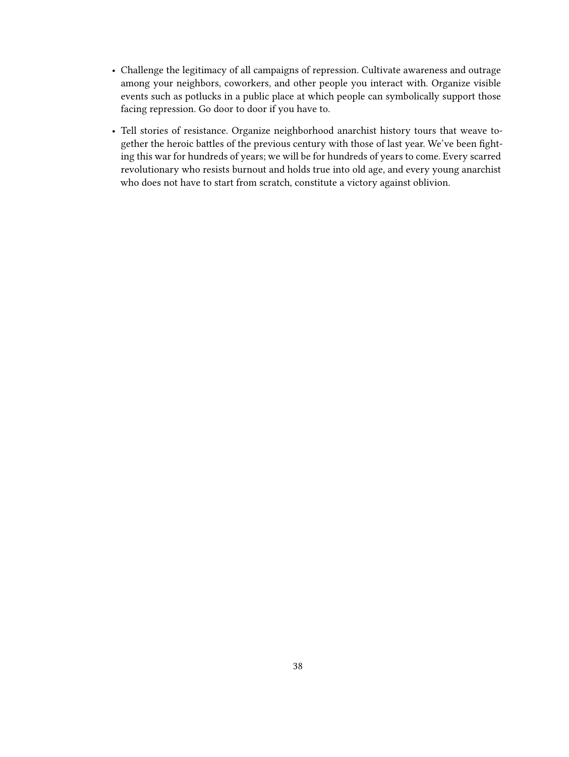- Challenge the legitimacy of all campaigns of repression. Cultivate awareness and outrage among your neighbors, coworkers, and other people you interact with. Organize visible events such as potlucks in a public place at which people can symbolically support those facing repression. Go door to door if you have to.
- Tell stories of resistance. Organize neighborhood anarchist history tours that weave together the heroic battles of the previous century with those of last year. We've been fighting this war for hundreds of years; we will be for hundreds of years to come. Every scarred revolutionary who resists burnout and holds true into old age, and every young anarchist who does not have to start from scratch, constitute a victory against oblivion.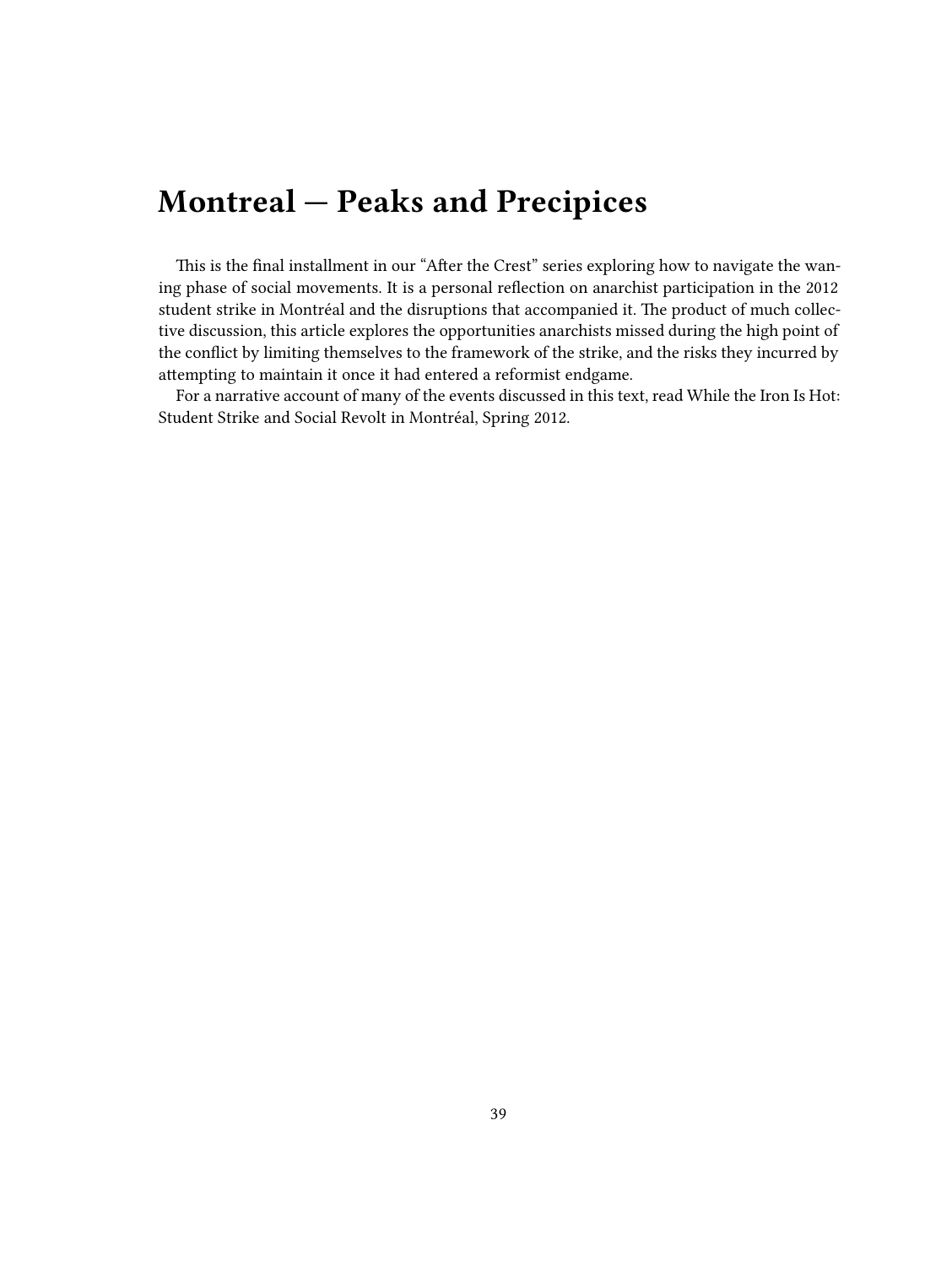# Montreal — Peaks and Precipices

This is the final installment in our "After the Crest" series exploring how to navigate the waning phase of social movements. It is a personal reflection on anarchist participation in the 2012 student strike in Montréal and the disruptions that accompanied it. The product of much collective discussion, this article explores the opportunities anarchists missed during the high point of the conflict by limiting themselves to the framework of the strike, and the risks they incurred by attempting to maintain it once it had entered a reformist endgame.

For a narrative account of many of the events discussed in this text, read While the Iron Is Hot: Student Strike and Social Revolt in Montréal, Spring 2012.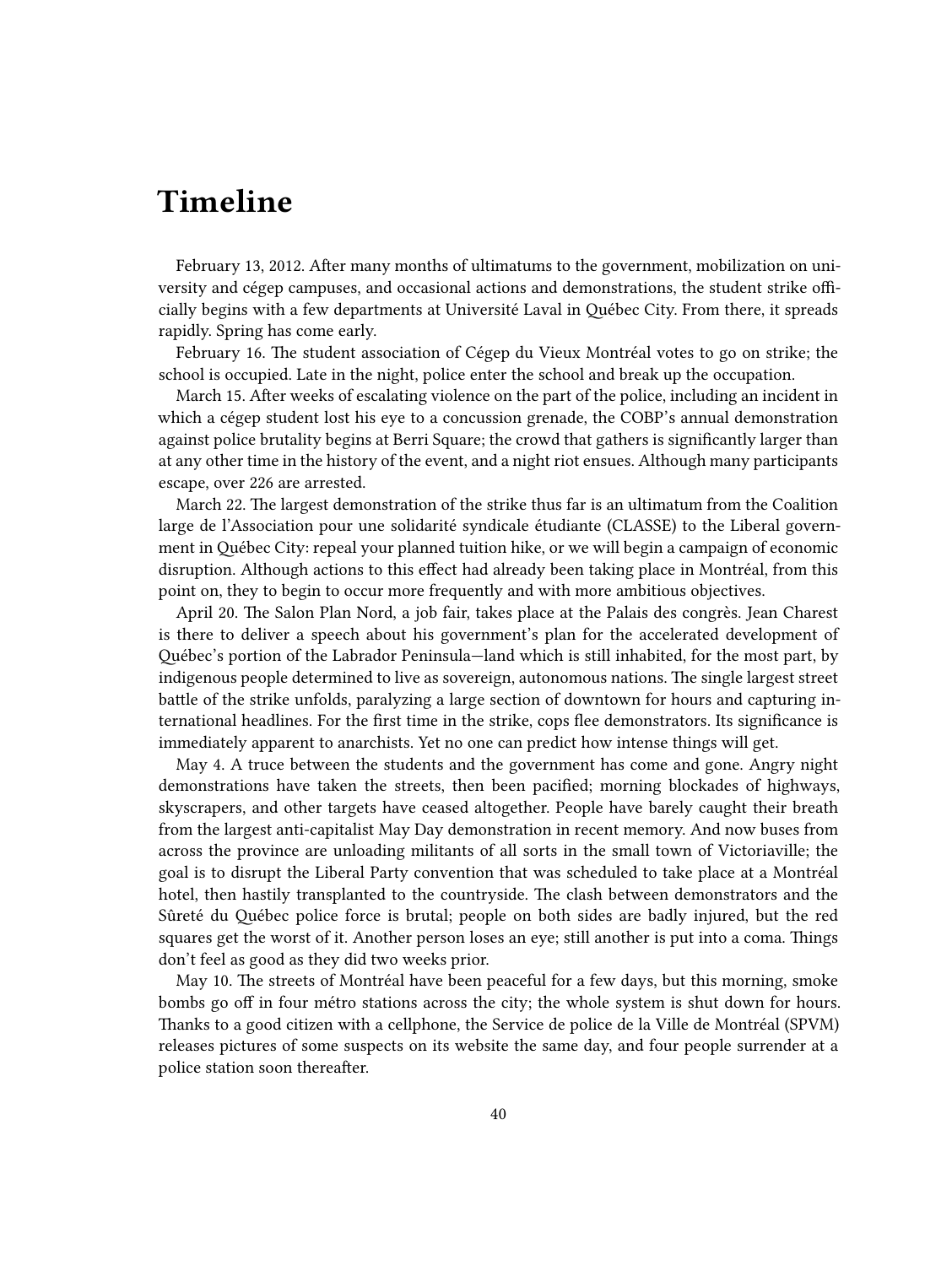# Timeline

February 13, 2012. After many months of ultimatums to the government, mobilization on university and cégep campuses, and occasional actions and demonstrations, the student strike officially begins with a few departments at Université Laval in Québec City. From there, it spreads rapidly. Spring has come early.

February 16. The student association of Cégep du Vieux Montréal votes to go on strike; the school is occupied. Late in the night, police enter the school and break up the occupation.

March 15. After weeks of escalating violence on the part of the police, including an incident in which a cégep student lost his eye to a concussion grenade, the COBP's annual demonstration against police brutality begins at Berri Square; the crowd that gathers is significantly larger than at any other time in the history of the event, and a night riot ensues. Although many participants escape, over 226 are arrested.

March 22. The largest demonstration of the strike thus far is an ultimatum from the Coalition large de l'Association pour une solidarité syndicale étudiante (CLASSE) to the Liberal government in Québec City: repeal your planned tuition hike, or we will begin a campaign of economic disruption. Although actions to this effect had already been taking place in Montréal, from this point on, they to begin to occur more frequently and with more ambitious objectives.

April 20. The Salon Plan Nord, a job fair, takes place at the Palais des congrès. Jean Charest is there to deliver a speech about his government's plan for the accelerated development of Québec's portion of the Labrador Peninsula—land which is still inhabited, for the most part, by indigenous people determined to live as sovereign, autonomous nations. The single largest street battle of the strike unfolds, paralyzing a large section of downtown for hours and capturing international headlines. For the first time in the strike, cops flee demonstrators. Its significance is immediately apparent to anarchists. Yet no one can predict how intense things will get.

May 4. A truce between the students and the government has come and gone. Angry night demonstrations have taken the streets, then been pacified; morning blockades of highways, skyscrapers, and other targets have ceased altogether. People have barely caught their breath from the largest anti-capitalist May Day demonstration in recent memory. And now buses from across the province are unloading militants of all sorts in the small town of Victoriaville; the goal is to disrupt the Liberal Party convention that was scheduled to take place at a Montréal hotel, then hastily transplanted to the countryside. The clash between demonstrators and the Sûreté du Québec police force is brutal; people on both sides are badly injured, but the red squares get the worst of it. Another person loses an eye; still another is put into a coma. Things don't feel as good as they did two weeks prior.

May 10. The streets of Montréal have been peaceful for a few days, but this morning, smoke bombs go off in four métro stations across the city; the whole system is shut down for hours. Thanks to a good citizen with a cellphone, the Service de police de la Ville de Montréal (SPVM) releases pictures of some suspects on its website the same day, and four people surrender at a police station soon thereafter.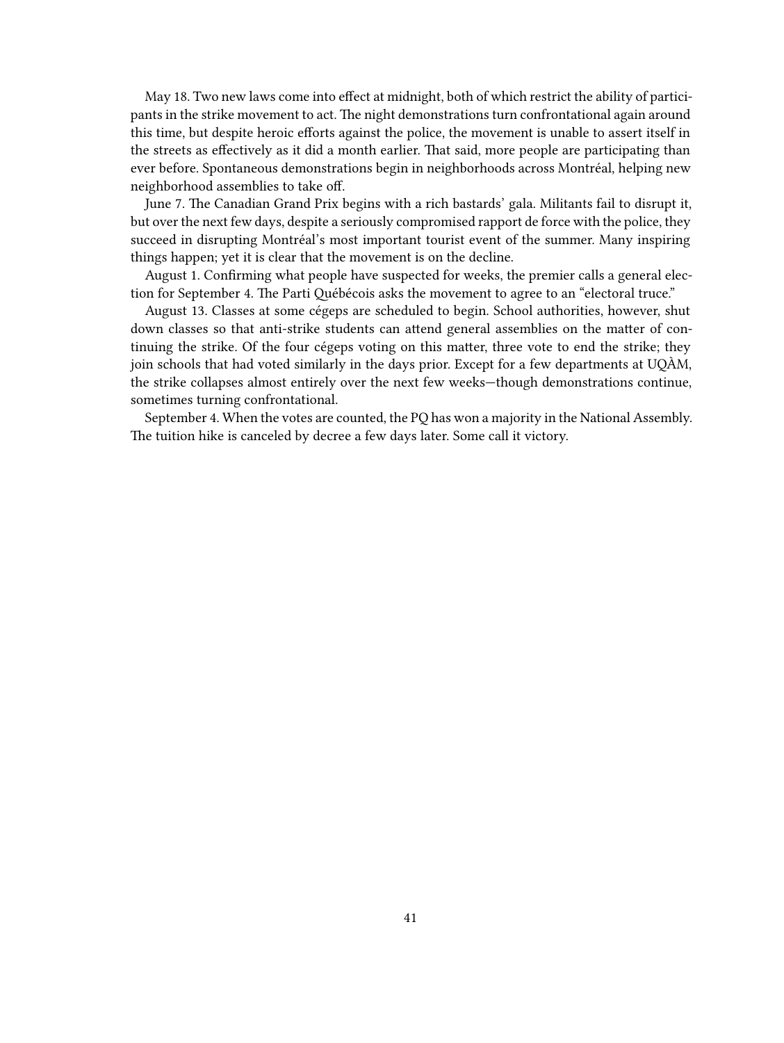May 18. Two new laws come into effect at midnight, both of which restrict the ability of participants in the strike movement to act. The night demonstrations turn confrontational again around this time, but despite heroic efforts against the police, the movement is unable to assert itself in the streets as effectively as it did a month earlier. That said, more people are participating than ever before. Spontaneous demonstrations begin in neighborhoods across Montréal, helping new neighborhood assemblies to take off.

June 7. The Canadian Grand Prix begins with a rich bastards' gala. Militants fail to disrupt it, but over the next few days, despite a seriously compromised rapport de force with the police, they succeed in disrupting Montréal's most important tourist event of the summer. Many inspiring things happen; yet it is clear that the movement is on the decline.

August 1. Confirming what people have suspected for weeks, the premier calls a general election for September 4. The Parti Québécois asks the movement to agree to an "electoral truce."

August 13. Classes at some cégeps are scheduled to begin. School authorities, however, shut down classes so that anti-strike students can attend general assemblies on the matter of continuing the strike. Of the four cégeps voting on this matter, three vote to end the strike; they join schools that had voted similarly in the days prior. Except for a few departments at UQÀM, the strike collapses almost entirely over the next few weeks—though demonstrations continue, sometimes turning confrontational.

September 4. When the votes are counted, the PQ has won a majority in the National Assembly. The tuition hike is canceled by decree a few days later. Some call it victory.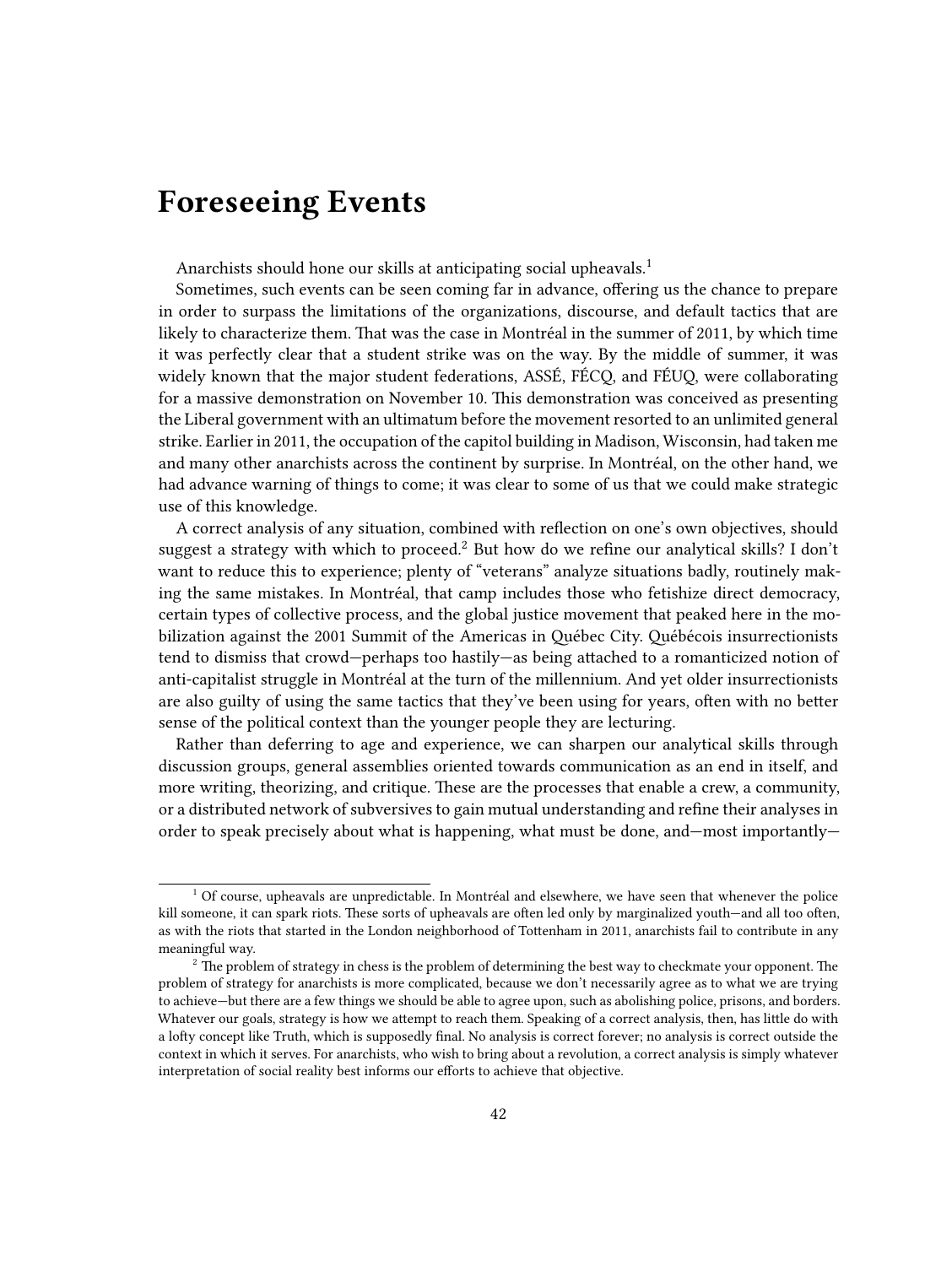# Foreseeing Events

Anarchists should hone our skills at anticipating social upheavals.[1]

Sometimes, such events can be seen coming far in advance, offering us the chance to prepare in order to surpass the limitations of the organizations, discourse, and default tactics that are likely to characterize them. That was the case in Montréal in the summer of 2011, by which time it was perfectly clear that a student strike was on the way. By the middle of summer, it was widely known that the major student federations, ASSÉ, FÉCQ, and FÉUQ, were collaborating for a massive demonstration on November 10. This demonstration was conceived as presenting the Liberal government with an ultimatum before the movement resorted to an unlimited general strike. Earlier in 2011, the occupation of the capitol building in Madison, Wisconsin, had taken me and many other anarchists across the continent by surprise. In Montréal, on the other hand, we had advance warning of things to come; it was clear to some of us that we could make strategic use of this knowledge.

A correct analysis of any situation, combined with reflection on one's own objectives, should suggest a strategy with which to proceed.[2] But how do we refine our analytical skills? I don't want to reduce this to experience; plenty of "veterans" analyze situations badly, routinely making the same mistakes. In Montréal, that camp includes those who fetishize direct democracy, certain types of collective process, and the global justice movement that peaked here in the mobilization against the 2001 Summit of the Americas in Québec City. Québécois insurrectionists tend to dismiss that crowd—perhaps too hastily—as being attached to a romanticized notion of anti-capitalist struggle in Montréal at the turn of the millennium. And yet older insurrectionists are also guilty of using the same tactics that they've been using for years, often with no better sense of the political context than the younger people they are lecturing.

Rather than deferring to age and experience, we can sharpen our analytical skills through discussion groups, general assemblies oriented towards communication as an end in itself, and more writing, theorizing, and critique. These are the processes that enable a crew, a community, or a distributed network of subversives to gain mutual understanding and refine their analyses in order to speak precisely about what is happening, what must be done, and—most importantly—

---

[1] Of course, upheavals are unpredictable. In Montréal and elsewhere, we have seen that whenever the police kill someone, it can spark riots. These sorts of upheavals are often led only by marginalized youth—and all too often, as with the riots that started in the London neighborhood of Tottenham in 2011, anarchists fail to contribute in any meaningful way.

[2] The problem of strategy in chess is the problem of determining the best way to checkmate your opponent. The problem of strategy for anarchists is more complicated, because we don't necessarily agree as to what we are trying to achieve—but there are a few things we should be able to agree upon, such as abolishing police, prisons, and borders. Whatever our goals, strategy is how we attempt to reach them. Speaking of a correct analysis, then, has little do with a lofty concept like Truth, which is supposedly final. No analysis is correct forever; no analysis is correct outside the context in which it serves. For anarchists, who wish to bring about a revolution, a correct analysis is simply whatever interpretation of social reality best informs our efforts to achieve that objective.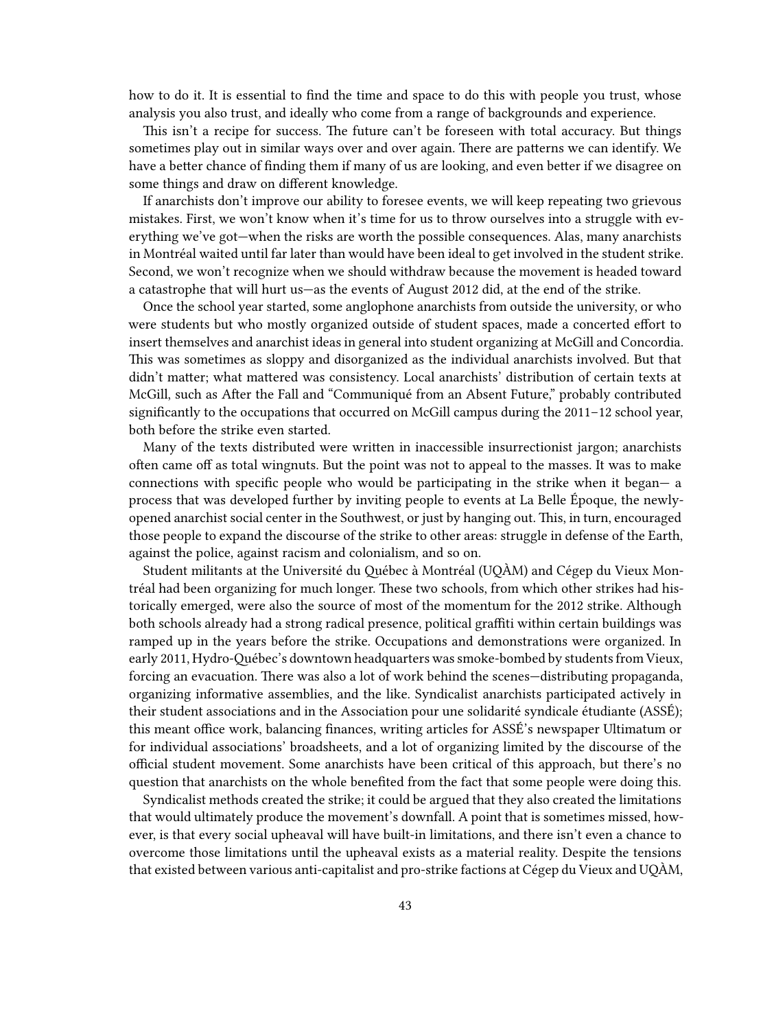how to do it. It is essential to find the time and space to do this with people you trust, whose analysis you also trust, and ideally who come from a range of backgrounds and experience.

This isn't a recipe for success. The future can't be foreseen with total accuracy. But things sometimes play out in similar ways over and over again. There are patterns we can identify. We have a better chance of finding them if many of us are looking, and even better if we disagree on some things and draw on different knowledge.

If anarchists don't improve our ability to foresee events, we will keep repeating two grievous mistakes. First, we won't know when it's time for us to throw ourselves into a struggle with everything we've got—when the risks are worth the possible consequences. Alas, many anarchists in Montréal waited until far later than would have been ideal to get involved in the student strike. Second, we won't recognize when we should withdraw because the movement is headed toward a catastrophe that will hurt us—as the events of August 2012 did, at the end of the strike.

Once the school year started, some anglophone anarchists from outside the university, or who were students but who mostly organized outside of student spaces, made a concerted effort to insert themselves and anarchist ideas in general into student organizing at McGill and Concordia. This was sometimes as sloppy and disorganized as the individual anarchists involved. But that didn't matter; what mattered was consistency. Local anarchists' distribution of certain texts at McGill, such as After the Fall and "Communiqué from an Absent Future," probably contributed significantly to the occupations that occurred on McGill campus during the 2011–12 school year, both before the strike even started.

Many of the texts distributed were written in inaccessible insurrectionist jargon; anarchists often came off as total wingnuts. But the point was not to appeal to the masses. It was to make connections with specific people who would be participating in the strike when it began— a process that was developed further by inviting people to events at La Belle Époque, the newly-opened anarchist social center in the Southwest, or just by hanging out. This, in turn, encouraged those people to expand the discourse of the strike to other areas: struggle in defense of the Earth, against the police, against racism and colonialism, and so on.

Student militants at the Université du Québec à Montréal (UQÀM) and Cégep du Vieux Montréal had been organizing for much longer. These two schools, from which other strikes had historically emerged, were also the source of most of the momentum for the 2012 strike. Although both schools already had a strong radical presence, political graffiti within certain buildings was ramped up in the years before the strike. Occupations and demonstrations were organized. In early 2011, Hydro-Québec's downtown headquarters was smoke-bombed by students from Vieux, forcing an evacuation. There was also a lot of work behind the scenes—distributing propaganda, organizing informative assemblies, and the like. Syndicalist anarchists participated actively in their student associations and in the Association pour une solidarité syndicale étudiante (ASSÉ); this meant office work, balancing finances, writing articles for ASSÉ's newspaper Ultimatum or for individual associations' broadsheets, and a lot of organizing limited by the discourse of the official student movement. Some anarchists have been critical of this approach, but there's no question that anarchists on the whole benefited from the fact that some people were doing this.

Syndicalist methods created the strike; it could be argued that they also created the limitations that would ultimately produce the movement's downfall. A point that is sometimes missed, however, is that every social upheaval will have built-in limitations, and there isn't even a chance to overcome those limitations until the upheaval exists as a material reality. Despite the tensions that existed between various anti-capitalist and pro-strike factions at Cégep du Vieux and UQÀM,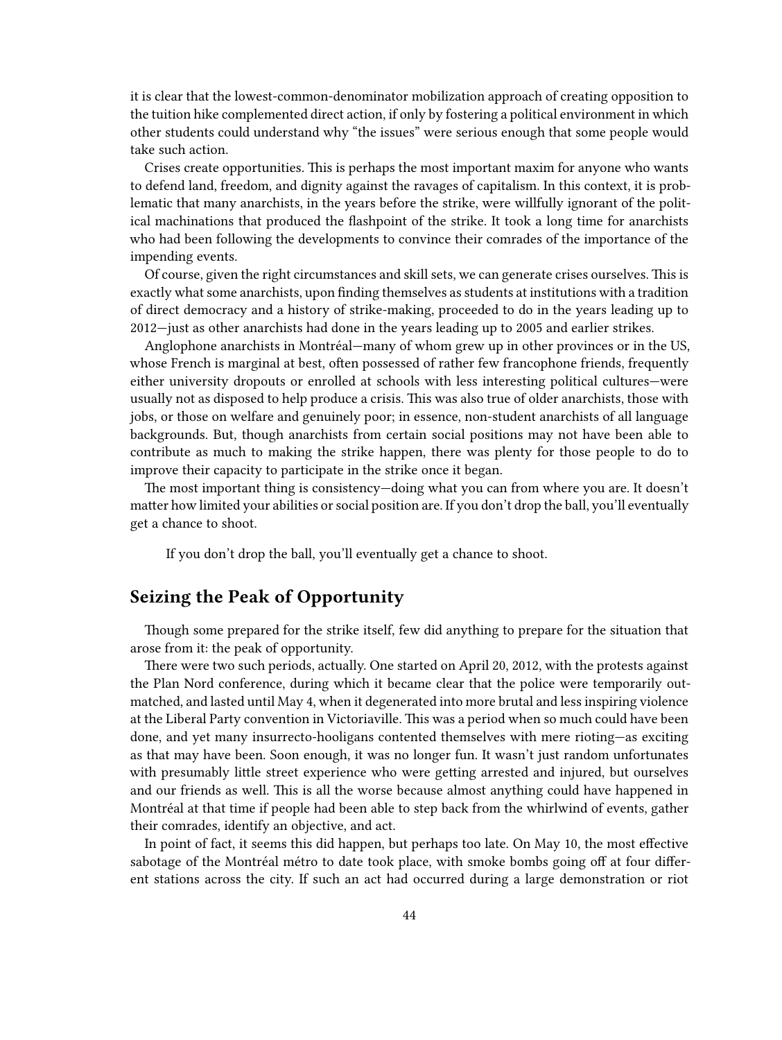it is clear that the lowest-common-denominator mobilization approach of creating opposition to the tuition hike complemented direct action, if only by fostering a political environment in which other students could understand why "the issues" were serious enough that some people would take such action.

Crises create opportunities. This is perhaps the most important maxim for anyone who wants to defend land, freedom, and dignity against the ravages of capitalism. In this context, it is problematic that many anarchists, in the years before the strike, were willfully ignorant of the political machinations that produced the flashpoint of the strike. It took a long time for anarchists who had been following the developments to convince their comrades of the importance of the impending events.

Of course, given the right circumstances and skill sets, we can generate crises ourselves. This is exactly what some anarchists, upon finding themselves as students at institutions with a tradition of direct democracy and a history of strike-making, proceeded to do in the years leading up to 2012—just as other anarchists had done in the years leading up to 2005 and earlier strikes.

Anglophone anarchists in Montréal—many of whom grew up in other provinces or in the US, whose French is marginal at best, often possessed of rather few francophone friends, frequently either university dropouts or enrolled at schools with less interesting political cultures—were usually not as disposed to help produce a crisis. This was also true of older anarchists, those with jobs, or those on welfare and genuinely poor; in essence, non-student anarchists of all language backgrounds. But, though anarchists from certain social positions may not have been able to contribute as much to making the strike happen, there was plenty for those people to do to improve their capacity to participate in the strike once it began.

The most important thing is consistency—doing what you can from where you are. It doesn't matter how limited your abilities or social position are. If you don't drop the ball, you'll eventually get a chance to shoot.

> If you don't drop the ball, you'll eventually get a chance to shoot.

## Seizing the Peak of Opportunity

Though some prepared for the strike itself, few did anything to prepare for the situation that arose from it: the peak of opportunity.

There were two such periods, actually. One started on April 20, 2012, with the protests against the Plan Nord conference, during which it became clear that the police were temporarily outmatched, and lasted until May 4, when it degenerated into more brutal and less inspiring violence at the Liberal Party convention in Victoriaville. This was a period when so much could have been done, and yet many insurrecto-hooligans contented themselves with mere rioting—as exciting as that may have been. Soon enough, it was no longer fun. It wasn't just random unfortunates with presumably little street experience who were getting arrested and injured, but ourselves and our friends as well. This is all the worse because almost anything could have happened in Montréal at that time if people had been able to step back from the whirlwind of events, gather their comrades, identify an objective, and act.

In point of fact, it seems this did happen, but perhaps too late. On May 10, the most effective sabotage of the Montréal métro to date took place, with smoke bombs going off at four different stations across the city. If such an act had occurred during a large demonstration or riot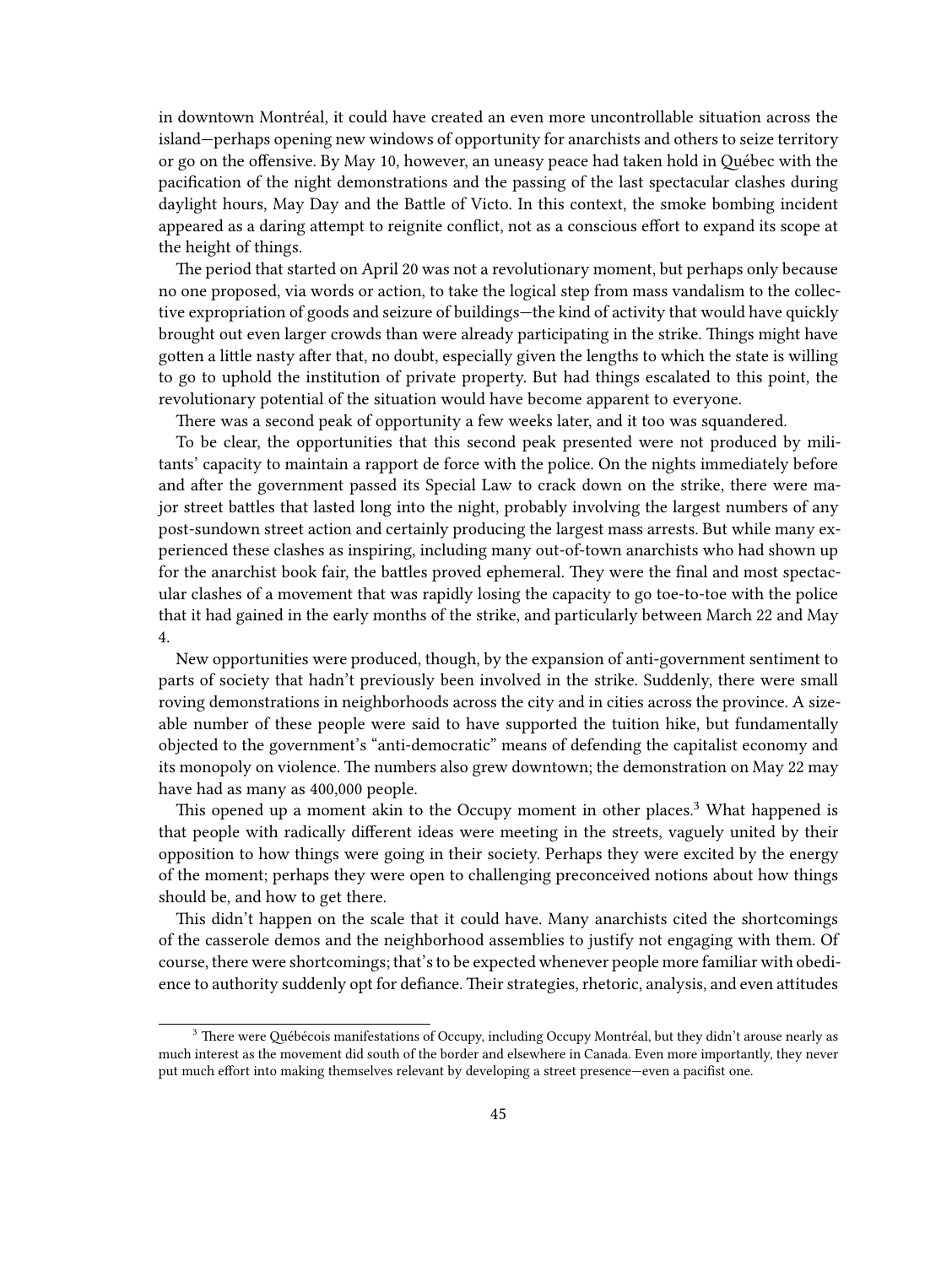in downtown Montréal, it could have created an even more uncontrollable situation across the island—perhaps opening new windows of opportunity for anarchists and others to seize territory or go on the offensive. By May 10, however, an uneasy peace had taken hold in Québec with the pacification of the night demonstrations and the passing of the last spectacular clashes during daylight hours, May Day and the Battle of Victo. In this context, the smoke bombing incident appeared as a daring attempt to reignite conflict, not as a conscious effort to expand its scope at the height of things.

The period that started on April 20 was not a revolutionary moment, but perhaps only because no one proposed, via words or action, to take the logical step from mass vandalism to the collective expropriation of goods and seizure of buildings—the kind of activity that would have quickly brought out even larger crowds than were already participating in the strike. Things might have gotten a little nasty after that, no doubt, especially given the lengths to which the state is willing to go to uphold the institution of private property. But had things escalated to this point, the revolutionary potential of the situation would have become apparent to everyone.

There was a second peak of opportunity a few weeks later, and it too was squandered.

To be clear, the opportunities that this second peak presented were not produced by militants' capacity to maintain a rapport de force with the police. On the nights immediately before and after the government passed its Special Law to crack down on the strike, there were major street battles that lasted long into the night, probably involving the largest numbers of any post-sundown street action and certainly producing the largest mass arrests. But while many experienced these clashes as inspiring, including many out-of-town anarchists who had shown up for the anarchist book fair, the battles proved ephemeral. They were the final and most spectacular clashes of a movement that was rapidly losing the capacity to go toe-to-toe with the police that it had gained in the early months of the strike, and particularly between March 22 and May 4.

New opportunities were produced, though, by the expansion of anti-government sentiment to parts of society that hadn't previously been involved in the strike. Suddenly, there were small roving demonstrations in neighborhoods across the city and in cities across the province. A sizeable number of these people were said to have supported the tuition hike, but fundamentally objected to the government's "anti-democratic" means of defending the capitalist economy and its monopoly on violence. The numbers also grew downtown; the demonstration on May 22 may have had as many as 400,000 people.

This opened up a moment akin to the Occupy moment in other places.[3] What happened is that people with radically different ideas were meeting in the streets, vaguely united by their opposition to how things were going in their society. Perhaps they were excited by the energy of the moment; perhaps they were open to challenging preconceived notions about how things should be, and how to get there.

This didn't happen on the scale that it could have. Many anarchists cited the shortcomings of the casserole demos and the neighborhood assemblies to justify not engaging with them. Of course, there were shortcomings; that's to be expected whenever people more familiar with obedience to authority suddenly opt for defiance. Their strategies, rhetoric, analysis, and even attitudes

---

[3] There were Québécois manifestations of Occupy, including Occupy Montréal, but they didn't arouse nearly as much interest as the movement did south of the border and elsewhere in Canada. Even more importantly, they never put much effort into making themselves relevant by developing a street presence—even a pacifist one.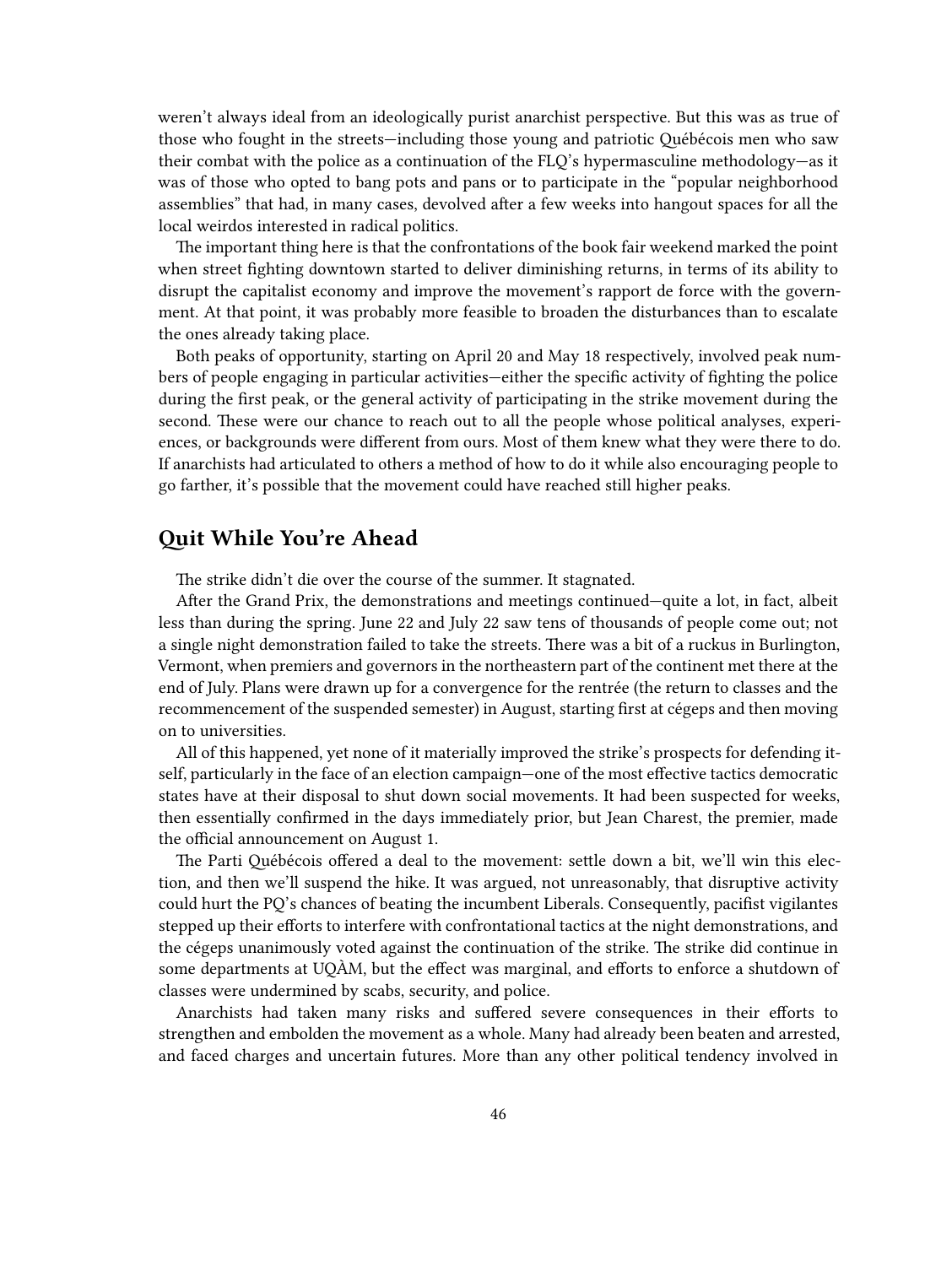weren't always ideal from an ideologically purist anarchist perspective. But this was as true of those who fought in the streets—including those young and patriotic Québécois men who saw their combat with the police as a continuation of the FLQ's hypermasculine methodology—as it was of those who opted to bang pots and pans or to participate in the "popular neighborhood assemblies" that had, in many cases, devolved after a few weeks into hangout spaces for all the local weirdos interested in radical politics.

The important thing here is that the confrontations of the book fair weekend marked the point when street fighting downtown started to deliver diminishing returns, in terms of its ability to disrupt the capitalist economy and improve the movement's rapport de force with the government. At that point, it was probably more feasible to broaden the disturbances than to escalate the ones already taking place.

Both peaks of opportunity, starting on April 20 and May 18 respectively, involved peak numbers of people engaging in particular activities—either the specific activity of fighting the police during the first peak, or the general activity of participating in the strike movement during the second. These were our chance to reach out to all the people whose political analyses, experiences, or backgrounds were different from ours. Most of them knew what they were there to do. If anarchists had articulated to others a method of how to do it while also encouraging people to go farther, it's possible that the movement could have reached still higher peaks.

## Quit While You're Ahead

The strike didn't die over the course of the summer. It stagnated.

After the Grand Prix, the demonstrations and meetings continued—quite a lot, in fact, albeit less than during the spring. June 22 and July 22 saw tens of thousands of people come out; not a single night demonstration failed to take the streets. There was a bit of a ruckus in Burlington, Vermont, when premiers and governors in the northeastern part of the continent met there at the end of July. Plans were drawn up for a convergence for the rentrée (the return to classes and the recommencement of the suspended semester) in August, starting first at cégeps and then moving on to universities.

All of this happened, yet none of it materially improved the strike's prospects for defending itself, particularly in the face of an election campaign—one of the most effective tactics democratic states have at their disposal to shut down social movements. It had been suspected for weeks, then essentially confirmed in the days immediately prior, but Jean Charest, the premier, made the official announcement on August 1.

The Parti Québécois offered a deal to the movement: settle down a bit, we'll win this election, and then we'll suspend the hike. It was argued, not unreasonably, that disruptive activity could hurt the PQ's chances of beating the incumbent Liberals. Consequently, pacifist vigilantes stepped up their efforts to interfere with confrontational tactics at the night demonstrations, and the cégeps unanimously voted against the continuation of the strike. The strike did continue in some departments at UQÀM, but the effect was marginal, and efforts to enforce a shutdown of classes were undermined by scabs, security, and police.

Anarchists had taken many risks and suffered severe consequences in their efforts to strengthen and embolden the movement as a whole. Many had already been beaten and arrested, and faced charges and uncertain futures. More than any other political tendency involved in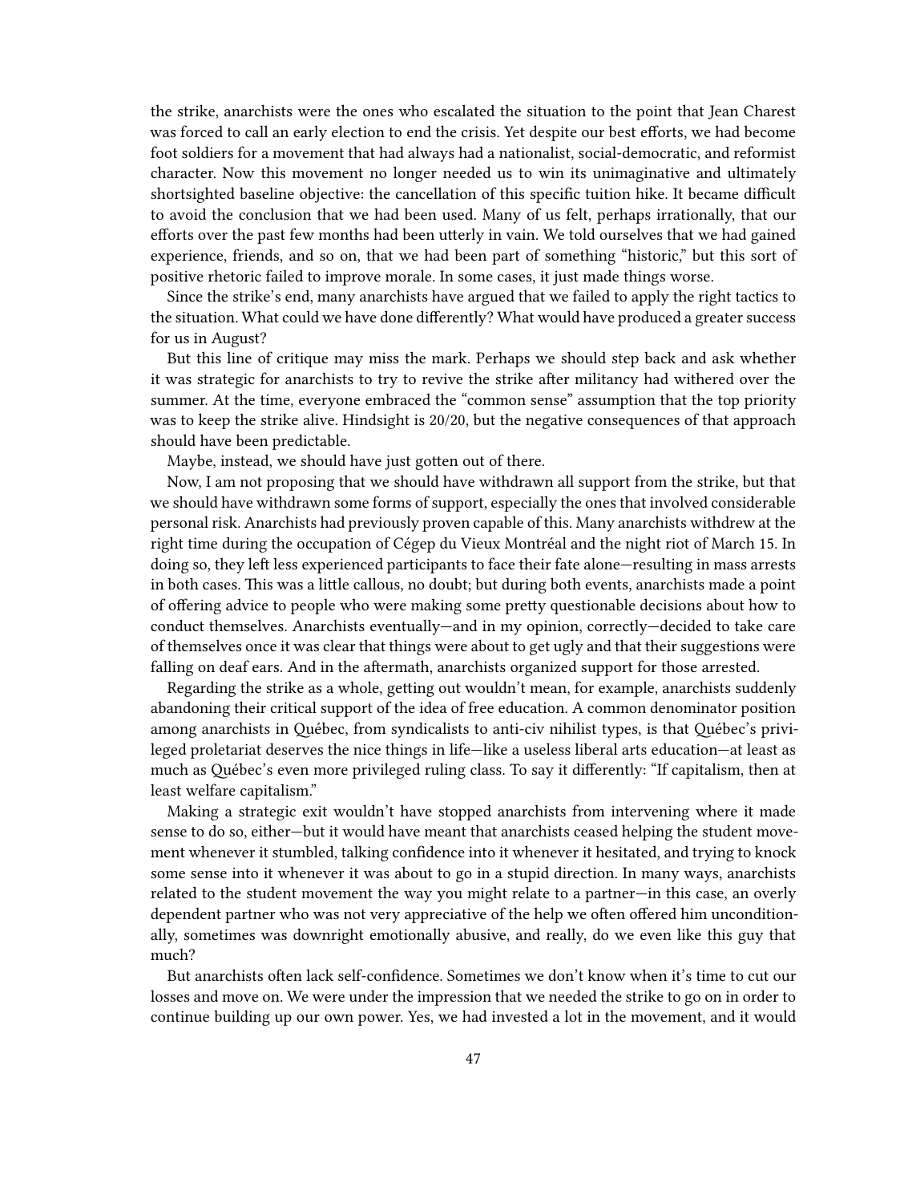the strike, anarchists were the ones who escalated the situation to the point that Jean Charest was forced to call an early election to end the crisis. Yet despite our best efforts, we had become foot soldiers for a movement that had always had a nationalist, social-democratic, and reformist character. Now this movement no longer needed us to win its unimaginative and ultimately shortsighted baseline objective: the cancellation of this specific tuition hike. It became difficult to avoid the conclusion that we had been used. Many of us felt, perhaps irrationally, that our efforts over the past few months had been utterly in vain. We told ourselves that we had gained experience, friends, and so on, that we had been part of something "historic," but this sort of positive rhetoric failed to improve morale. In some cases, it just made things worse.

Since the strike's end, many anarchists have argued that we failed to apply the right tactics to the situation. What could we have done differently? What would have produced a greater success for us in August?

But this line of critique may miss the mark. Perhaps we should step back and ask whether it was strategic for anarchists to try to revive the strike after militancy had withered over the summer. At the time, everyone embraced the "common sense" assumption that the top priority was to keep the strike alive. Hindsight is 20/20, but the negative consequences of that approach should have been predictable.

Maybe, instead, we should have just gotten out of there.

Now, I am not proposing that we should have withdrawn all support from the strike, but that we should have withdrawn some forms of support, especially the ones that involved considerable personal risk. Anarchists had previously proven capable of this. Many anarchists withdrew at the right time during the occupation of Cégep du Vieux Montréal and the night riot of March 15. In doing so, they left less experienced participants to face their fate alone—resulting in mass arrests in both cases. This was a little callous, no doubt; but during both events, anarchists made a point of offering advice to people who were making some pretty questionable decisions about how to conduct themselves. Anarchists eventually—and in my opinion, correctly—decided to take care of themselves once it was clear that things were about to get ugly and that their suggestions were falling on deaf ears. And in the aftermath, anarchists organized support for those arrested.

Regarding the strike as a whole, getting out wouldn't mean, for example, anarchists suddenly abandoning their critical support of the idea of free education. A common denominator position among anarchists in Québec, from syndicalists to anti-civ nihilist types, is that Québec's privileged proletariat deserves the nice things in life—like a useless liberal arts education—at least as much as Québec's even more privileged ruling class. To say it differently: "If capitalism, then at least welfare capitalism."

Making a strategic exit wouldn't have stopped anarchists from intervening where it made sense to do so, either—but it would have meant that anarchists ceased helping the student movement whenever it stumbled, talking confidence into it whenever it hesitated, and trying to knock some sense into it whenever it was about to go in a stupid direction. In many ways, anarchists related to the student movement the way you might relate to a partner—in this case, an overly dependent partner who was not very appreciative of the help we often offered him unconditionally, sometimes was downright emotionally abusive, and really, do we even like this guy that much?

But anarchists often lack self-confidence. Sometimes we don't know when it's time to cut our losses and move on. We were under the impression that we needed the strike to go on in order to continue building up our own power. Yes, we had invested a lot in the movement, and it would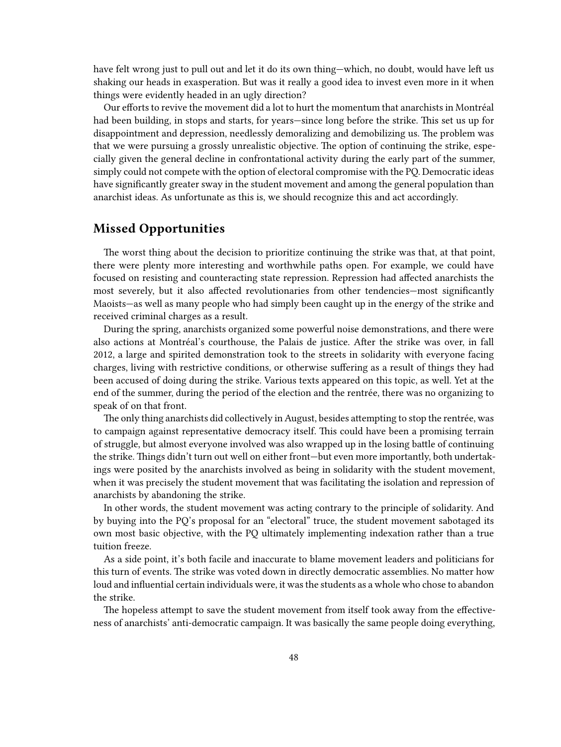have felt wrong just to pull out and let it do its own thing—which, no doubt, would have left us shaking our heads in exasperation. But was it really a good idea to invest even more in it when things were evidently headed in an ugly direction?

Our efforts to revive the movement did a lot to hurt the momentum that anarchists in Montréal had been building, in stops and starts, for years—since long before the strike. This set us up for disappointment and depression, needlessly demoralizing and demobilizing us. The problem was that we were pursuing a grossly unrealistic objective. The option of continuing the strike, especially given the general decline in confrontational activity during the early part of the summer, simply could not compete with the option of electoral compromise with the PQ. Democratic ideas have significantly greater sway in the student movement and among the general population than anarchist ideas. As unfortunate as this is, we should recognize this and act accordingly.

## Missed Opportunities

The worst thing about the decision to prioritize continuing the strike was that, at that point, there were plenty more interesting and worthwhile paths open. For example, we could have focused on resisting and counteracting state repression. Repression had affected anarchists the most severely, but it also affected revolutionaries from other tendencies—most significantly Maoists—as well as many people who had simply been caught up in the energy of the strike and received criminal charges as a result.

During the spring, anarchists organized some powerful noise demonstrations, and there were also actions at Montréal's courthouse, the Palais de justice. After the strike was over, in fall 2012, a large and spirited demonstration took to the streets in solidarity with everyone facing charges, living with restrictive conditions, or otherwise suffering as a result of things they had been accused of doing during the strike. Various texts appeared on this topic, as well. Yet at the end of the summer, during the period of the election and the rentrée, there was no organizing to speak of on that front.

The only thing anarchists did collectively in August, besides attempting to stop the rentrée, was to campaign against representative democracy itself. This could have been a promising terrain of struggle, but almost everyone involved was also wrapped up in the losing battle of continuing the strike. Things didn't turn out well on either front—but even more importantly, both undertakings were posited by the anarchists involved as being in solidarity with the student movement, when it was precisely the student movement that was facilitating the isolation and repression of anarchists by abandoning the strike.

In other words, the student movement was acting contrary to the principle of solidarity. And by buying into the PQ's proposal for an "electoral" truce, the student movement sabotaged its own most basic objective, with the PQ ultimately implementing indexation rather than a true tuition freeze.

As a side point, it's both facile and inaccurate to blame movement leaders and politicians for this turn of events. The strike was voted down in directly democratic assemblies. No matter how loud and influential certain individuals were, it was the students as a whole who chose to abandon the strike.

The hopeless attempt to save the student movement from itself took away from the effectiveness of anarchists' anti-democratic campaign. It was basically the same people doing everything,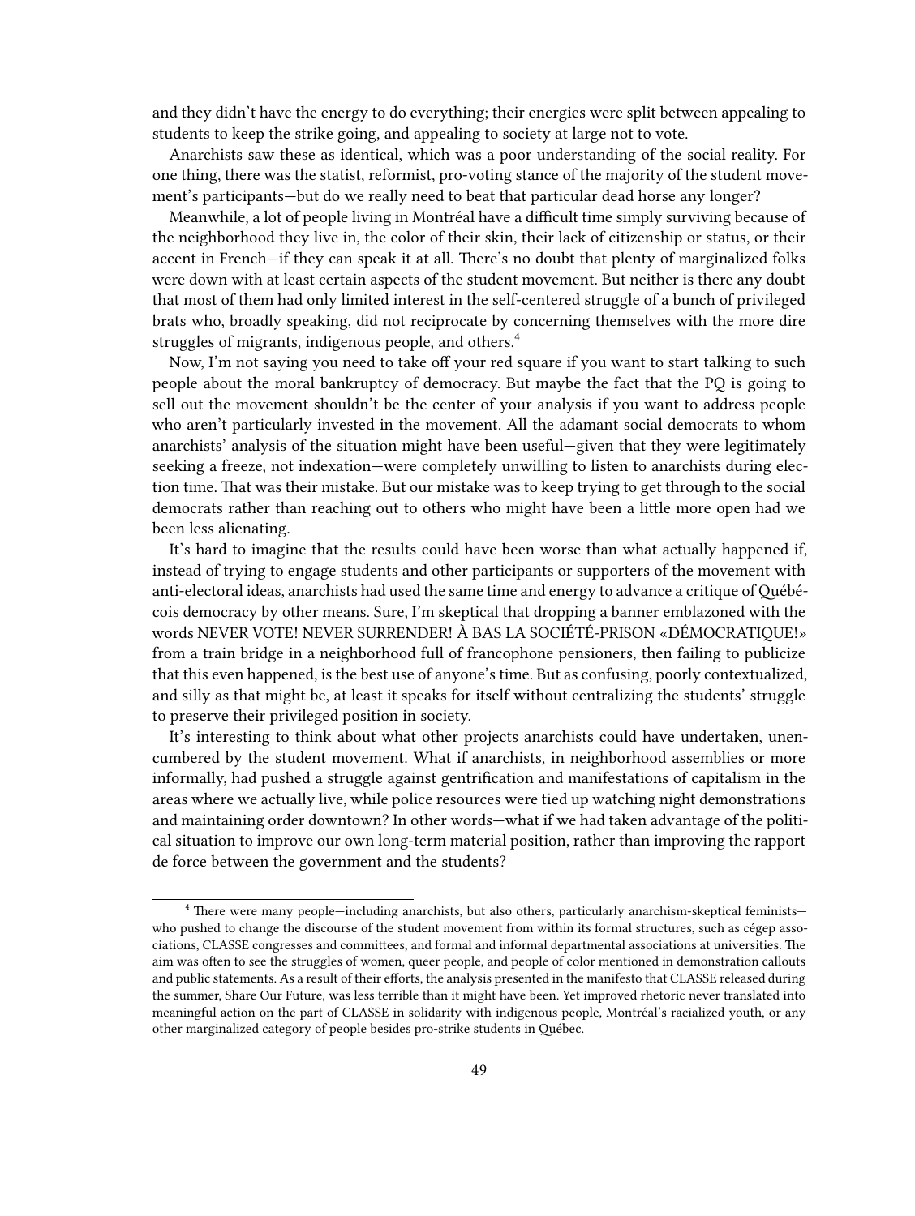and they didn't have the energy to do everything; their energies were split between appealing to students to keep the strike going, and appealing to society at large not to vote.

Anarchists saw these as identical, which was a poor understanding of the social reality. For one thing, there was the statist, reformist, pro-voting stance of the majority of the student movement's participants—but do we really need to beat that particular dead horse any longer?

Meanwhile, a lot of people living in Montréal have a difficult time simply surviving because of the neighborhood they live in, the color of their skin, their lack of citizenship or status, or their accent in French—if they can speak it at all. There's no doubt that plenty of marginalized folks were down with at least certain aspects of the student movement. But neither is there any doubt that most of them had only limited interest in the self-centered struggle of a bunch of privileged brats who, broadly speaking, did not reciprocate by concerning themselves with the more dire struggles of migrants, indigenous people, and others.[4]

Now, I'm not saying you need to take off your red square if you want to start talking to such people about the moral bankruptcy of democracy. But maybe the fact that the PQ is going to sell out the movement shouldn't be the center of your analysis if you want to address people who aren't particularly invested in the movement. All the adamant social democrats to whom anarchists' analysis of the situation might have been useful—given that they were legitimately seeking a freeze, not indexation—were completely unwilling to listen to anarchists during election time. That was their mistake. But our mistake was to keep trying to get through to the social democrats rather than reaching out to others who might have been a little more open had we been less alienating.

It's hard to imagine that the results could have been worse than what actually happened if, instead of trying to engage students and other participants or supporters of the movement with anti-electoral ideas, anarchists had used the same time and energy to advance a critique of Québécois democracy by other means. Sure, I'm skeptical that dropping a banner emblazoned with the words NEVER VOTE! NEVER SURRENDER! À BAS LA SOCIÉTÉ-PRISON «DÉMOCRATIQUE!» from a train bridge in a neighborhood full of francophone pensioners, then failing to publicize that this even happened, is the best use of anyone's time. But as confusing, poorly contextualized, and silly as that might be, at least it speaks for itself without centralizing the students' struggle to preserve their privileged position in society.

It's interesting to think about what other projects anarchists could have undertaken, unencumbered by the student movement. What if anarchists, in neighborhood assemblies or more informally, had pushed a struggle against gentrification and manifestations of capitalism in the areas where we actually live, while police resources were tied up watching night demonstrations and maintaining order downtown? In other words—what if we had taken advantage of the political situation to improve our own long-term material position, rather than improving the rapport de force between the government and the students?

[4] There were many people—including anarchists, but also others, particularly anarchism-skeptical feminists—who pushed to change the discourse of the student movement from within its formal structures, such as cégep associations, CLASSE congresses and committees, and formal and informal departmental associations at universities. The aim was often to see the struggles of women, queer people, and people of color mentioned in demonstration callouts and public statements. As a result of their efforts, the analysis presented in the manifesto that CLASSE released during the summer, Share Our Future, was less terrible than it might have been. Yet improved rhetoric never translated into meaningful action on the part of CLASSE in solidarity with indigenous people, Montréal's racialized youth, or any other marginalized category of people besides pro-strike students in Québec.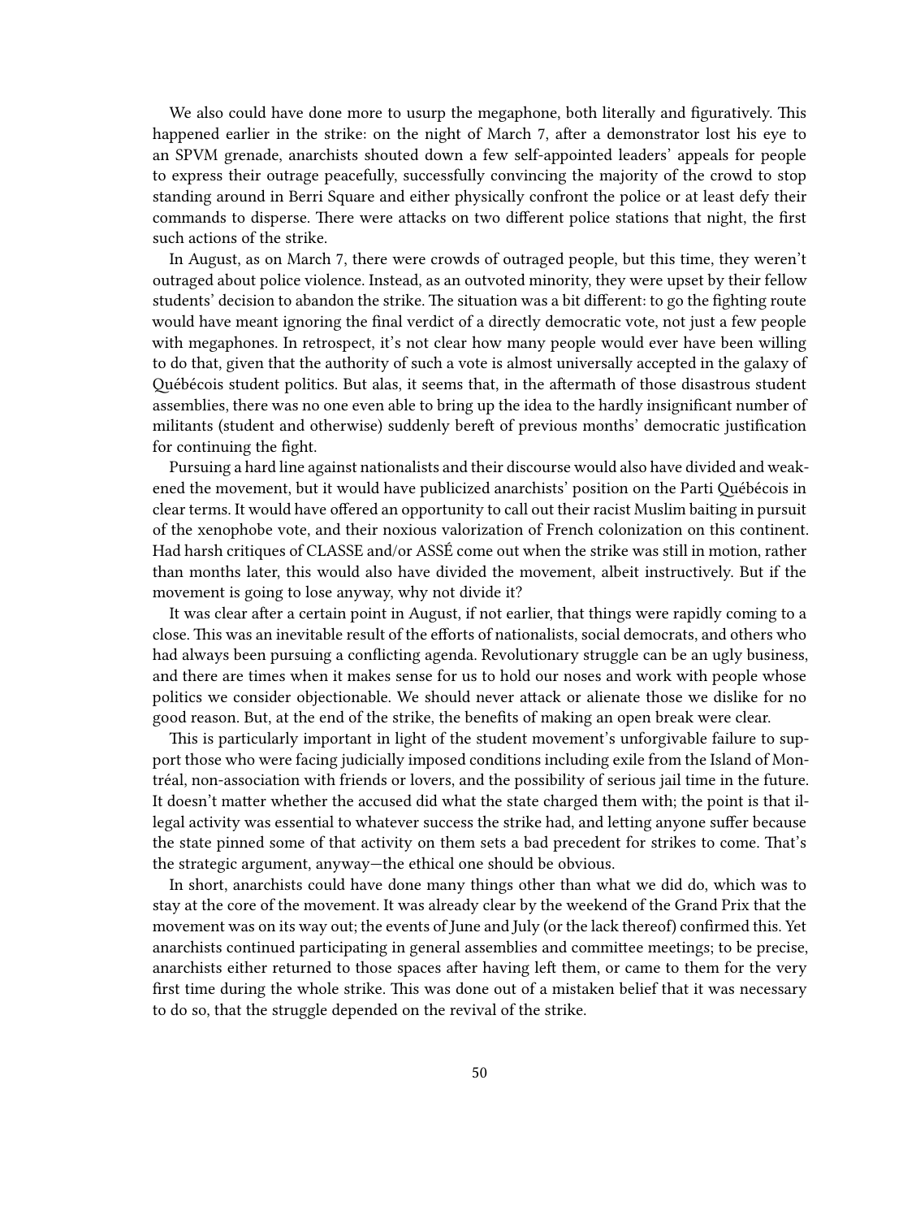We also could have done more to usurp the megaphone, both literally and figuratively. This happened earlier in the strike: on the night of March 7, after a demonstrator lost his eye to an SPVM grenade, anarchists shouted down a few self-appointed leaders' appeals for people to express their outrage peacefully, successfully convincing the majority of the crowd to stop standing around in Berri Square and either physically confront the police or at least defy their commands to disperse. There were attacks on two different police stations that night, the first such actions of the strike.

In August, as on March 7, there were crowds of outraged people, but this time, they weren't outraged about police violence. Instead, as an outvoted minority, they were upset by their fellow students' decision to abandon the strike. The situation was a bit different: to go the fighting route would have meant ignoring the final verdict of a directly democratic vote, not just a few people with megaphones. In retrospect, it's not clear how many people would ever have been willing to do that, given that the authority of such a vote is almost universally accepted in the galaxy of Québécois student politics. But alas, it seems that, in the aftermath of those disastrous student assemblies, there was no one even able to bring up the idea to the hardly insignificant number of militants (student and otherwise) suddenly bereft of previous months' democratic justification for continuing the fight.

Pursuing a hard line against nationalists and their discourse would also have divided and weakened the movement, but it would have publicized anarchists' position on the Parti Québécois in clear terms. It would have offered an opportunity to call out their racist Muslim baiting in pursuit of the xenophobe vote, and their noxious valorization of French colonization on this continent. Had harsh critiques of CLASSE and/or ASSÉ come out when the strike was still in motion, rather than months later, this would also have divided the movement, albeit instructively. But if the movement is going to lose anyway, why not divide it?

It was clear after a certain point in August, if not earlier, that things were rapidly coming to a close. This was an inevitable result of the efforts of nationalists, social democrats, and others who had always been pursuing a conflicting agenda. Revolutionary struggle can be an ugly business, and there are times when it makes sense for us to hold our noses and work with people whose politics we consider objectionable. We should never attack or alienate those we dislike for no good reason. But, at the end of the strike, the benefits of making an open break were clear.

This is particularly important in light of the student movement's unforgivable failure to support those who were facing judicially imposed conditions including exile from the Island of Montréal, non-association with friends or lovers, and the possibility of serious jail time in the future. It doesn't matter whether the accused did what the state charged them with; the point is that illegal activity was essential to whatever success the strike had, and letting anyone suffer because the state pinned some of that activity on them sets a bad precedent for strikes to come. That's the strategic argument, anyway—the ethical one should be obvious.

In short, anarchists could have done many things other than what we did do, which was to stay at the core of the movement. It was already clear by the weekend of the Grand Prix that the movement was on its way out; the events of June and July (or the lack thereof) confirmed this. Yet anarchists continued participating in general assemblies and committee meetings; to be precise, anarchists either returned to those spaces after having left them, or came to them for the very first time during the whole strike. This was done out of a mistaken belief that it was necessary to do so, that the struggle depended on the revival of the strike.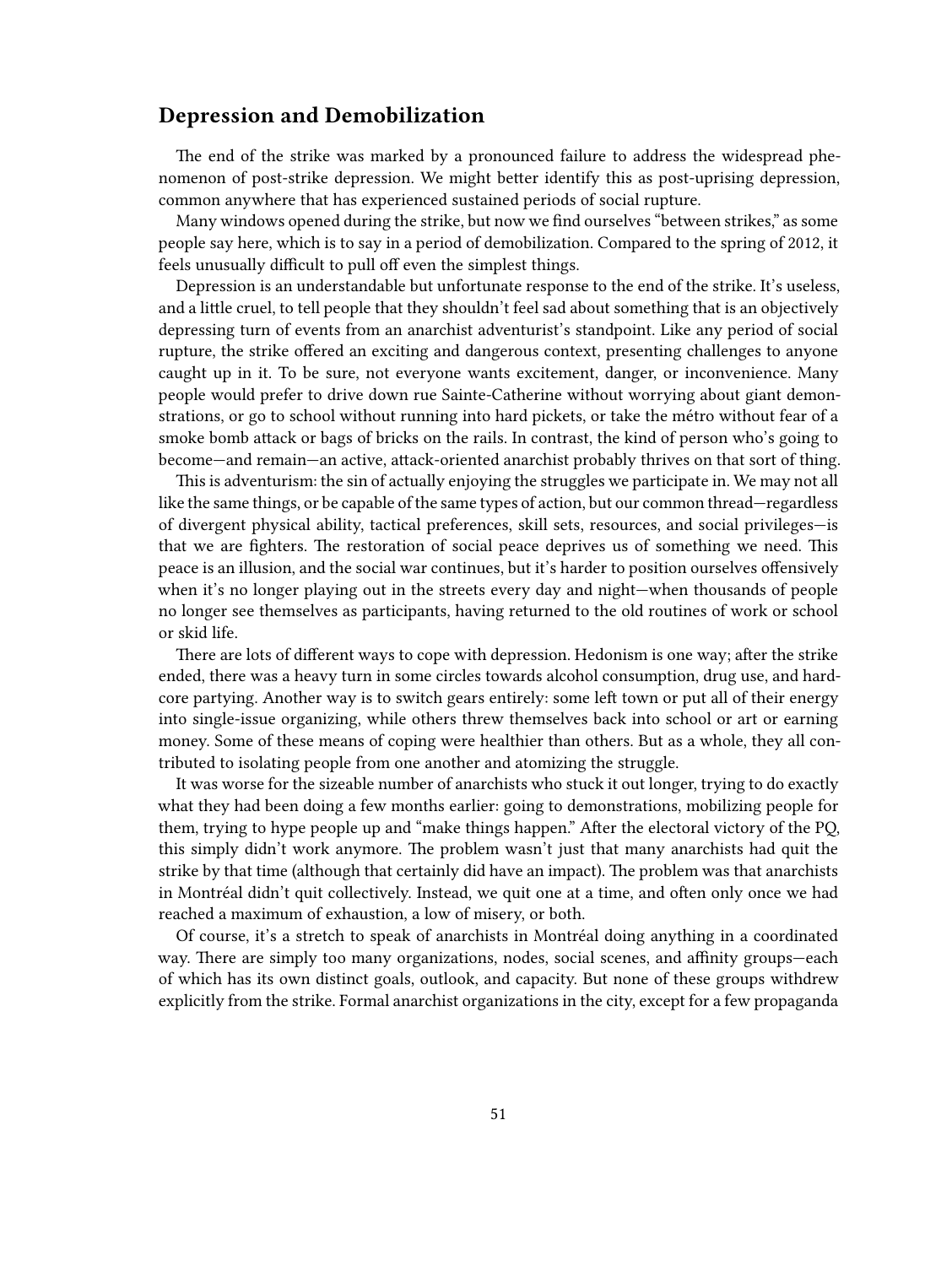## Depression and Demobilization

The end of the strike was marked by a pronounced failure to address the widespread phenomenon of post-strike depression. We might better identify this as post-uprising depression, common anywhere that has experienced sustained periods of social rupture.

Many windows opened during the strike, but now we find ourselves "between strikes," as some people say here, which is to say in a period of demobilization. Compared to the spring of 2012, it feels unusually difficult to pull off even the simplest things.

Depression is an understandable but unfortunate response to the end of the strike. It's useless, and a little cruel, to tell people that they shouldn't feel sad about something that is an objectively depressing turn of events from an anarchist adventurist's standpoint. Like any period of social rupture, the strike offered an exciting and dangerous context, presenting challenges to anyone caught up in it. To be sure, not everyone wants excitement, danger, or inconvenience. Many people would prefer to drive down rue Sainte-Catherine without worrying about giant demonstrations, or go to school without running into hard pickets, or take the métro without fear of a smoke bomb attack or bags of bricks on the rails. In contrast, the kind of person who's going to become—and remain—an active, attack-oriented anarchist probably thrives on that sort of thing.

This is adventurism: the sin of actually enjoying the struggles we participate in. We may not all like the same things, or be capable of the same types of action, but our common thread—regardless of divergent physical ability, tactical preferences, skill sets, resources, and social privileges—is that we are fighters. The restoration of social peace deprives us of something we need. This peace is an illusion, and the social war continues, but it's harder to position ourselves offensively when it's no longer playing out in the streets every day and night—when thousands of people no longer see themselves as participants, having returned to the old routines of work or school or skid life.

There are lots of different ways to cope with depression. Hedonism is one way; after the strike ended, there was a heavy turn in some circles towards alcohol consumption, drug use, and hardcore partying. Another way is to switch gears entirely: some left town or put all of their energy into single-issue organizing, while others threw themselves back into school or art or earning money. Some of these means of coping were healthier than others. But as a whole, they all contributed to isolating people from one another and atomizing the struggle.

It was worse for the sizeable number of anarchists who stuck it out longer, trying to do exactly what they had been doing a few months earlier: going to demonstrations, mobilizing people for them, trying to hype people up and "make things happen." After the electoral victory of the PQ, this simply didn't work anymore. The problem wasn't just that many anarchists had quit the strike by that time (although that certainly did have an impact). The problem was that anarchists in Montréal didn't quit collectively. Instead, we quit one at a time, and often only once we had reached a maximum of exhaustion, a low of misery, or both.

Of course, it's a stretch to speak of anarchists in Montréal doing anything in a coordinated way. There are simply too many organizations, nodes, social scenes, and affinity groups—each of which has its own distinct goals, outlook, and capacity. But none of these groups withdrew explicitly from the strike. Formal anarchist organizations in the city, except for a few propaganda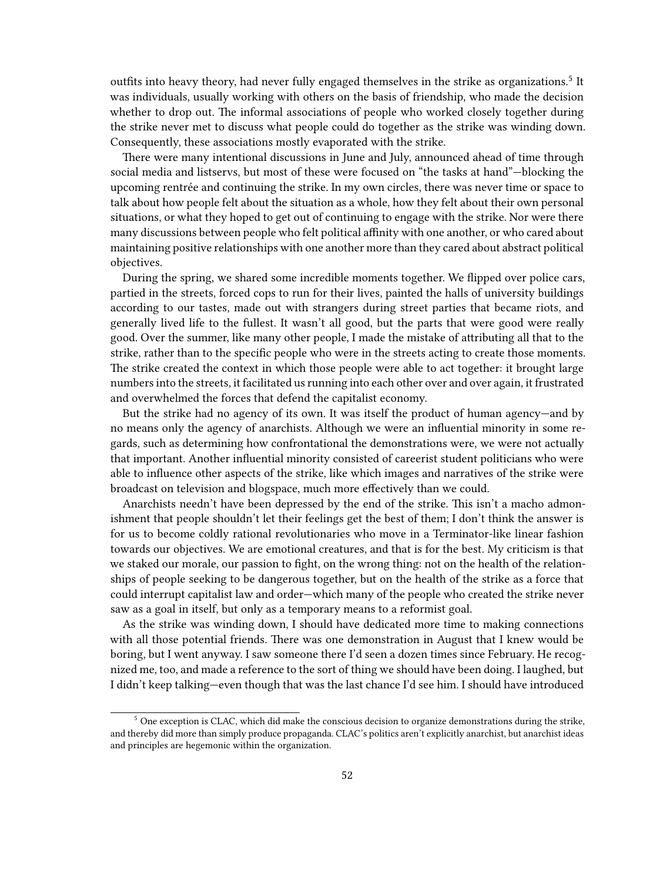outfits into heavy theory, had never fully engaged themselves in the strike as organizations.[5] It was individuals, usually working with others on the basis of friendship, who made the decision whether to drop out. The informal associations of people who worked closely together during the strike never met to discuss what people could do together as the strike was winding down. Consequently, these associations mostly evaporated with the strike.

There were many intentional discussions in June and July, announced ahead of time through social media and listservs, but most of these were focused on "the tasks at hand"—blocking the upcoming rentrée and continuing the strike. In my own circles, there was never time or space to talk about how people felt about the situation as a whole, how they felt about their own personal situations, or what they hoped to get out of continuing to engage with the strike. Nor were there many discussions between people who felt political affinity with one another, or who cared about maintaining positive relationships with one another more than they cared about abstract political objectives.

During the spring, we shared some incredible moments together. We flipped over police cars, partied in the streets, forced cops to run for their lives, painted the halls of university buildings according to our tastes, made out with strangers during street parties that became riots, and generally lived life to the fullest. It wasn't all good, but the parts that were good were really good. Over the summer, like many other people, I made the mistake of attributing all that to the strike, rather than to the specific people who were in the streets acting to create those moments. The strike created the context in which those people were able to act together: it brought large numbers into the streets, it facilitated us running into each other over and over again, it frustrated and overwhelmed the forces that defend the capitalist economy.

But the strike had no agency of its own. It was itself the product of human agency—and by no means only the agency of anarchists. Although we were an influential minority in some regards, such as determining how confrontational the demonstrations were, we were not actually that important. Another influential minority consisted of careerist student politicians who were able to influence other aspects of the strike, like which images and narratives of the strike were broadcast on television and blogspace, much more effectively than we could.

Anarchists needn't have been depressed by the end of the strike. This isn't a macho admonishment that people shouldn't let their feelings get the best of them; I don't think the answer is for us to become coldly rational revolutionaries who move in a Terminator-like linear fashion towards our objectives. We are emotional creatures, and that is for the best. My criticism is that we staked our morale, our passion to fight, on the wrong thing: not on the health of the relationships of people seeking to be dangerous together, but on the health of the strike as a force that could interrupt capitalist law and order—which many of the people who created the strike never saw as a goal in itself, but only as a temporary means to a reformist goal.

As the strike was winding down, I should have dedicated more time to making connections with all those potential friends. There was one demonstration in August that I knew would be boring, but I went anyway. I saw someone there I'd seen a dozen times since February. He recognized me, too, and made a reference to the sort of thing we should have been doing. I laughed, but I didn't keep talking—even though that was the last chance I'd see him. I should have introduced

[5] One exception is CLAC, which did make the conscious decision to organize demonstrations during the strike, and thereby did more than simply produce propaganda. CLAC's politics aren't explicitly anarchist, but anarchist ideas and principles are hegemonic within the organization.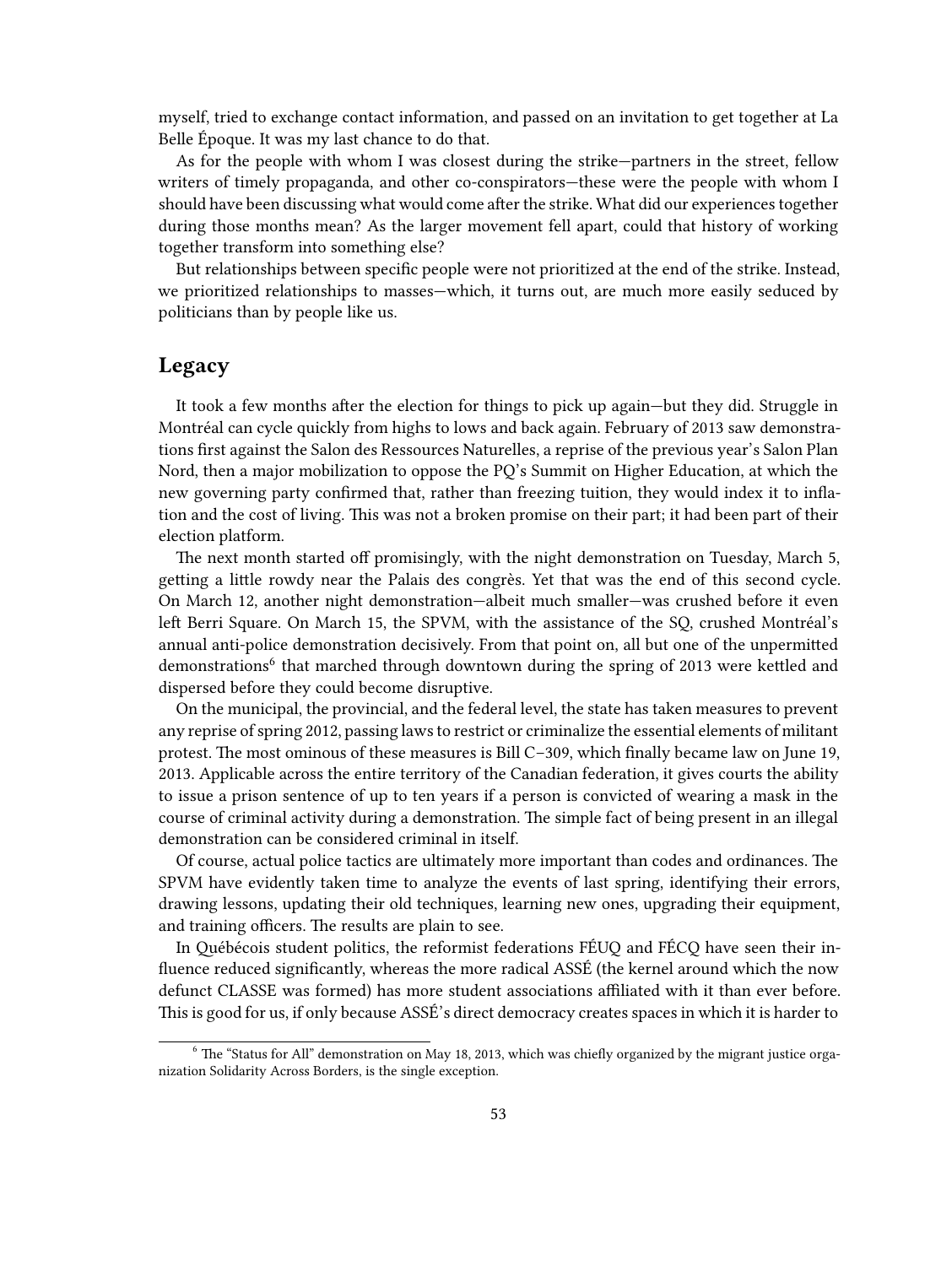myself, tried to exchange contact information, and passed on an invitation to get together at La Belle Époque. It was my last chance to do that.

As for the people with whom I was closest during the strike—partners in the street, fellow writers of timely propaganda, and other co-conspirators—these were the people with whom I should have been discussing what would come after the strike. What did our experiences together during those months mean? As the larger movement fell apart, could that history of working together transform into something else?

But relationships between specific people were not prioritized at the end of the strike. Instead, we prioritized relationships to masses—which, it turns out, are much more easily seduced by politicians than by people like us.

## Legacy

It took a few months after the election for things to pick up again—but they did. Struggle in Montréal can cycle quickly from highs to lows and back again. February of 2013 saw demonstrations first against the Salon des Ressources Naturelles, a reprise of the previous year's Salon Plan Nord, then a major mobilization to oppose the PQ's Summit on Higher Education, at which the new governing party confirmed that, rather than freezing tuition, they would index it to inflation and the cost of living. This was not a broken promise on their part; it had been part of their election platform.

The next month started off promisingly, with the night demonstration on Tuesday, March 5, getting a little rowdy near the Palais des congrès. Yet that was the end of this second cycle. On March 12, another night demonstration—albeit much smaller—was crushed before it even left Berri Square. On March 15, the SPVM, with the assistance of the SQ, crushed Montréal's annual anti-police demonstration decisively. From that point on, all but one of the unpermitted demonstrations[6] that marched through downtown during the spring of 2013 were kettled and dispersed before they could become disruptive.

On the municipal, the provincial, and the federal level, the state has taken measures to prevent any reprise of spring 2012, passing laws to restrict or criminalize the essential elements of militant protest. The most ominous of these measures is Bill C–309, which finally became law on June 19, 2013. Applicable across the entire territory of the Canadian federation, it gives courts the ability to issue a prison sentence of up to ten years if a person is convicted of wearing a mask in the course of criminal activity during a demonstration. The simple fact of being present in an illegal demonstration can be considered criminal in itself.

Of course, actual police tactics are ultimately more important than codes and ordinances. The SPVM have evidently taken time to analyze the events of last spring, identifying their errors, drawing lessons, updating their old techniques, learning new ones, upgrading their equipment, and training officers. The results are plain to see.

In Québécois student politics, the reformist federations FÉUQ and FÉCQ have seen their influence reduced significantly, whereas the more radical ASSÉ (the kernel around which the now defunct CLASSE was formed) has more student associations affiliated with it than ever before. This is good for us, if only because ASSÉ's direct democracy creates spaces in which it is harder to

[6] The "Status for All" demonstration on May 18, 2013, which was chiefly organized by the migrant justice organization Solidarity Across Borders, is the single exception.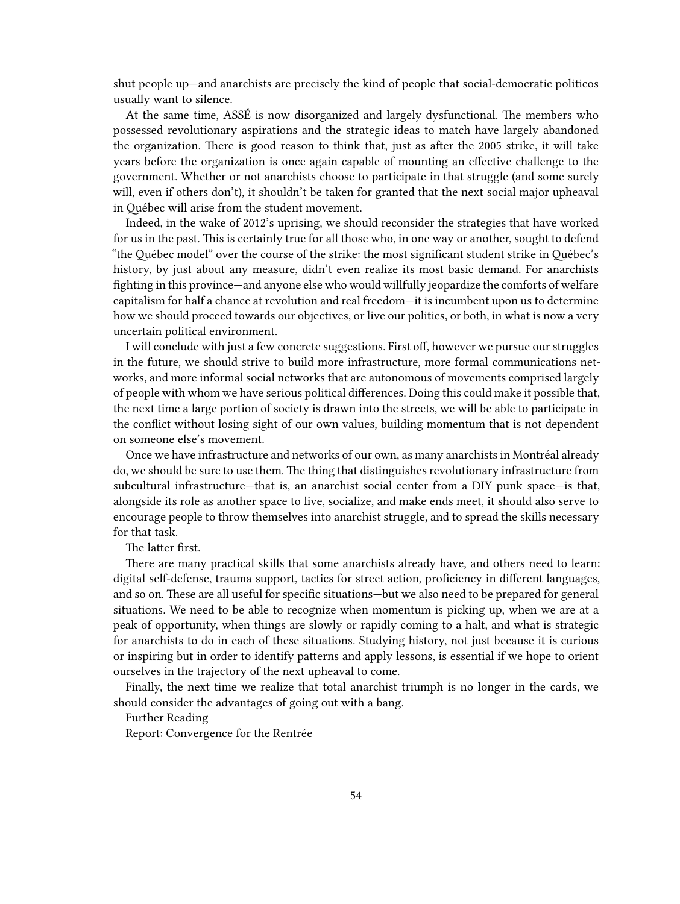shut people up—and anarchists are precisely the kind of people that social-democratic politicos usually want to silence.

At the same time, ASSÉ is now disorganized and largely dysfunctional. The members who possessed revolutionary aspirations and the strategic ideas to match have largely abandoned the organization. There is good reason to think that, just as after the 2005 strike, it will take years before the organization is once again capable of mounting an effective challenge to the government. Whether or not anarchists choose to participate in that struggle (and some surely will, even if others don't), it shouldn't be taken for granted that the next social major upheaval in Québec will arise from the student movement.

Indeed, in the wake of 2012's uprising, we should reconsider the strategies that have worked for us in the past. This is certainly true for all those who, in one way or another, sought to defend "the Québec model" over the course of the strike: the most significant student strike in Québec's history, by just about any measure, didn't even realize its most basic demand. For anarchists fighting in this province—and anyone else who would willfully jeopardize the comforts of welfare capitalism for half a chance at revolution and real freedom—it is incumbent upon us to determine how we should proceed towards our objectives, or live our politics, or both, in what is now a very uncertain political environment.

I will conclude with just a few concrete suggestions. First off, however we pursue our struggles in the future, we should strive to build more infrastructure, more formal communications networks, and more informal social networks that are autonomous of movements comprised largely of people with whom we have serious political differences. Doing this could make it possible that, the next time a large portion of society is drawn into the streets, we will be able to participate in the conflict without losing sight of our own values, building momentum that is not dependent on someone else's movement.

Once we have infrastructure and networks of our own, as many anarchists in Montréal already do, we should be sure to use them. The thing that distinguishes revolutionary infrastructure from subcultural infrastructure—that is, an anarchist social center from a DIY punk space—is that, alongside its role as another space to live, socialize, and make ends meet, it should also serve to encourage people to throw themselves into anarchist struggle, and to spread the skills necessary for that task.

The latter first.

There are many practical skills that some anarchists already have, and others need to learn: digital self-defense, trauma support, tactics for street action, proficiency in different languages, and so on. These are all useful for specific situations—but we also need to be prepared for general situations. We need to be able to recognize when momentum is picking up, when we are at a peak of opportunity, when things are slowly or rapidly coming to a halt, and what is strategic for anarchists to do in each of these situations. Studying history, not just because it is curious or inspiring but in order to identify patterns and apply lessons, is essential if we hope to orient ourselves in the trajectory of the next upheaval to come.

Finally, the next time we realize that total anarchist triumph is no longer in the cards, we should consider the advantages of going out with a bang.

Further Reading

Report: Convergence for the Rentrée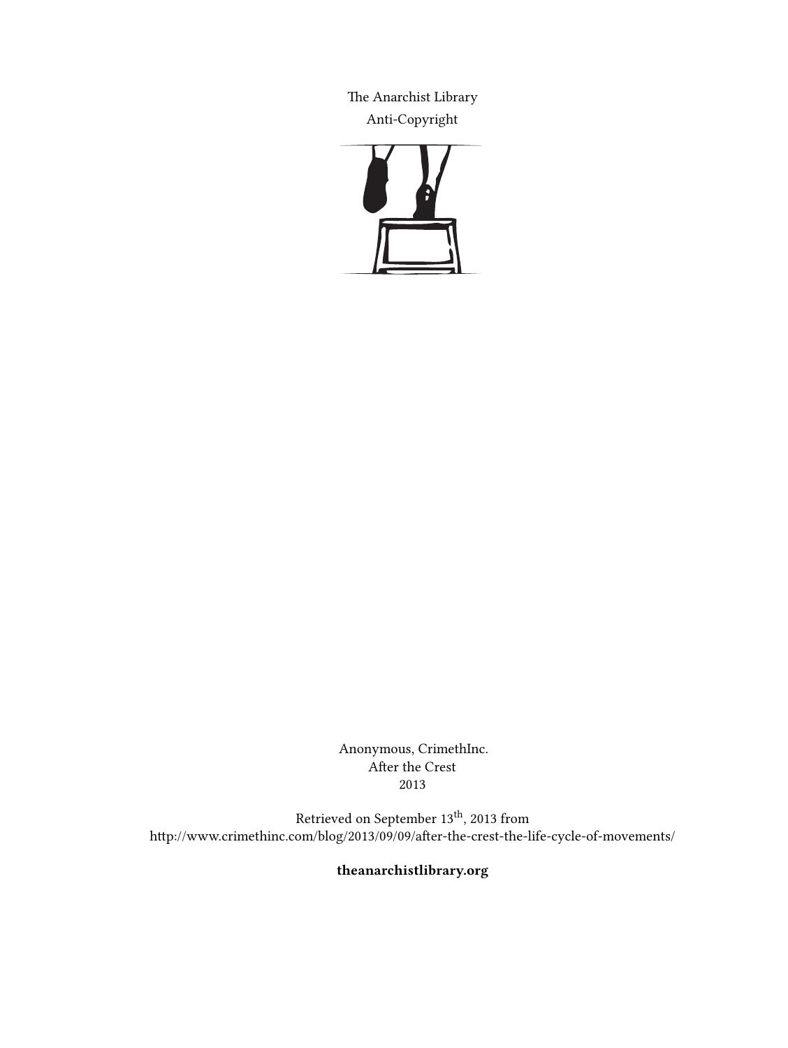The Anarchist Library
Anti-Copyright

Anonymous, CrimethInc.
After the Crest
2013

Retrieved on September 13th, 2013 from
http://www.crimethinc.com/blog/2013/09/09/after-the-crest-the-life-cycle-of-movements/

**theanarchistlibrary.org**